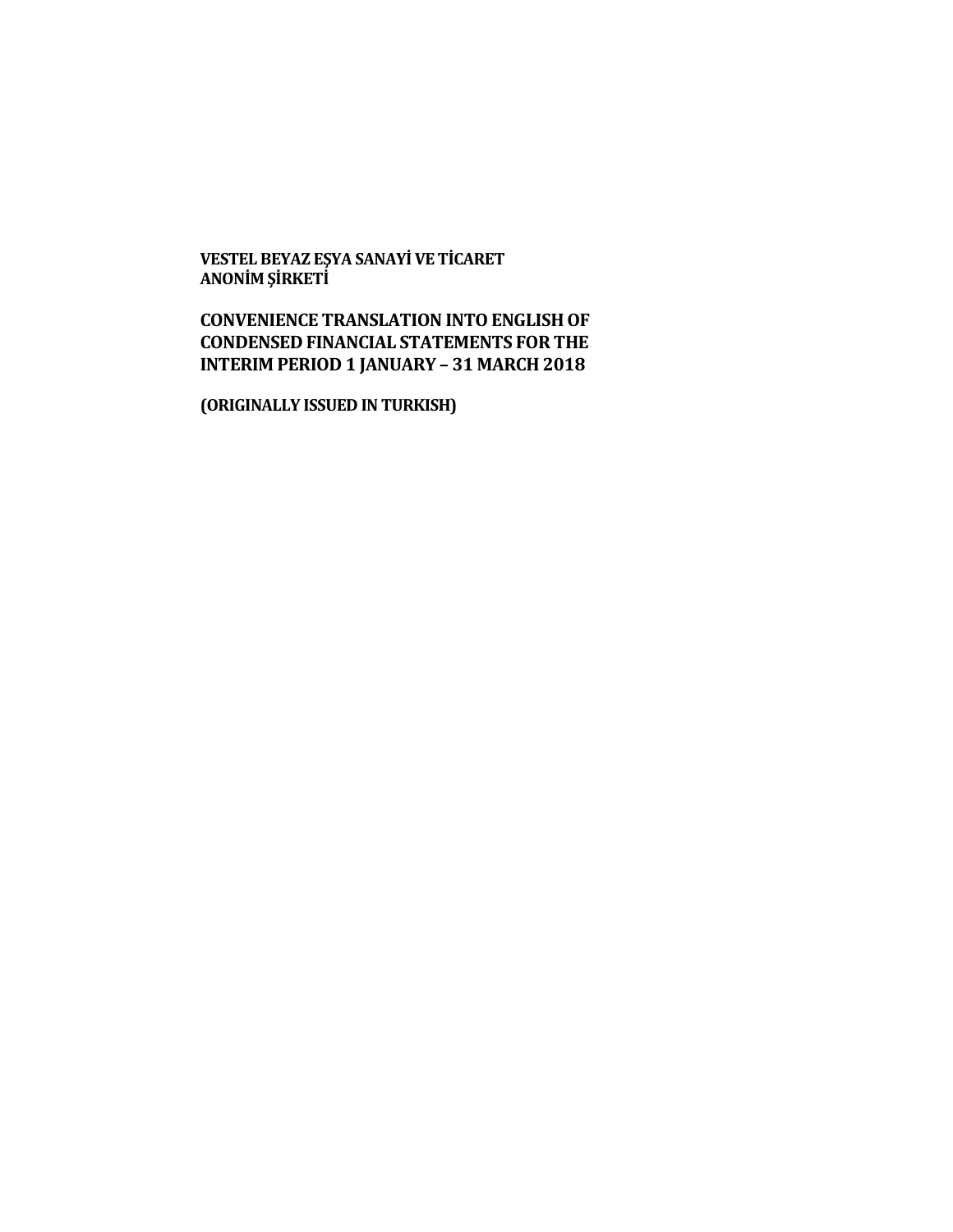**VESTEL BEYAZ EŞYA SANAYİ VE TİCARET ANONİM ŞİRKETİ**

**CONVENIENCE TRANSLATION INTO ENGLISH OF CONDENSED FINANCIAL STATEMENTS FOR THE INTERIM PERIOD 1 JANUARY – 31 MARCH 2018**

**(ORIGINALLY ISSUED IN TURKISH)**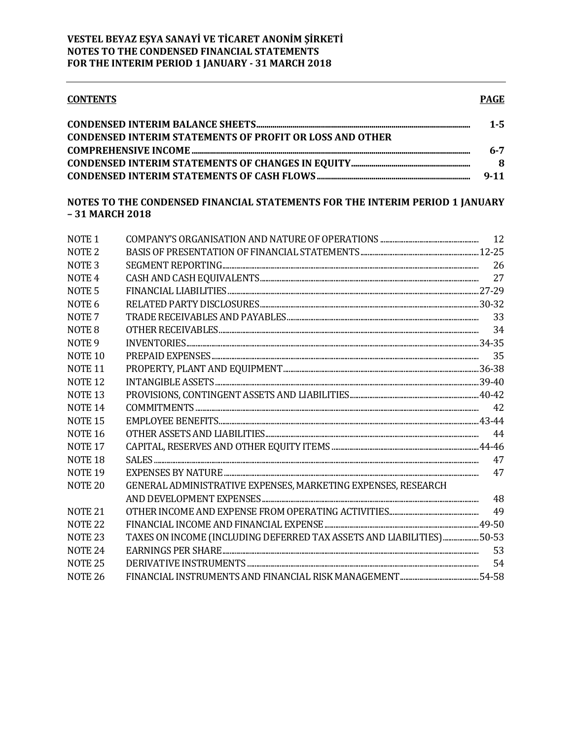**VESTEL BEYAZ EŞYA SANAYİ VE TİCARET ANONİM ŞİRKETİ**
**NOTES TO THE CONDENSED FINANCIAL STATEMENTS**
**FOR THE INTERIM PERIOD 1 JANUARY - 31 MARCH 2018**

| **CONTENTS** | **PAGE** |
|---|---|
| **CONDENSED INTERIM BALANCE SHEETS** | **1-5** |
| **CONDENSED INTERIM STATEMENTS OF PROFIT OR LOSS AND OTHER COMPREHENSIVE INCOME** | **6-7** |
| **CONDENSED INTERIM STATEMENTS OF CHANGES IN EQUITY** | **8** |
| **CONDENSED INTERIM STATEMENTS OF CASH FLOWS** | **9-11** |

**NOTES TO THE CONDENSED FINANCIAL STATEMENTS FOR THE INTERIM PERIOD 1 JANUARY – 31 MARCH 2018**

| | | |
|---|---|---|
| NOTE 1 | COMPANY'S ORGANISATION AND NATURE OF OPERATIONS | 12 |
| NOTE 2 | BASIS OF PRESENTATION OF FINANCIAL STATEMENTS | 12-25 |
| NOTE 3 | SEGMENT REPORTING | 26 |
| NOTE 4 | CASH AND CASH EQUIVALENTS | 27 |
| NOTE 5 | FINANCIAL LIABILITIES | 27-29 |
| NOTE 6 | RELATED PARTY DISCLOSURES | 30-32 |
| NOTE 7 | TRADE RECEIVABLES AND PAYABLES | 33 |
| NOTE 8 | OTHER RECEIVABLES | 34 |
| NOTE 9 | INVENTORIES | 34-35 |
| NOTE 10 | PREPAID EXPENSES | 35 |
| NOTE 11 | PROPERTY, PLANT AND EQUIPMENT | 36-38 |
| NOTE 12 | INTANGIBLE ASSETS | 39-40 |
| NOTE 13 | PROVISIONS, CONTINGENT ASSETS AND LIABILITIES | 40-42 |
| NOTE 14 | COMMITMENTS | 42 |
| NOTE 15 | EMPLOYEE BENEFITS | 43-44 |
| NOTE 16 | OTHER ASSETS AND LIABILITIES | 44 |
| NOTE 17 | CAPITAL, RESERVES AND OTHER EQUITY ITEMS | 44-46 |
| NOTE 18 | SALES | 47 |
| NOTE 19 | EXPENSES BY NATURE | 47 |
| NOTE 20 | GENERAL ADMINISTRATIVE EXPENSES, MARKETING EXPENSES, RESEARCH AND DEVELOPMENT EXPENSES | 48 |
| NOTE 21 | OTHER INCOME AND EXPENSE FROM OPERATING ACTIVITIES | 49 |
| NOTE 22 | FINANCIAL INCOME AND FINANCIAL EXPENSE | 49-50 |
| NOTE 23 | TAXES ON INCOME (INCLUDING DEFERRED TAX ASSETS AND LIABILITIES) | 50-53 |
| NOTE 24 | EARNINGS PER SHARE | 53 |
| NOTE 25 | DERIVATIVE INSTRUMENTS | 54 |
| NOTE 26 | FINANCIAL INSTRUMENTS AND FINANCIAL RISK MANAGEMENT | 54-58 |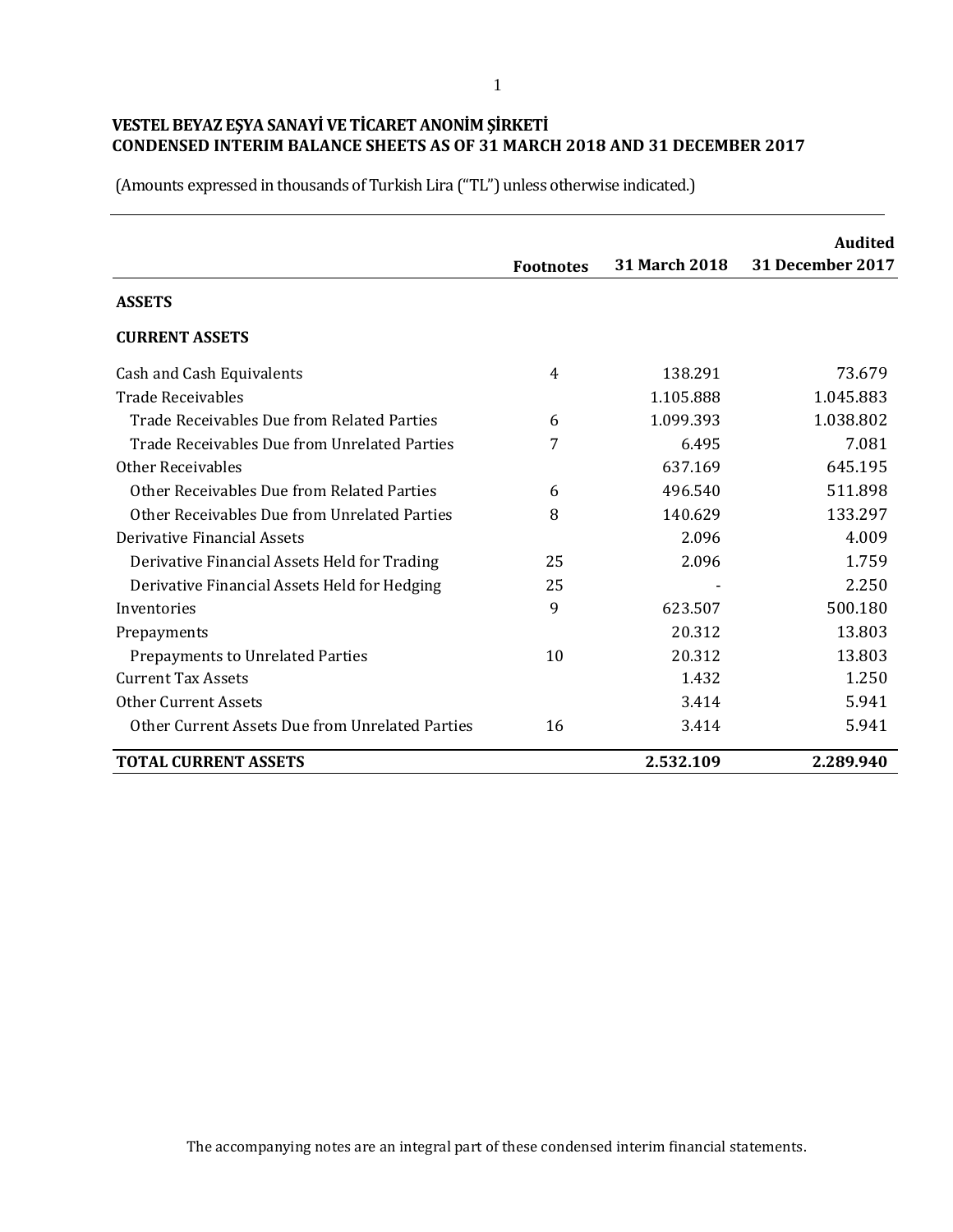# VESTEL BEYAZ EŞYA SANAYİ VE TİCARET ANONİM ŞİRKETİ
## CONDENSED INTERIM BALANCE SHEETS AS OF 31 MARCH 2018 AND 31 DECEMBER 2017

(Amounts expressed in thousands of Turkish Lira ("TL") unless otherwise indicated.)

| | Footnotes | 31 March 2018 | Audited 31 December 2017 |
|---|---|---|---|
| **ASSETS** | | | |
| **CURRENT ASSETS** | | | |
| Cash and Cash Equivalents | 4 | 138.291 | 73.679 |
| Trade Receivables | | 1.105.888 | 1.045.883 |
| Trade Receivables Due from Related Parties | 6 | 1.099.393 | 1.038.802 |
| Trade Receivables Due from Unrelated Parties | 7 | 6.495 | 7.081 |
| Other Receivables | | 637.169 | 645.195 |
| Other Receivables Due from Related Parties | 6 | 496.540 | 511.898 |
| Other Receivables Due from Unrelated Parties | 8 | 140.629 | 133.297 |
| Derivative Financial Assets | | 2.096 | 4.009 |
| Derivative Financial Assets Held for Trading | 25 | 2.096 | 1.759 |
| Derivative Financial Assets Held for Hedging | 25 | - | 2.250 |
| Inventories | 9 | 623.507 | 500.180 |
| Prepayments | | 20.312 | 13.803 |
| Prepayments to Unrelated Parties | 10 | 20.312 | 13.803 |
| Current Tax Assets | | 1.432 | 1.250 |
| Other Current Assets | | 3.414 | 5.941 |
| Other Current Assets Due from Unrelated Parties | 16 | 3.414 | 5.941 |
| **TOTAL CURRENT ASSETS** | | **2.532.109** | **2.289.940** |

The accompanying notes are an integral part of these condensed interim financial statements.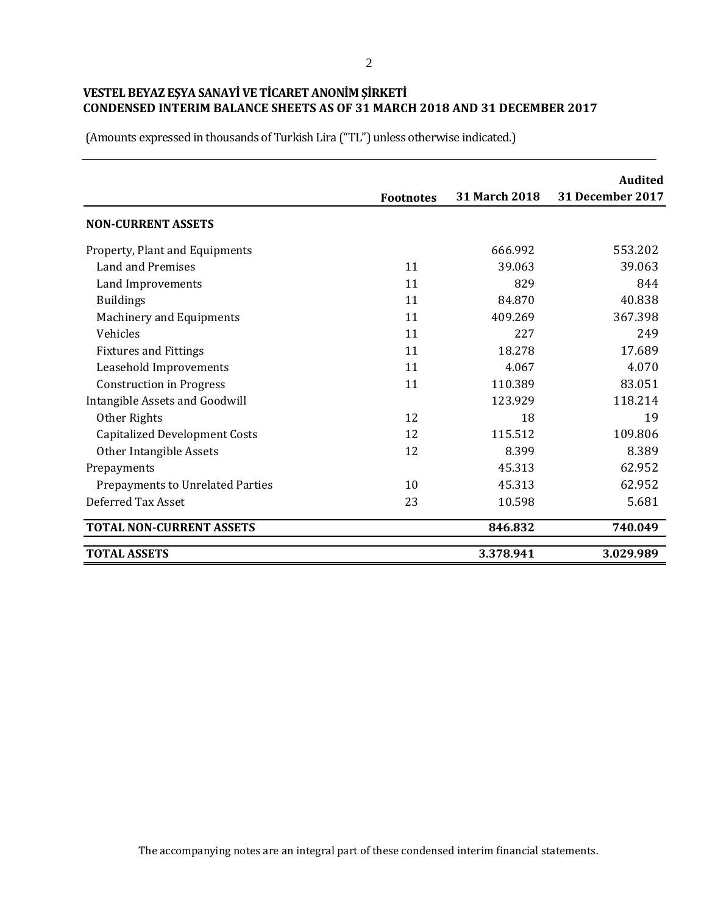**VESTEL BEYAZ EŞYA SANAYİ VE TİCARET ANONİM ŞİRKETİ**
**CONDENSED INTERIM BALANCE SHEETS AS OF 31 MARCH 2018 AND 31 DECEMBER 2017**

(Amounts expressed in thousands of Turkish Lira ("TL") unless otherwise indicated.)

| | Footnotes | 31 March 2018 | Audited 31 December 2017 |
|---|---|---|---|
| **NON-CURRENT ASSETS** | | | |
| Property, Plant and Equipments | | 666.992 | 553.202 |
| Land and Premises | 11 | 39.063 | 39.063 |
| Land Improvements | 11 | 829 | 844 |
| Buildings | 11 | 84.870 | 40.838 |
| Machinery and Equipments | 11 | 409.269 | 367.398 |
| Vehicles | 11 | 227 | 249 |
| Fixtures and Fittings | 11 | 18.278 | 17.689 |
| Leasehold Improvements | 11 | 4.067 | 4.070 |
| Construction in Progress | 11 | 110.389 | 83.051 |
| Intangible Assets and Goodwill | | 123.929 | 118.214 |
| Other Rights | 12 | 18 | 19 |
| Capitalized Development Costs | 12 | 115.512 | 109.806 |
| Other Intangible Assets | 12 | 8.399 | 8.389 |
| Prepayments | | 45.313 | 62.952 |
| Prepayments to Unrelated Parties | 10 | 45.313 | 62.952 |
| Deferred Tax Asset | 23 | 10.598 | 5.681 |
| **TOTAL NON-CURRENT ASSETS** | | **846.832** | **740.049** |
| **TOTAL ASSETS** | | **3.378.941** | **3.029.989** |

The accompanying notes are an integral part of these condensed interim financial statements.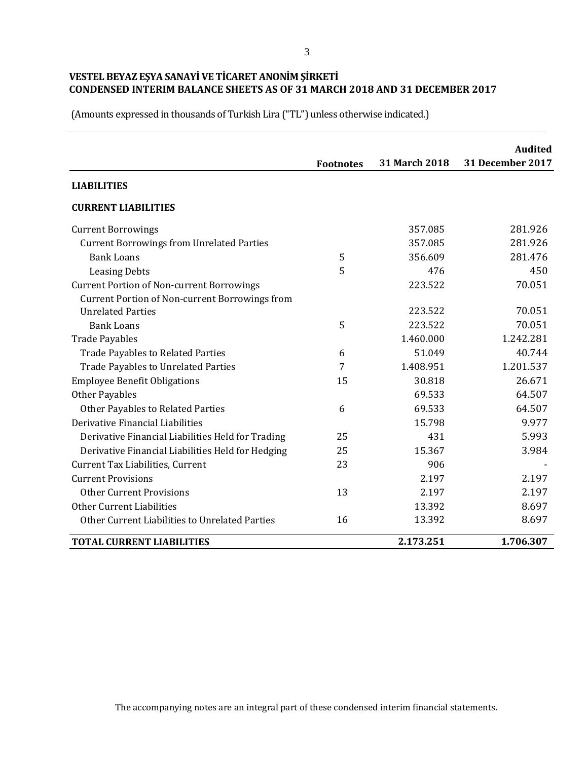# VESTEL BEYAZ EŞYA SANAYİ VE TİCARET ANONİM ŞİRKETİ
## CONDENSED INTERIM BALANCE SHEETS AS OF 31 MARCH 2018 AND 31 DECEMBER 2017

(Amounts expressed in thousands of Turkish Lira ("TL") unless otherwise indicated.)

| | Footnotes | 31 March 2018 | Audited 31 December 2017 |
|---|---|---|---|
| **LIABILITIES** | | | |
| **CURRENT LIABILITIES** | | | |
| Current Borrowings | | 357.085 | 281.926 |
| Current Borrowings from Unrelated Parties | | 357.085 | 281.926 |
| Bank Loans | 5 | 356.609 | 281.476 |
| Leasing Debts | 5 | 476 | 450 |
| Current Portion of Non-current Borrowings | | 223.522 | 70.051 |
| Current Portion of Non-current Borrowings from Unrelated Parties | | 223.522 | 70.051 |
| Bank Loans | 5 | 223.522 | 70.051 |
| Trade Payables | | 1.460.000 | 1.242.281 |
| Trade Payables to Related Parties | 6 | 51.049 | 40.744 |
| Trade Payables to Unrelated Parties | 7 | 1.408.951 | 1.201.537 |
| Employee Benefit Obligations | 15 | 30.818 | 26.671 |
| Other Payables | | 69.533 | 64.507 |
| Other Payables to Related Parties | 6 | 69.533 | 64.507 |
| Derivative Financial Liabilities | | 15.798 | 9.977 |
| Derivative Financial Liabilities Held for Trading | 25 | 431 | 5.993 |
| Derivative Financial Liabilities Held for Hedging | 25 | 15.367 | 3.984 |
| Current Tax Liabilities, Current | 23 | 906 | - |
| Current Provisions | | 2.197 | 2.197 |
| Other Current Provisions | 13 | 2.197 | 2.197 |
| Other Current Liabilities | | 13.392 | 8.697 |
| Other Current Liabilities to Unrelated Parties | 16 | 13.392 | 8.697 |
| **TOTAL CURRENT LIABILITIES** | | **2.173.251** | **1.706.307** |

The accompanying notes are an integral part of these condensed interim financial statements.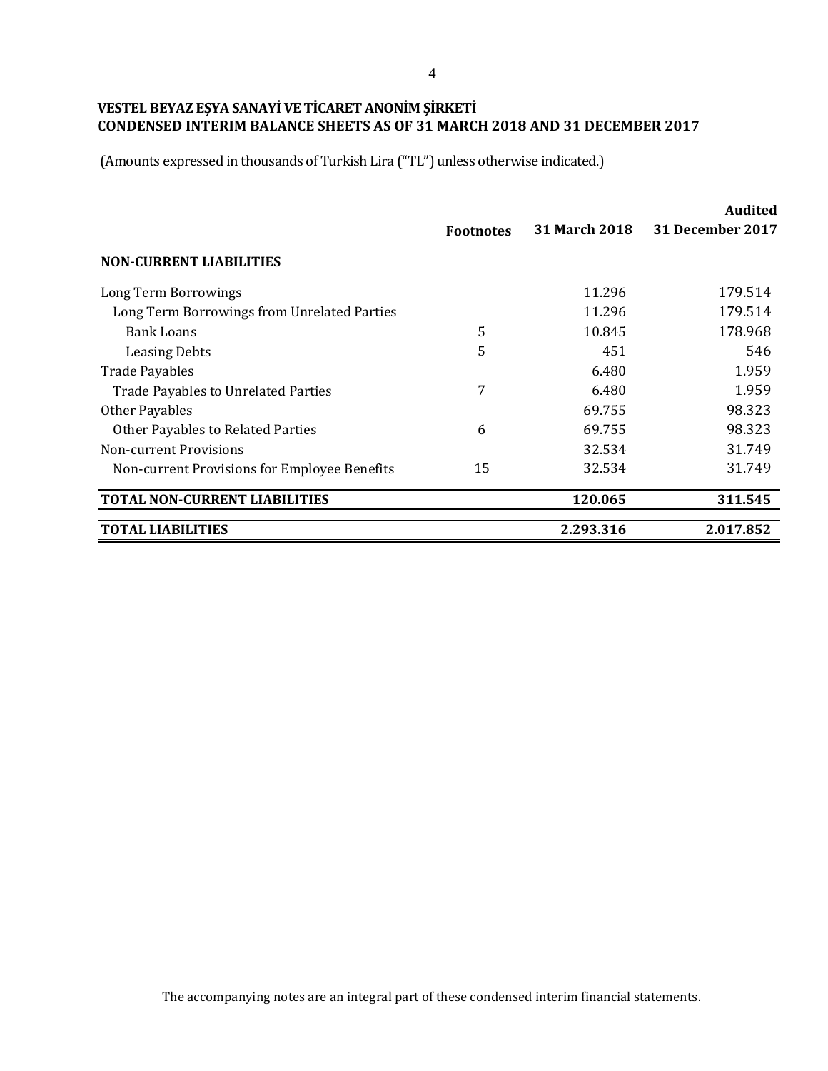**VESTEL BEYAZ EŞYA SANAYİ VE TİCARET ANONİM ŞİRKETİ**
**CONDENSED INTERIM BALANCE SHEETS AS OF 31 MARCH 2018 AND 31 DECEMBER 2017**

(Amounts expressed in thousands of Turkish Lira ("TL") unless otherwise indicated.)

| | Footnotes | 31 March 2018 | Audited 31 December 2017 |
|---|---|---|---|
| **NON-CURRENT LIABILITIES** | | | |
| Long Term Borrowings | | 11.296 | 179.514 |
| Long Term Borrowings from Unrelated Parties | | 11.296 | 179.514 |
| Bank Loans | 5 | 10.845 | 178.968 |
| Leasing Debts | 5 | 451 | 546 |
| Trade Payables | | 6.480 | 1.959 |
| Trade Payables to Unrelated Parties | 7 | 6.480 | 1.959 |
| Other Payables | | 69.755 | 98.323 |
| Other Payables to Related Parties | 6 | 69.755 | 98.323 |
| Non-current Provisions | | 32.534 | 31.749 |
| Non-current Provisions for Employee Benefits | 15 | 32.534 | 31.749 |
| **TOTAL NON-CURRENT LIABILITIES** | | **120.065** | **311.545** |
| **TOTAL LIABILITIES** | | **2.293.316** | **2.017.852** |

The accompanying notes are an integral part of these condensed interim financial statements.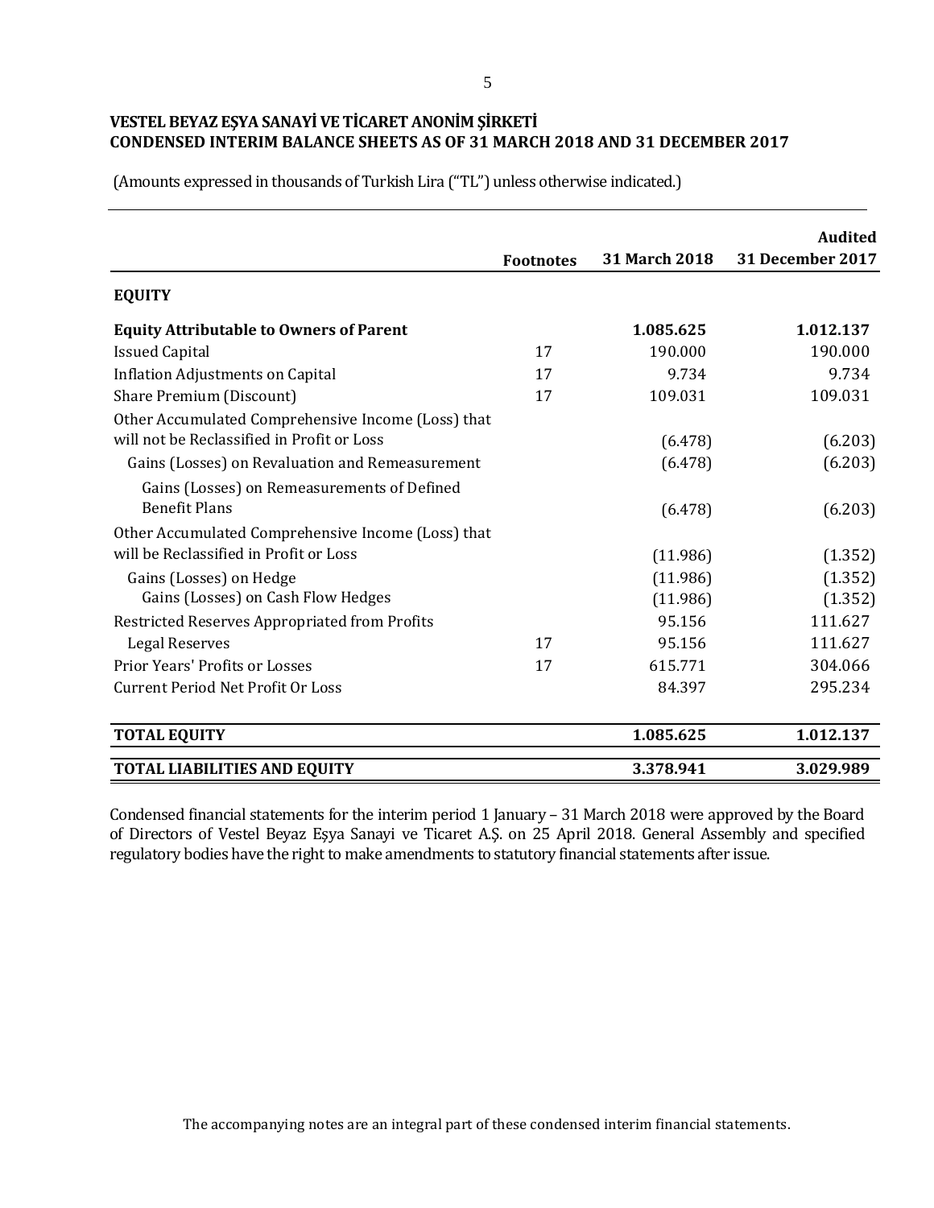**VESTEL BEYAZ EŞYA SANAYİ VE TİCARET ANONİM ŞİRKETİ**
**CONDENSED INTERIM BALANCE SHEETS AS OF 31 MARCH 2018 AND 31 DECEMBER 2017**

(Amounts expressed in thousands of Turkish Lira ("TL") unless otherwise indicated.)

| | Footnotes | 31 March 2018 | Audited 31 December 2017 |
|---|---|---|---|
| **EQUITY** | | | |
| **Equity Attributable to Owners of Parent** | | **1.085.625** | **1.012.137** |
| Issued Capital | 17 | 190.000 | 190.000 |
| Inflation Adjustments on Capital | 17 | 9.734 | 9.734 |
| Share Premium (Discount) | 17 | 109.031 | 109.031 |
| Other Accumulated Comprehensive Income (Loss) that will not be Reclassified in Profit or Loss | | (6.478) | (6.203) |
| Gains (Losses) on Revaluation and Remeasurement | | (6.478) | (6.203) |
| Gains (Losses) on Remeasurements of Defined Benefit Plans | | (6.478) | (6.203) |
| Other Accumulated Comprehensive Income (Loss) that will be Reclassified in Profit or Loss | | (11.986) | (1.352) |
| Gains (Losses) on Hedge | | (11.986) | (1.352) |
| Gains (Losses) on Cash Flow Hedges | | (11.986) | (1.352) |
| Restricted Reserves Appropriated from Profits | | 95.156 | 111.627 |
| Legal Reserves | 17 | 95.156 | 111.627 |
| Prior Years' Profits or Losses | 17 | 615.771 | 304.066 |
| Current Period Net Profit Or Loss | | 84.397 | 295.234 |
| **TOTAL EQUITY** | | **1.085.625** | **1.012.137** |
| **TOTAL LIABILITIES AND EQUITY** | | **3.378.941** | **3.029.989** |

Condensed financial statements for the interim period 1 January – 31 March 2018 were approved by the Board of Directors of Vestel Beyaz Eşya Sanayi ve Ticaret A.Ş. on 25 April 2018. General Assembly and specified regulatory bodies have the right to make amendments to statutory financial statements after issue.

The accompanying notes are an integral part of these condensed interim financial statements.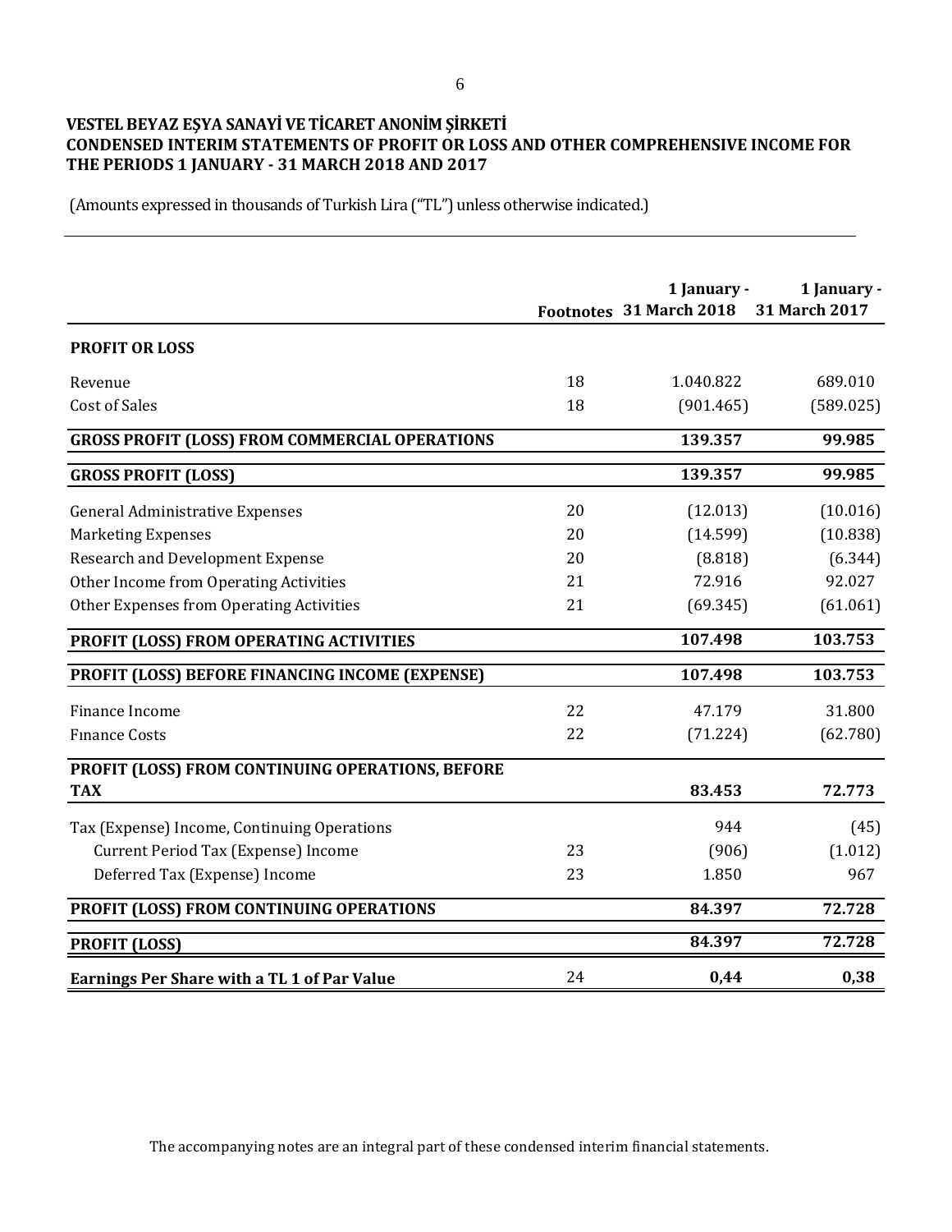**VESTEL BEYAZ EŞYA SANAYİ VE TİCARET ANONİM ŞİRKETİ**
**CONDENSED INTERIM STATEMENTS OF PROFIT OR LOSS AND OTHER COMPREHENSIVE INCOME FOR THE PERIODS 1 JANUARY - 31 MARCH 2018 AND 2017**

(Amounts expressed in thousands of Turkish Lira ("TL") unless otherwise indicated.)

| | Footnotes | 1 January - 31 March 2018 | 1 January - 31 March 2017 |
|---|---|---|---|
| **PROFIT OR LOSS** | | | |
| Revenue | 18 | 1.040.822 | 689.010 |
| Cost of Sales | 18 | (901.465) | (589.025) |
| **GROSS PROFIT (LOSS) FROM COMMERCIAL OPERATIONS** | | **139.357** | **99.985** |
| **GROSS PROFIT (LOSS)** | | **139.357** | **99.985** |
| General Administrative Expenses | 20 | (12.013) | (10.016) |
| Marketing Expenses | 20 | (14.599) | (10.838) |
| Research and Development Expense | 20 | (8.818) | (6.344) |
| Other Income from Operating Activities | 21 | 72.916 | 92.027 |
| Other Expenses from Operating Activities | 21 | (69.345) | (61.061) |
| **PROFIT (LOSS) FROM OPERATING ACTIVITIES** | | **107.498** | **103.753** |
| **PROFIT (LOSS) BEFORE FINANCING INCOME (EXPENSE)** | | **107.498** | **103.753** |
| Finance Income | 22 | 47.179 | 31.800 |
| Fınance Costs | 22 | (71.224) | (62.780) |
| **PROFIT (LOSS) FROM CONTINUING OPERATIONS, BEFORE TAX** | | **83.453** | **72.773** |
| Tax (Expense) Income, Continuing Operations | | 944 | (45) |
| Current Period Tax (Expense) Income | 23 | (906) | (1.012) |
| Deferred Tax (Expense) Income | 23 | 1.850 | 967 |
| **PROFIT (LOSS) FROM CONTINUING OPERATIONS** | | **84.397** | **72.728** |
| **PROFIT (LOSS)** | | **84.397** | **72.728** |
| **Earnings Per Share with a TL 1 of Par Value** | 24 | **0,44** | **0,38** |

The accompanying notes are an integral part of these condensed interim financial statements.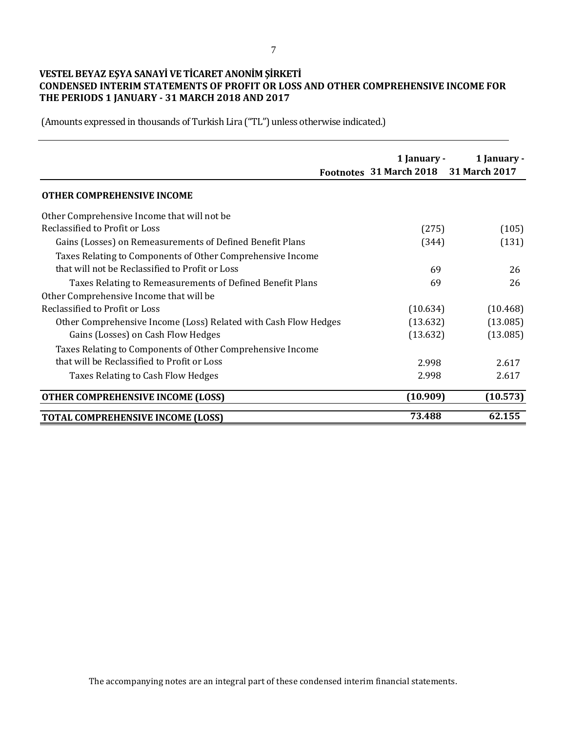**VESTEL BEYAZ EŞYA SANAYİ VE TİCARET ANONİM ŞİRKETİ**
**CONDENSED INTERIM STATEMENTS OF PROFIT OR LOSS AND OTHER COMPREHENSIVE INCOME FOR THE PERIODS 1 JANUARY - 31 MARCH 2018 AND 2017**

(Amounts expressed in thousands of Turkish Lira ("TL") unless otherwise indicated.)

| | Footnotes | 1 January - 31 March 2018 | 1 January - 31 March 2017 |
|---|---|---|---|
| **OTHER COMPREHENSIVE INCOME** | | | |
| Other Comprehensive Income that will not be Reclassified to Profit or Loss | | (275) | (105) |
| Gains (Losses) on Remeasurements of Defined Benefit Plans | | (344) | (131) |
| Taxes Relating to Components of Other Comprehensive Income that will not be Reclassified to Profit or Loss | | 69 | 26 |
| Taxes Relating to Remeasurements of Defined Benefit Plans | | 69 | 26 |
| Other Comprehensive Income that will be Reclassified to Profit or Loss | | (10.634) | (10.468) |
| Other Comprehensive Income (Loss) Related with Cash Flow Hedges | | (13.632) | (13.085) |
| Gains (Losses) on Cash Flow Hedges | | (13.632) | (13.085) |
| Taxes Relating to Components of Other Comprehensive Income that will be Reclassified to Profit or Loss | | 2.998 | 2.617 |
| Taxes Relating to Cash Flow Hedges | | 2.998 | 2.617 |
| **OTHER COMPREHENSIVE INCOME (LOSS)** | | **(10.909)** | **(10.573)** |
| **TOTAL COMPREHENSIVE INCOME (LOSS)** | | **73.488** | **62.155** |

The accompanying notes are an integral part of these condensed interim financial statements.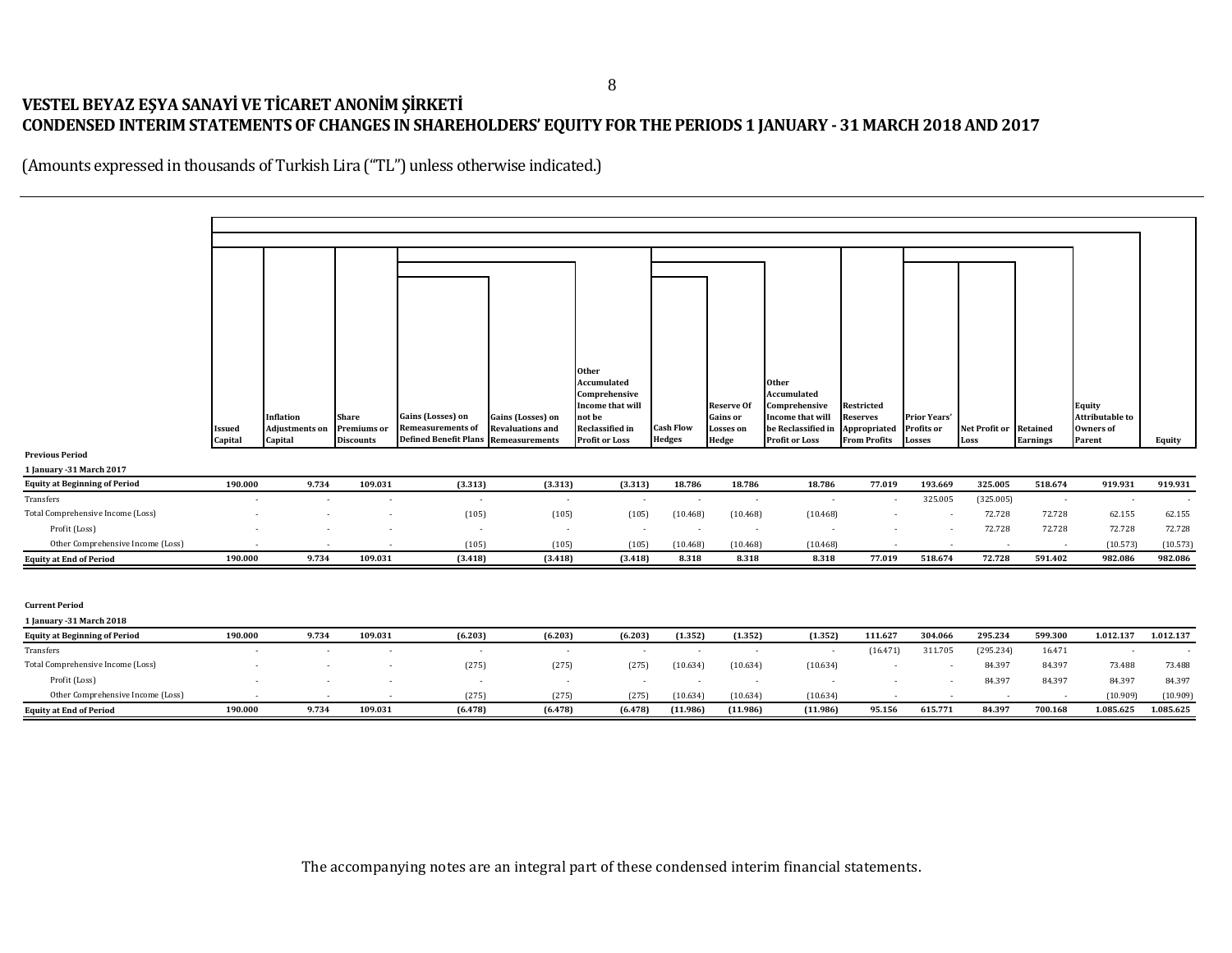# VESTEL BEYAZ EŞYA SANAYİ VE TİCARET ANONİM ŞİRKETİ
## CONDENSED INTERIM STATEMENTS OF CHANGES IN SHAREHOLDERS' EQUITY FOR THE PERIODS 1 JANUARY - 31 MARCH 2018 AND 2017

(Amounts expressed in thousands of Turkish Lira ("TL") unless otherwise indicated.)

| | Issued Capital | Inflation Adjustments on Capital | Share Premiums or Discounts | Gains (Losses) on Remeasurements of Defined Benefit Plans | Gains (Losses) on Revaluations and Remeasurements | Other Accumulated Comprehensive Income that will not be Reclassified in Profit or Loss | Cash Flow Hedges | Reserve Of Gains or Losses on Hedge | Other Accumulated Comprehensive Income that will be Reclassified in Profit or Loss | Restricted Reserves Appropriated From Profits | Prior Years' Profits or Losses | Net Profit or Loss | Retained Earnings | Equity Attributable to Owners of Parent | Equity |
|---|---|---|---|---|---|---|---|---|---|---|---|---|---|---|---|
| **Previous Period** | | | | | | | | | | | | | | | |
| **1 January -31 March 2017** | | | | | | | | | | | | | | | |
| **Equity at Beginning of Period** | 190.000 | 9.734 | 109.031 | (3.313) | (3.313) | (3.313) | 18.786 | 18.786 | 18.786 | 77.019 | 193.669 | 325.005 | 518.674 | 919.931 | 919.931 |
| Transfers | - | - | - | - | - | - | - | - | - | - | 325.005 | (325.005) | - | - | - |
| Total Comprehensive Income (Loss) | - | - | - | (105) | (105) | (105) | (10.468) | (10.468) | (10.468) | - | - | 72.728 | 72.728 | 62.155 | 62.155 |
| Profit (Loss) | - | - | - | - | - | - | - | - | - | - | - | 72.728 | 72.728 | 72.728 | 72.728 |
| Other Comprehensive Income (Loss) | - | - | - | (105) | (105) | (105) | (10.468) | (10.468) | (10.468) | - | - | - | - | (10.573) | (10.573) |
| **Equity at End of Period** | 190.000 | 9.734 | 109.031 | (3.418) | (3.418) | (3.418) | 8.318 | 8.318 | 8.318 | 77.019 | 518.674 | 72.728 | 591.402 | 982.086 | 982.086 |
| **Current Period** | | | | | | | | | | | | | | | |
| **1 January -31 March 2018** | | | | | | | | | | | | | | | |
| **Equity at Beginning of Period** | 190.000 | 9.734 | 109.031 | (6.203) | (6.203) | (6.203) | (1.352) | (1.352) | (1.352) | 111.627 | 304.066 | 295.234 | 599.300 | 1.012.137 | 1.012.137 |
| Transfers | - | - | - | - | - | - | - | - | - | (16.471) | 311.705 | (295.234) | 16.471 | - | - |
| Total Comprehensive Income (Loss) | - | - | - | (275) | (275) | (275) | (10.634) | (10.634) | (10.634) | - | - | 84.397 | 84.397 | 73.488 | 73.488 |
| Profit (Loss) | - | - | - | - | - | - | - | - | - | - | - | 84.397 | 84.397 | 84.397 | 84.397 |
| Other Comprehensive Income (Loss) | - | - | - | (275) | (275) | (275) | (10.634) | (10.634) | (10.634) | - | - | - | - | (10.909) | (10.909) |
| **Equity at End of Period** | 190.000 | 9.734 | 109.031 | (6.478) | (6.478) | (6.478) | (11.986) | (11.986) | (11.986) | 95.156 | 615.771 | 84.397 | 700.168 | 1.085.625 | 1.085.625 |

The accompanying notes are an integral part of these condensed interim financial statements.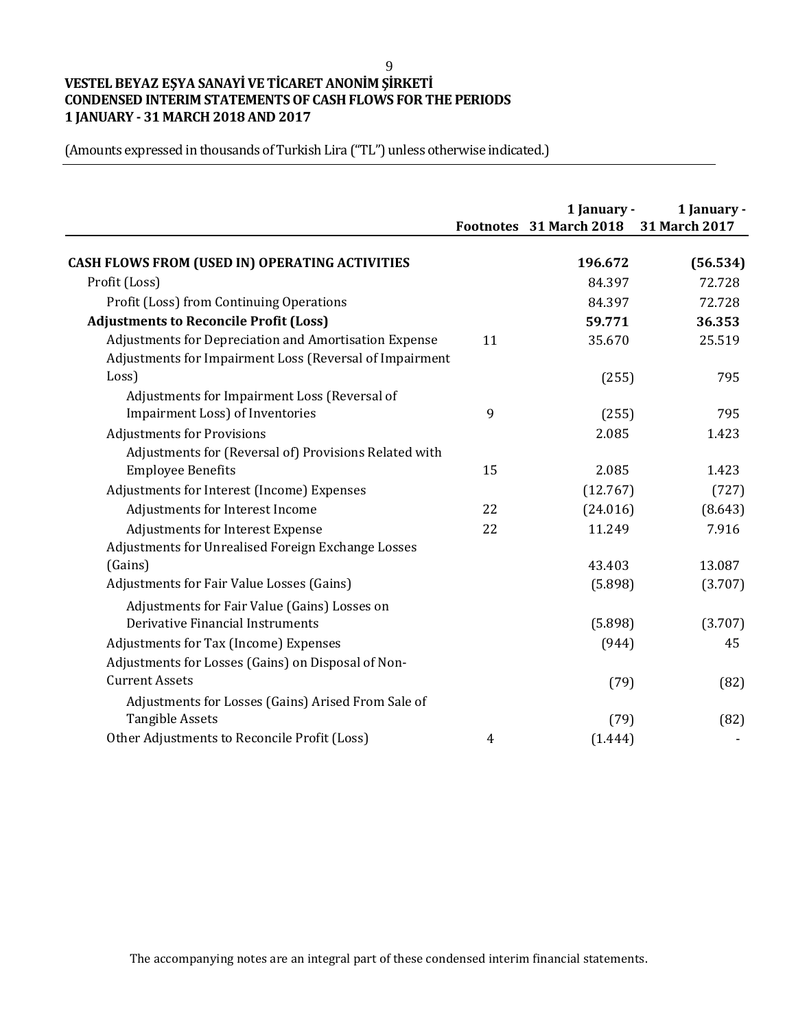**VESTEL BEYAZ EŞYA SANAYİ VE TİCARET ANONİM ŞİRKETİ**
**CONDENSED INTERIM STATEMENTS OF CASH FLOWS FOR THE PERIODS**
**1 JANUARY - 31 MARCH 2018 AND 2017**

(Amounts expressed in thousands of Turkish Lira ("TL") unless otherwise indicated.)

| | Footnotes | 1 January - 31 March 2018 | 1 January - 31 March 2017 |
|---|---|---|---|
| **CASH FLOWS FROM (USED IN) OPERATING ACTIVITIES** | | **196.672** | **(56.534)** |
| Profit (Loss) | | 84.397 | 72.728 |
| Profit (Loss) from Continuing Operations | | 84.397 | 72.728 |
| **Adjustments to Reconcile Profit (Loss)** | | **59.771** | **36.353** |
| Adjustments for Depreciation and Amortisation Expense | 11 | 35.670 | 25.519 |
| Adjustments for Impairment Loss (Reversal of Impairment Loss) | | (255) | 795 |
| Adjustments for Impairment Loss (Reversal of Impairment Loss) of Inventories | 9 | (255) | 795 |
| Adjustments for Provisions | | 2.085 | 1.423 |
| Adjustments for (Reversal of) Provisions Related with Employee Benefits | 15 | 2.085 | 1.423 |
| Adjustments for Interest (Income) Expenses | | (12.767) | (727) |
| Adjustments for Interest Income | 22 | (24.016) | (8.643) |
| Adjustments for Interest Expense | 22 | 11.249 | 7.916 |
| Adjustments for Unrealised Foreign Exchange Losses (Gains) | | 43.403 | 13.087 |
| Adjustments for Fair Value Losses (Gains) | | (5.898) | (3.707) |
| Adjustments for Fair Value (Gains) Losses on Derivative Financial Instruments | | (5.898) | (3.707) |
| Adjustments for Tax (Income) Expenses | | (944) | 45 |
| Adjustments for Losses (Gains) on Disposal of Non-Current Assets | | (79) | (82) |
| Adjustments for Losses (Gains) Arised From Sale of Tangible Assets | | (79) | (82) |
| Other Adjustments to Reconcile Profit (Loss) | 4 | (1.444) | - |

The accompanying notes are an integral part of these condensed interim financial statements.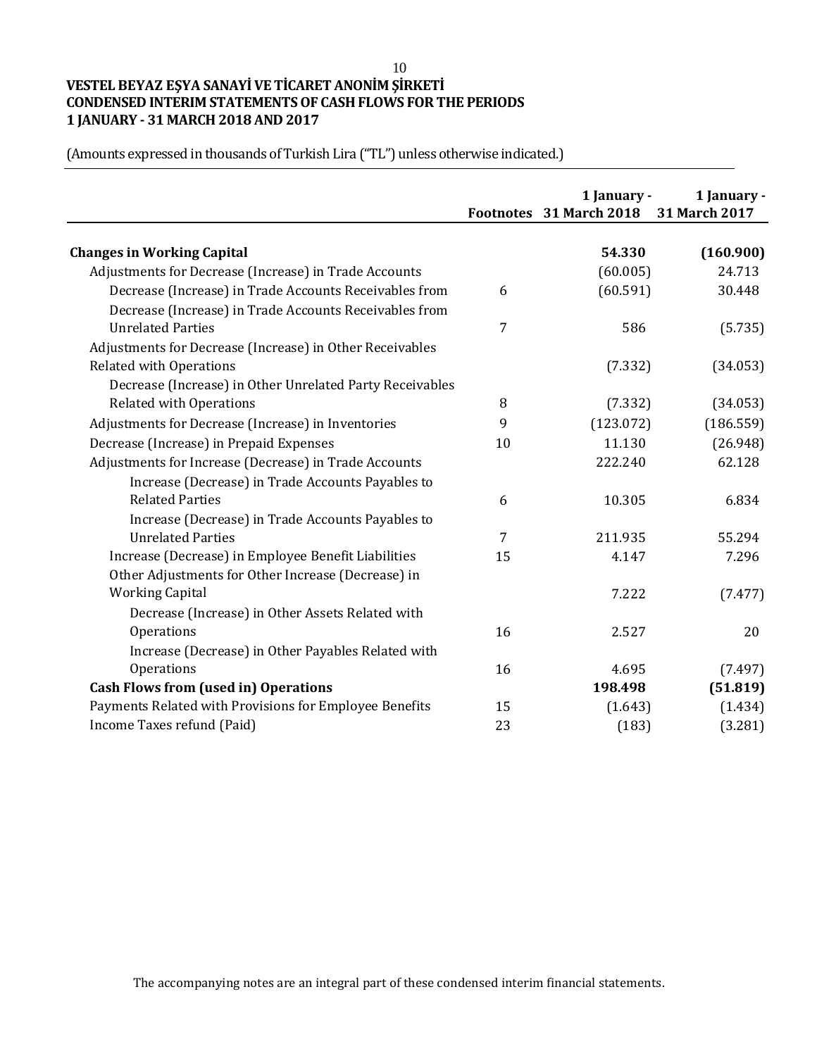# VESTEL BEYAZ EŞYA SANAYİ VE TİCARET ANONİM ŞİRKETİ
## CONDENSED INTERIM STATEMENTS OF CASH FLOWS FOR THE PERIODS 1 JANUARY - 31 MARCH 2018 AND 2017

(Amounts expressed in thousands of Turkish Lira ("TL") unless otherwise indicated.)

| | Footnotes | 1 January - 31 March 2018 | 1 January - 31 March 2017 |
|---|---|---|---|
| **Changes in Working Capital** | | **54.330** | **(160.900)** |
| Adjustments for Decrease (Increase) in Trade Accounts | | (60.005) | 24.713 |
| Decrease (Increase) in Trade Accounts Receivables from | 6 | (60.591) | 30.448 |
| Decrease (Increase) in Trade Accounts Receivables from Unrelated Parties | 7 | 586 | (5.735) |
| Adjustments for Decrease (Increase) in Other Receivables Related with Operations | | (7.332) | (34.053) |
| Decrease (Increase) in Other Unrelated Party Receivables Related with Operations | 8 | (7.332) | (34.053) |
| Adjustments for Decrease (Increase) in Inventories | 9 | (123.072) | (186.559) |
| Decrease (Increase) in Prepaid Expenses | 10 | 11.130 | (26.948) |
| Adjustments for Increase (Decrease) in Trade Accounts | | 222.240 | 62.128 |
| Increase (Decrease) in Trade Accounts Payables to Related Parties | 6 | 10.305 | 6.834 |
| Increase (Decrease) in Trade Accounts Payables to Unrelated Parties | 7 | 211.935 | 55.294 |
| Increase (Decrease) in Employee Benefit Liabilities | 15 | 4.147 | 7.296 |
| Other Adjustments for Other Increase (Decrease) in Working Capital | | 7.222 | (7.477) |
| Decrease (Increase) in Other Assets Related with Operations | 16 | 2.527 | 20 |
| Increase (Decrease) in Other Payables Related with Operations | 16 | 4.695 | (7.497) |
| **Cash Flows from (used in) Operations** | | **198.498** | **(51.819)** |
| Payments Related with Provisions for Employee Benefits | 15 | (1.643) | (1.434) |
| Income Taxes refund (Paid) | 23 | (183) | (3.281) |

The accompanying notes are an integral part of these condensed interim financial statements.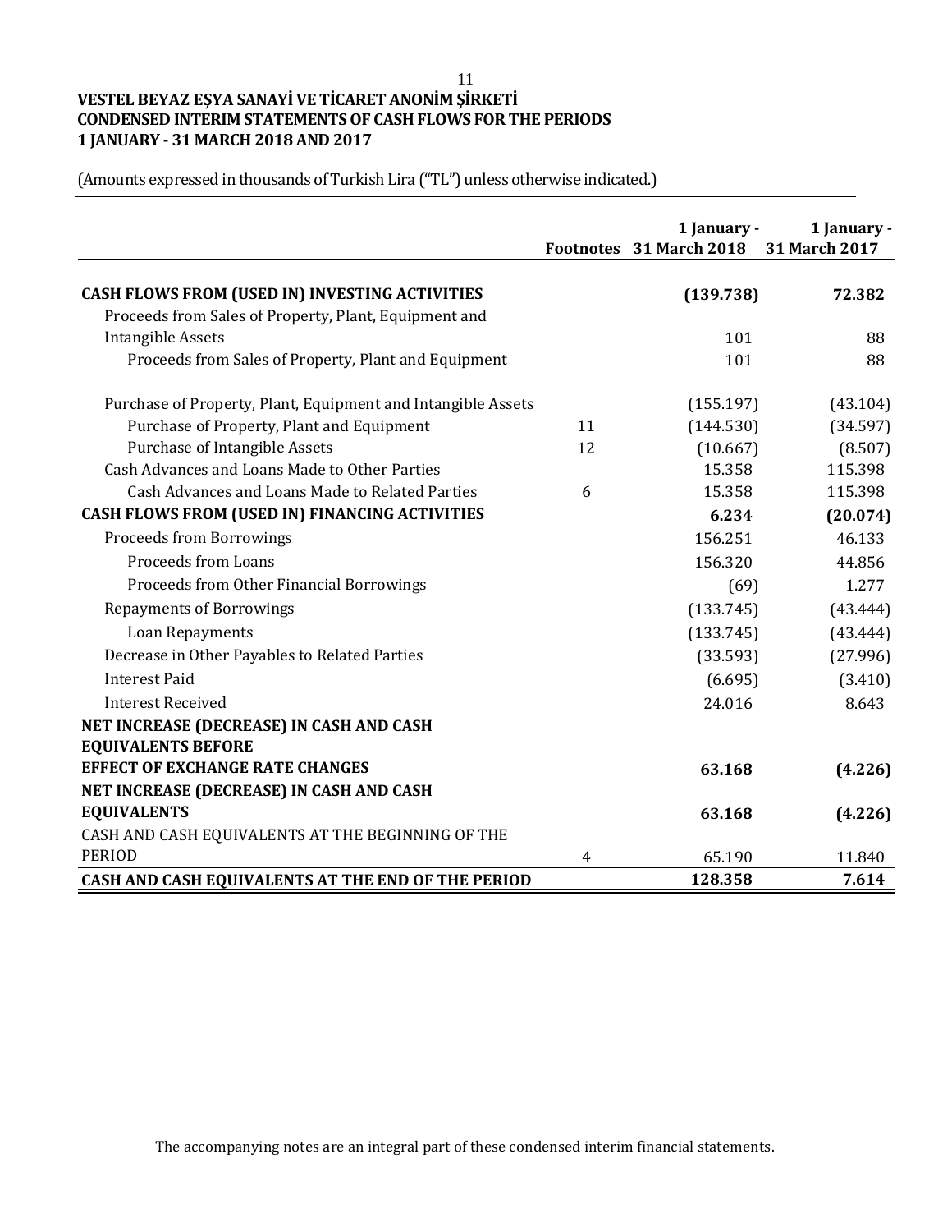**VESTEL BEYAZ EŞYA SANAYİ VE TİCARET ANONİM ŞİRKETİ**
**CONDENSED INTERIM STATEMENTS OF CASH FLOWS FOR THE PERIODS**
**1 JANUARY - 31 MARCH 2018 AND 2017**

(Amounts expressed in thousands of Turkish Lira ("TL") unless otherwise indicated.)

| | Footnotes | 1 January - 31 March 2018 | 1 January - 31 March 2017 |
|---|---|---|---|
| **CASH FLOWS FROM (USED IN) INVESTING ACTIVITIES** | | **(139.738)** | **72.382** |
| Proceeds from Sales of Property, Plant, Equipment and Intangible Assets | | 101 | 88 |
| Proceeds from Sales of Property, Plant and Equipment | | 101 | 88 |
| Purchase of Property, Plant, Equipment and Intangible Assets | | (155.197) | (43.104) |
| Purchase of Property, Plant and Equipment | 11 | (144.530) | (34.597) |
| Purchase of Intangible Assets | 12 | (10.667) | (8.507) |
| Cash Advances and Loans Made to Other Parties | | 15.358 | 115.398 |
| Cash Advances and Loans Made to Related Parties | 6 | 15.358 | 115.398 |
| **CASH FLOWS FROM (USED IN) FINANCING ACTIVITIES** | | **6.234** | **(20.074)** |
| Proceeds from Borrowings | | 156.251 | 46.133 |
| Proceeds from Loans | | 156.320 | 44.856 |
| Proceeds from Other Financial Borrowings | | (69) | 1.277 |
| Repayments of Borrowings | | (133.745) | (43.444) |
| Loan Repayments | | (133.745) | (43.444) |
| Decrease in Other Payables to Related Parties | | (33.593) | (27.996) |
| Interest Paid | | (6.695) | (3.410) |
| Interest Received | | 24.016 | 8.643 |
| **NET INCREASE (DECREASE) IN CASH AND CASH EQUIVALENTS BEFORE EFFECT OF EXCHANGE RATE CHANGES** | | **63.168** | **(4.226)** |
| **NET INCREASE (DECREASE) IN CASH AND CASH EQUIVALENTS** | | **63.168** | **(4.226)** |
| CASH AND CASH EQUIVALENTS AT THE BEGINNING OF THE PERIOD | 4 | 65.190 | 11.840 |
| **CASH AND CASH EQUIVALENTS AT THE END OF THE PERIOD** | | **128.358** | **7.614** |

The accompanying notes are an integral part of these condensed interim financial statements.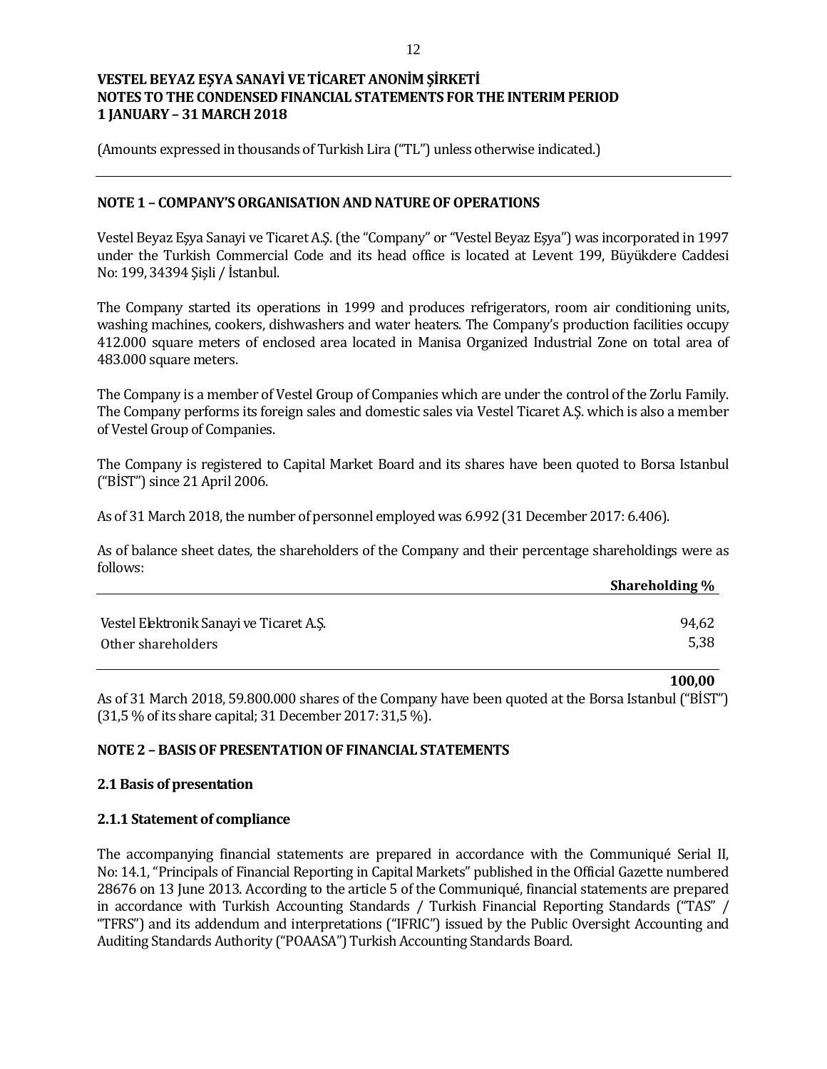**VESTEL BEYAZ EŞYA SANAYİ VE TİCARET ANONİM ŞİRKETİ**
**NOTES TO THE CONDENSED FINANCIAL STATEMENTS FOR THE INTERIM PERIOD**
**1 JANUARY – 31 MARCH 2018**

(Amounts expressed in thousands of Turkish Lira ("TL") unless otherwise indicated.)

## NOTE 1 – COMPANY'S ORGANISATION AND NATURE OF OPERATIONS

Vestel Beyaz Eşya Sanayi ve Ticaret A.Ş. (the "Company" or "Vestel Beyaz Eşya") was incorporated in 1997 under the Turkish Commercial Code and its head office is located at Levent 199, Büyükdere Caddesi No: 199, 34394 Şişli / İstanbul.

The Company started its operations in 1999 and produces refrigerators, room air conditioning units, washing machines, cookers, dishwashers and water heaters. The Company's production facilities occupy 412.000 square meters of enclosed area located in Manisa Organized Industrial Zone on total area of 483.000 square meters.

The Company is a member of Vestel Group of Companies which are under the control of the Zorlu Family. The Company performs its foreign sales and domestic sales via Vestel Ticaret A.Ş. which is also a member of Vestel Group of Companies.

The Company is registered to Capital Market Board and its shares have been quoted to Borsa Istanbul ("BİST") since 21 April 2006.

As of 31 March 2018, the number of personnel employed was 6.992 (31 December 2017: 6.406).

As of balance sheet dates, the shareholders of the Company and their percentage shareholdings were as follows:

| | **Shareholding %** |
|---|---|
| Vestel Elektronik Sanayi ve Ticaret A.Ş. | 94,62 |
| Other shareholders | 5,38 |
| | **100,00** |

As of 31 March 2018, 59.800.000 shares of the Company have been quoted at the Borsa Istanbul ("BİST") (31,5 % of its share capital; 31 December 2017: 31,5 %).

## NOTE 2 – BASIS OF PRESENTATION OF FINANCIAL STATEMENTS

### 2.1 Basis of presentation

### 2.1.1 Statement of compliance

The accompanying financial statements are prepared in accordance with the Communiqué Serial II, No: 14.1, "Principals of Financial Reporting in Capital Markets" published in the Official Gazette numbered 28676 on 13 June 2013. According to the article 5 of the Communiqué, financial statements are prepared in accordance with Turkish Accounting Standards / Turkish Financial Reporting Standards ("TAS" / "TFRS") and its addendum and interpretations ("IFRIC") issued by the Public Oversight Accounting and Auditing Standards Authority ("POAASA") Turkish Accounting Standards Board.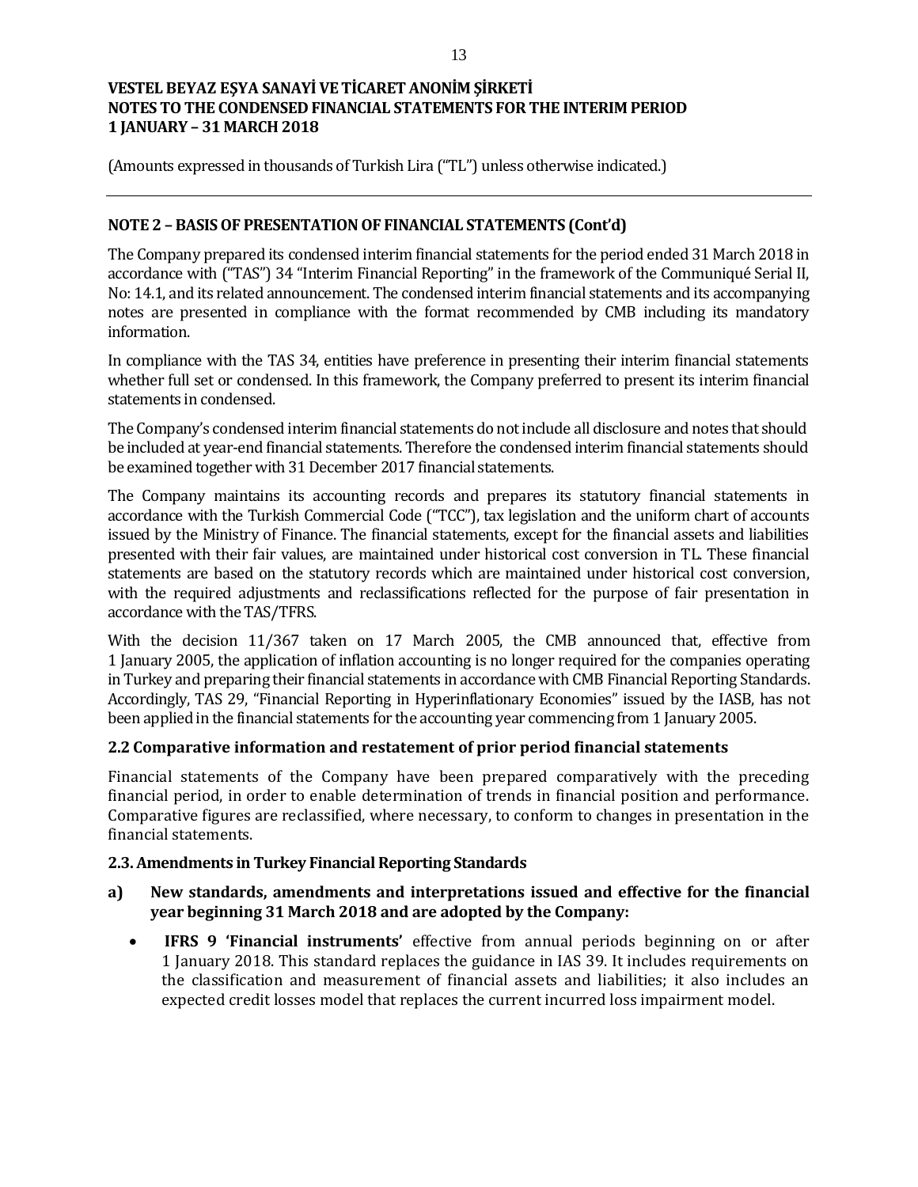## NOTE 2 – BASIS OF PRESENTATION OF FINANCIAL STATEMENTS (Cont'd)

The Company prepared its condensed interim financial statements for the period ended 31 March 2018 in accordance with ("TAS") 34 "Interim Financial Reporting" in the framework of the Communiqué Serial II, No: 14.1, and its related announcement. The condensed interim financial statements and its accompanying notes are presented in compliance with the format recommended by CMB including its mandatory information.

In compliance with the TAS 34, entities have preference in presenting their interim financial statements whether full set or condensed. In this framework, the Company preferred to present its interim financial statements in condensed.

The Company's condensed interim financial statements do not include all disclosure and notes that should be included at year-end financial statements. Therefore the condensed interim financial statements should be examined together with 31 December 2017 financial statements.

The Company maintains its accounting records and prepares its statutory financial statements in accordance with the Turkish Commercial Code ("TCC"), tax legislation and the uniform chart of accounts issued by the Ministry of Finance. The financial statements, except for the financial assets and liabilities presented with their fair values, are maintained under historical cost conversion in TL. These financial statements are based on the statutory records which are maintained under historical cost conversion, with the required adjustments and reclassifications reflected for the purpose of fair presentation in accordance with the TAS/TFRS.

With the decision 11/367 taken on 17 March 2005, the CMB announced that, effective from 1 January 2005, the application of inflation accounting is no longer required for the companies operating in Turkey and preparing their financial statements in accordance with CMB Financial Reporting Standards. Accordingly, TAS 29, "Financial Reporting in Hyperinflationary Economies" issued by the IASB, has not been applied in the financial statements for the accounting year commencing from 1 January 2005.

### 2.2 Comparative information and restatement of prior period financial statements

Financial statements of the Company have been prepared comparatively with the preceding financial period, in order to enable determination of trends in financial position and performance. Comparative figures are reclassified, where necessary, to conform to changes in presentation in the financial statements.

### 2.3. Amendments in Turkey Financial Reporting Standards

**a) New standards, amendments and interpretations issued and effective for the financial year beginning 31 March 2018 and are adopted by the Company:**

- **IFRS 9 'Financial instruments'** effective from annual periods beginning on or after 1 January 2018. This standard replaces the guidance in IAS 39. It includes requirements on the classification and measurement of financial assets and liabilities; it also includes an expected credit losses model that replaces the current incurred loss impairment model.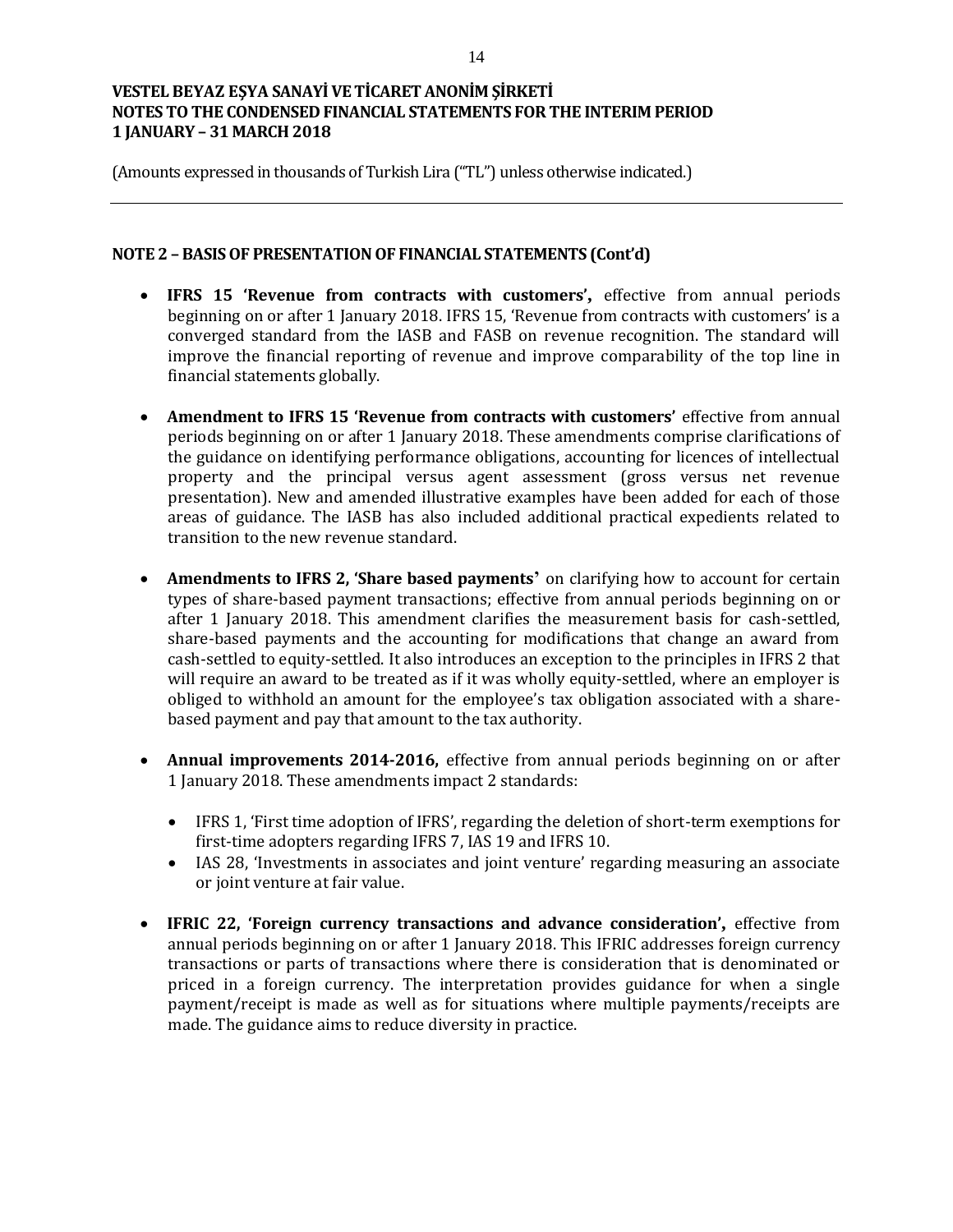## NOTE 2 – BASIS OF PRESENTATION OF FINANCIAL STATEMENTS (Cont'd)

- **IFRS 15 'Revenue from contracts with customers',** effective from annual periods beginning on or after 1 January 2018. IFRS 15, 'Revenue from contracts with customers' is a converged standard from the IASB and FASB on revenue recognition. The standard will improve the financial reporting of revenue and improve comparability of the top line in financial statements globally.

- **Amendment to IFRS 15 'Revenue from contracts with customers'** effective from annual periods beginning on or after 1 January 2018. These amendments comprise clarifications of the guidance on identifying performance obligations, accounting for licences of intellectual property and the principal versus agent assessment (gross versus net revenue presentation). New and amended illustrative examples have been added for each of those areas of guidance. The IASB has also included additional practical expedients related to transition to the new revenue standard.

- **Amendments to IFRS 2, 'Share based payments'** on clarifying how to account for certain types of share-based payment transactions; effective from annual periods beginning on or after 1 January 2018. This amendment clarifies the measurement basis for cash-settled, share-based payments and the accounting for modifications that change an award from cash-settled to equity-settled. It also introduces an exception to the principles in IFRS 2 that will require an award to be treated as if it was wholly equity-settled, where an employer is obliged to withhold an amount for the employee's tax obligation associated with a share-based payment and pay that amount to the tax authority.

- **Annual improvements 2014-2016,** effective from annual periods beginning on or after 1 January 2018. These amendments impact 2 standards:

  - IFRS 1, 'First time adoption of IFRS', regarding the deletion of short-term exemptions for first-time adopters regarding IFRS 7, IAS 19 and IFRS 10.
  - IAS 28, 'Investments in associates and joint venture' regarding measuring an associate or joint venture at fair value.

- **IFRIC 22, 'Foreign currency transactions and advance consideration',** effective from annual periods beginning on or after 1 January 2018. This IFRIC addresses foreign currency transactions or parts of transactions where there is consideration that is denominated or priced in a foreign currency. The interpretation provides guidance for when a single payment/receipt is made as well as for situations where multiple payments/receipts are made. The guidance aims to reduce diversity in practice.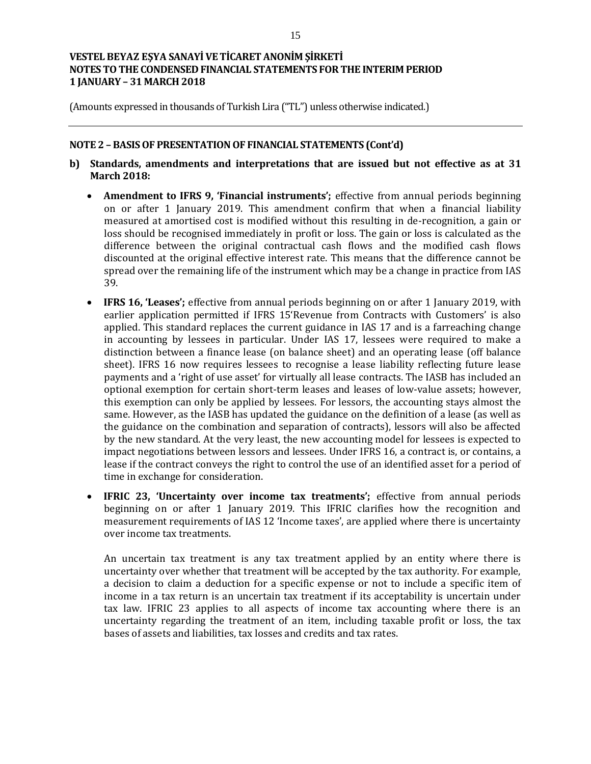(Amounts expressed in thousands of Turkish Lira ("TL") unless otherwise indicated.)

**NOTE 2 – BASIS OF PRESENTATION OF FINANCIAL STATEMENTS (Cont'd)**

**b) Standards, amendments and interpretations that are issued but not effective as at 31 March 2018:**

- **Amendment to IFRS 9, 'Financial instruments';** effective from annual periods beginning on or after 1 January 2019. This amendment confirm that when a financial liability measured at amortised cost is modified without this resulting in de-recognition, a gain or loss should be recognised immediately in profit or loss. The gain or loss is calculated as the difference between the original contractual cash flows and the modified cash flows discounted at the original effective interest rate. This means that the difference cannot be spread over the remaining life of the instrument which may be a change in practice from IAS 39.

- **IFRS 16, 'Leases';** effective from annual periods beginning on or after 1 January 2019, with earlier application permitted if IFRS 15'Revenue from Contracts with Customers' is also applied. This standard replaces the current guidance in IAS 17 and is a farreaching change in accounting by lessees in particular. Under IAS 17, lessees were required to make a distinction between a finance lease (on balance sheet) and an operating lease (off balance sheet). IFRS 16 now requires lessees to recognise a lease liability reflecting future lease payments and a 'right of use asset' for virtually all lease contracts. The IASB has included an optional exemption for certain short-term leases and leases of low-value assets; however, this exemption can only be applied by lessees. For lessors, the accounting stays almost the same. However, as the IASB has updated the guidance on the definition of a lease (as well as the guidance on the combination and separation of contracts), lessors will also be affected by the new standard. At the very least, the new accounting model for lessees is expected to impact negotiations between lessors and lessees. Under IFRS 16, a contract is, or contains, a lease if the contract conveys the right to control the use of an identified asset for a period of time in exchange for consideration.

- **IFRIC 23, 'Uncertainty over income tax treatments';** effective from annual periods beginning on or after 1 January 2019. This IFRIC clarifies how the recognition and measurement requirements of IAS 12 'Income taxes', are applied where there is uncertainty over income tax treatments.

  An uncertain tax treatment is any tax treatment applied by an entity where there is uncertainty over whether that treatment will be accepted by the tax authority. For example, a decision to claim a deduction for a specific expense or not to include a specific item of income in a tax return is an uncertain tax treatment if its acceptability is uncertain under tax law. IFRIC 23 applies to all aspects of income tax accounting where there is an uncertainty regarding the treatment of an item, including taxable profit or loss, the tax bases of assets and liabilities, tax losses and credits and tax rates.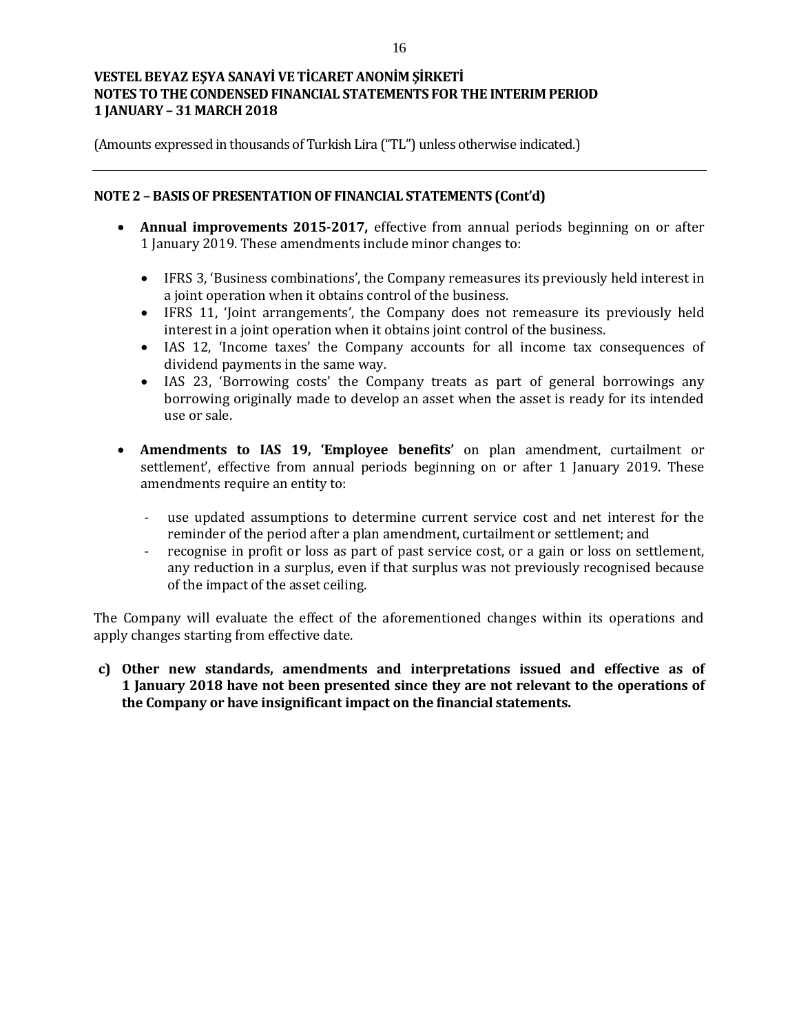## NOTE 2 – BASIS OF PRESENTATION OF FINANCIAL STATEMENTS (Cont'd)

- **Annual improvements 2015-2017,** effective from annual periods beginning on or after 1 January 2019. These amendments include minor changes to:

  - IFRS 3, 'Business combinations', the Company remeasures its previously held interest in a joint operation when it obtains control of the business.
  - IFRS 11, 'Joint arrangements', the Company does not remeasure its previously held interest in a joint operation when it obtains joint control of the business.
  - IAS 12, 'Income taxes' the Company accounts for all income tax consequences of dividend payments in the same way.
  - IAS 23, 'Borrowing costs' the Company treats as part of general borrowings any borrowing originally made to develop an asset when the asset is ready for its intended use or sale.

- **Amendments to IAS 19, 'Employee benefits'** on plan amendment, curtailment or settlement', effective from annual periods beginning on or after 1 January 2019. These amendments require an entity to:

  - use updated assumptions to determine current service cost and net interest for the reminder of the period after a plan amendment, curtailment or settlement; and
  - recognise in profit or loss as part of past service cost, or a gain or loss on settlement, any reduction in a surplus, even if that surplus was not previously recognised because of the impact of the asset ceiling.

The Company will evaluate the effect of the aforementioned changes within its operations and apply changes starting from effective date.

**c) Other new standards, amendments and interpretations issued and effective as of 1 January 2018 have not been presented since they are not relevant to the operations of the Company or have insignificant impact on the financial statements.**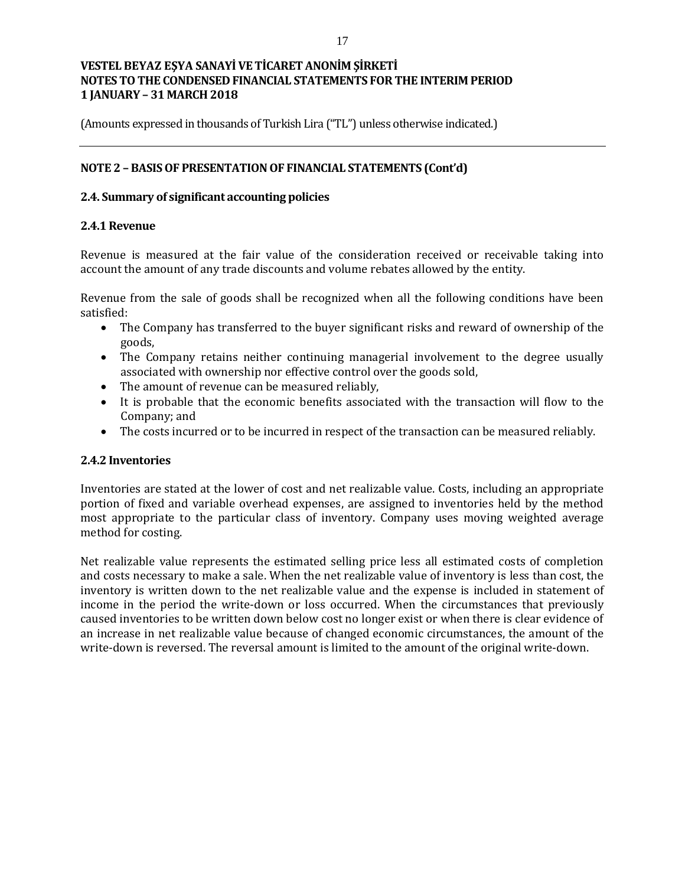## NOTE 2 – BASIS OF PRESENTATION OF FINANCIAL STATEMENTS (Cont'd)

### 2.4. Summary of significant accounting policies

#### 2.4.1 Revenue

Revenue is measured at the fair value of the consideration received or receivable taking into account the amount of any trade discounts and volume rebates allowed by the entity.

Revenue from the sale of goods shall be recognized when all the following conditions have been satisfied:

- The Company has transferred to the buyer significant risks and reward of ownership of the goods,
- The Company retains neither continuing managerial involvement to the degree usually associated with ownership nor effective control over the goods sold,
- The amount of revenue can be measured reliably,
- It is probable that the economic benefits associated with the transaction will flow to the Company; and
- The costs incurred or to be incurred in respect of the transaction can be measured reliably.

#### 2.4.2 Inventories

Inventories are stated at the lower of cost and net realizable value. Costs, including an appropriate portion of fixed and variable overhead expenses, are assigned to inventories held by the method most appropriate to the particular class of inventory. Company uses moving weighted average method for costing.

Net realizable value represents the estimated selling price less all estimated costs of completion and costs necessary to make a sale. When the net realizable value of inventory is less than cost, the inventory is written down to the net realizable value and the expense is included in statement of income in the period the write-down or loss occurred. When the circumstances that previously caused inventories to be written down below cost no longer exist or when there is clear evidence of an increase in net realizable value because of changed economic circumstances, the amount of the write-down is reversed. The reversal amount is limited to the amount of the original write-down.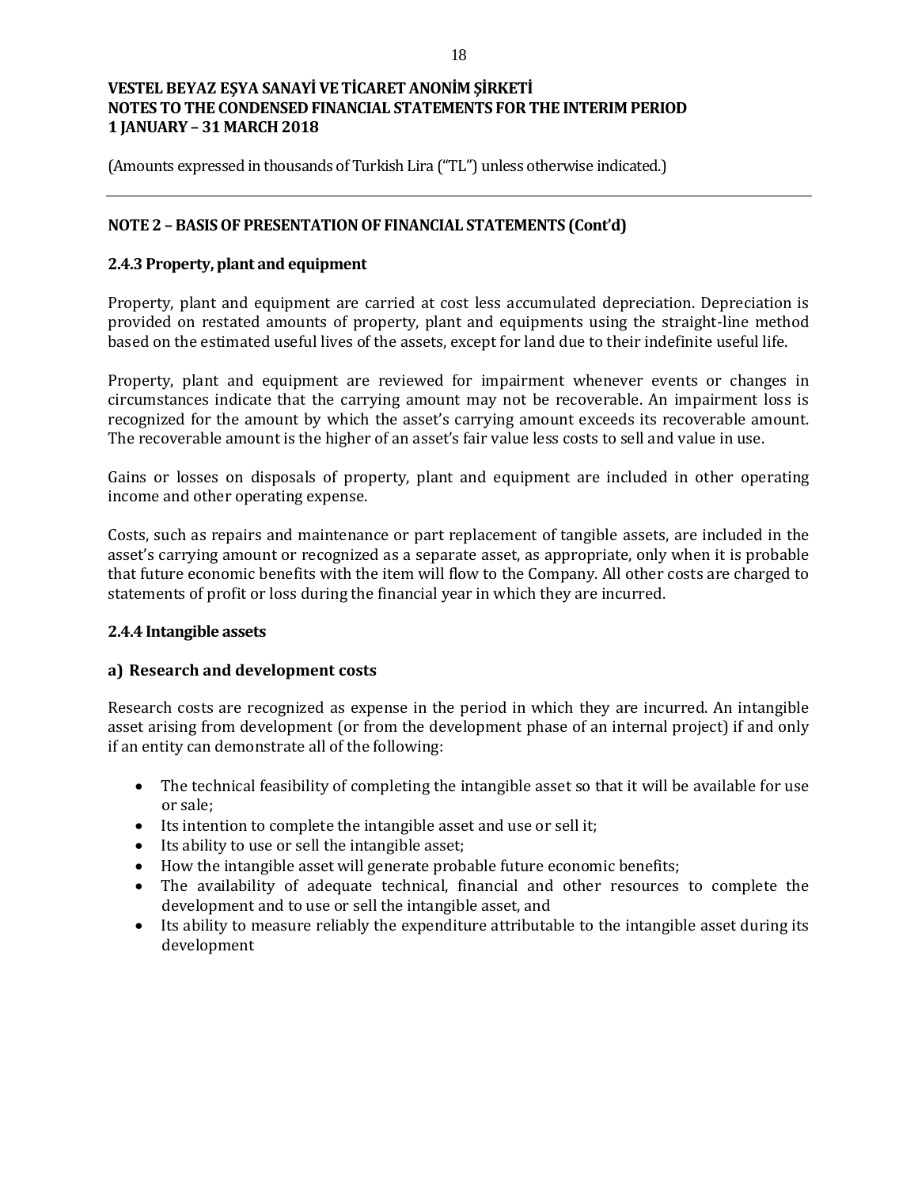(Amounts expressed in thousands of Turkish Lira ("TL") unless otherwise indicated.)

## NOTE 2 – BASIS OF PRESENTATION OF FINANCIAL STATEMENTS (Cont'd)

### 2.4.3 Property, plant and equipment

Property, plant and equipment are carried at cost less accumulated depreciation. Depreciation is provided on restated amounts of property, plant and equipments using the straight-line method based on the estimated useful lives of the assets, except for land due to their indefinite useful life.

Property, plant and equipment are reviewed for impairment whenever events or changes in circumstances indicate that the carrying amount may not be recoverable. An impairment loss is recognized for the amount by which the asset's carrying amount exceeds its recoverable amount. The recoverable amount is the higher of an asset's fair value less costs to sell and value in use.

Gains or losses on disposals of property, plant and equipment are included in other operating income and other operating expense.

Costs, such as repairs and maintenance or part replacement of tangible assets, are included in the asset's carrying amount or recognized as a separate asset, as appropriate, only when it is probable that future economic benefits with the item will flow to the Company. All other costs are charged to statements of profit or loss during the financial year in which they are incurred.

### 2.4.4 Intangible assets

#### a) Research and development costs

Research costs are recognized as expense in the period in which they are incurred. An intangible asset arising from development (or from the development phase of an internal project) if and only if an entity can demonstrate all of the following:

- The technical feasibility of completing the intangible asset so that it will be available for use or sale;
- Its intention to complete the intangible asset and use or sell it;
- Its ability to use or sell the intangible asset;
- How the intangible asset will generate probable future economic benefits;
- The availability of adequate technical, financial and other resources to complete the development and to use or sell the intangible asset, and
- Its ability to measure reliably the expenditure attributable to the intangible asset during its development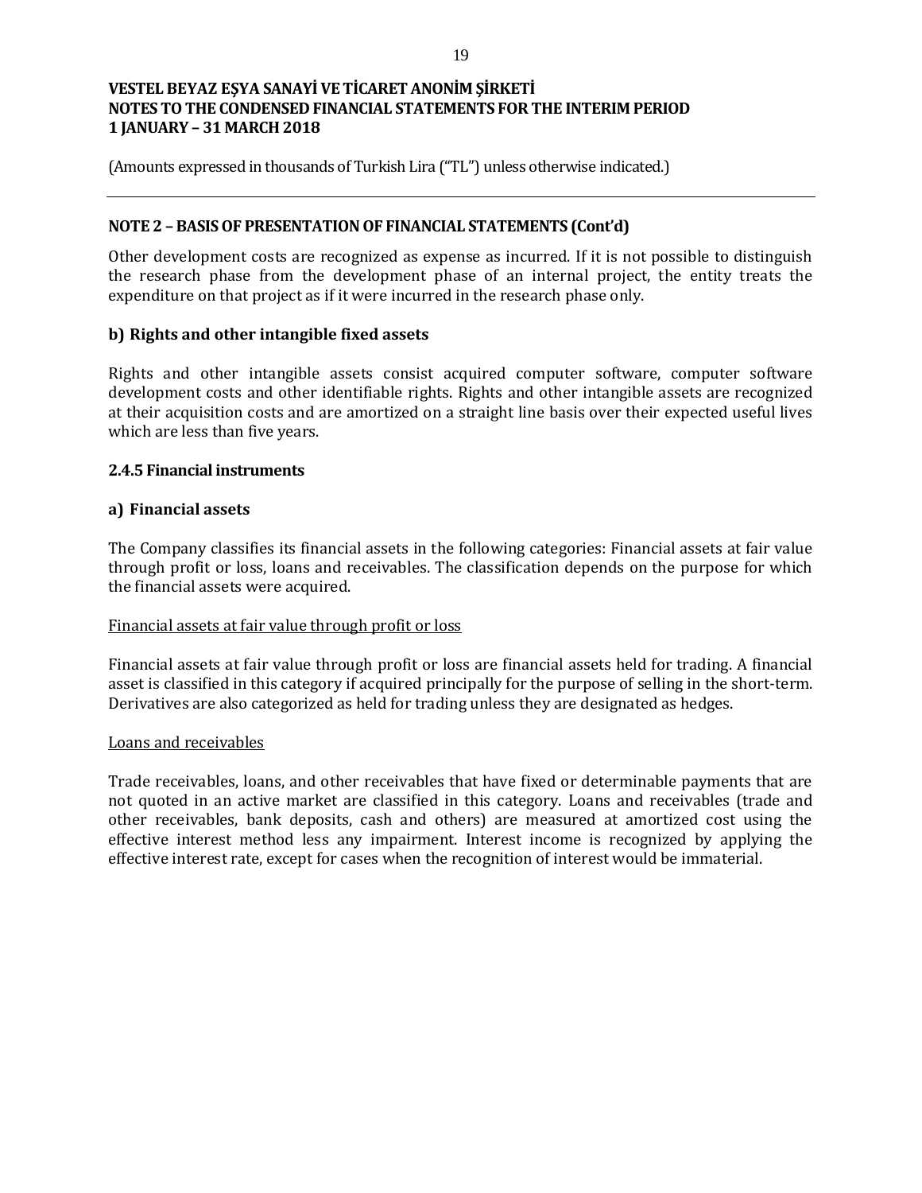## NOTE 2 – BASIS OF PRESENTATION OF FINANCIAL STATEMENTS (Cont'd)

Other development costs are recognized as expense as incurred. If it is not possible to distinguish the research phase from the development phase of an internal project, the entity treats the expenditure on that project as if it were incurred in the research phase only.

### b) Rights and other intangible fixed assets

Rights and other intangible assets consist acquired computer software, computer software development costs and other identifiable rights. Rights and other intangible assets are recognized at their acquisition costs and are amortized on a straight line basis over their expected useful lives which are less than five years.

### 2.4.5 Financial instruments

### a) Financial assets

The Company classifies its financial assets in the following categories: Financial assets at fair value through profit or loss, loans and receivables. The classification depends on the purpose for which the financial assets were acquired.

<u>Financial assets at fair value through profit or loss</u>

Financial assets at fair value through profit or loss are financial assets held for trading. A financial asset is classified in this category if acquired principally for the purpose of selling in the short-term. Derivatives are also categorized as held for trading unless they are designated as hedges.

<u>Loans and receivables</u>

Trade receivables, loans, and other receivables that have fixed or determinable payments that are not quoted in an active market are classified in this category. Loans and receivables (trade and other receivables, bank deposits, cash and others) are measured at amortized cost using the effective interest method less any impairment. Interest income is recognized by applying the effective interest rate, except for cases when the recognition of interest would be immaterial.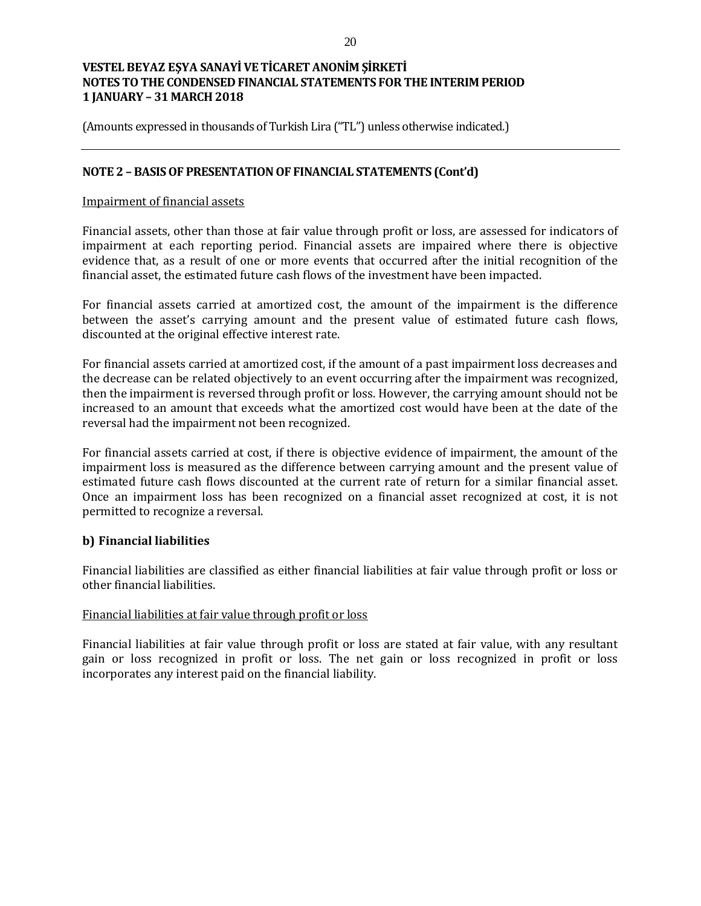## NOTE 2 – BASIS OF PRESENTATION OF FINANCIAL STATEMENTS (Cont'd)

Impairment of financial assets

Financial assets, other than those at fair value through profit or loss, are assessed for indicators of impairment at each reporting period. Financial assets are impaired where there is objective evidence that, as a result of one or more events that occurred after the initial recognition of the financial asset, the estimated future cash flows of the investment have been impacted.

For financial assets carried at amortized cost, the amount of the impairment is the difference between the asset's carrying amount and the present value of estimated future cash flows, discounted at the original effective interest rate.

For financial assets carried at amortized cost, if the amount of a past impairment loss decreases and the decrease can be related objectively to an event occurring after the impairment was recognized, then the impairment is reversed through profit or loss. However, the carrying amount should not be increased to an amount that exceeds what the amortized cost would have been at the date of the reversal had the impairment not been recognized.

For financial assets carried at cost, if there is objective evidence of impairment, the amount of the impairment loss is measured as the difference between carrying amount and the present value of estimated future cash flows discounted at the current rate of return for a similar financial asset. Once an impairment loss has been recognized on a financial asset recognized at cost, it is not permitted to recognize a reversal.

### b) Financial liabilities

Financial liabilities are classified as either financial liabilities at fair value through profit or loss or other financial liabilities.

Financial liabilities at fair value through profit or loss

Financial liabilities at fair value through profit or loss are stated at fair value, with any resultant gain or loss recognized in profit or loss. The net gain or loss recognized in profit or loss incorporates any interest paid on the financial liability.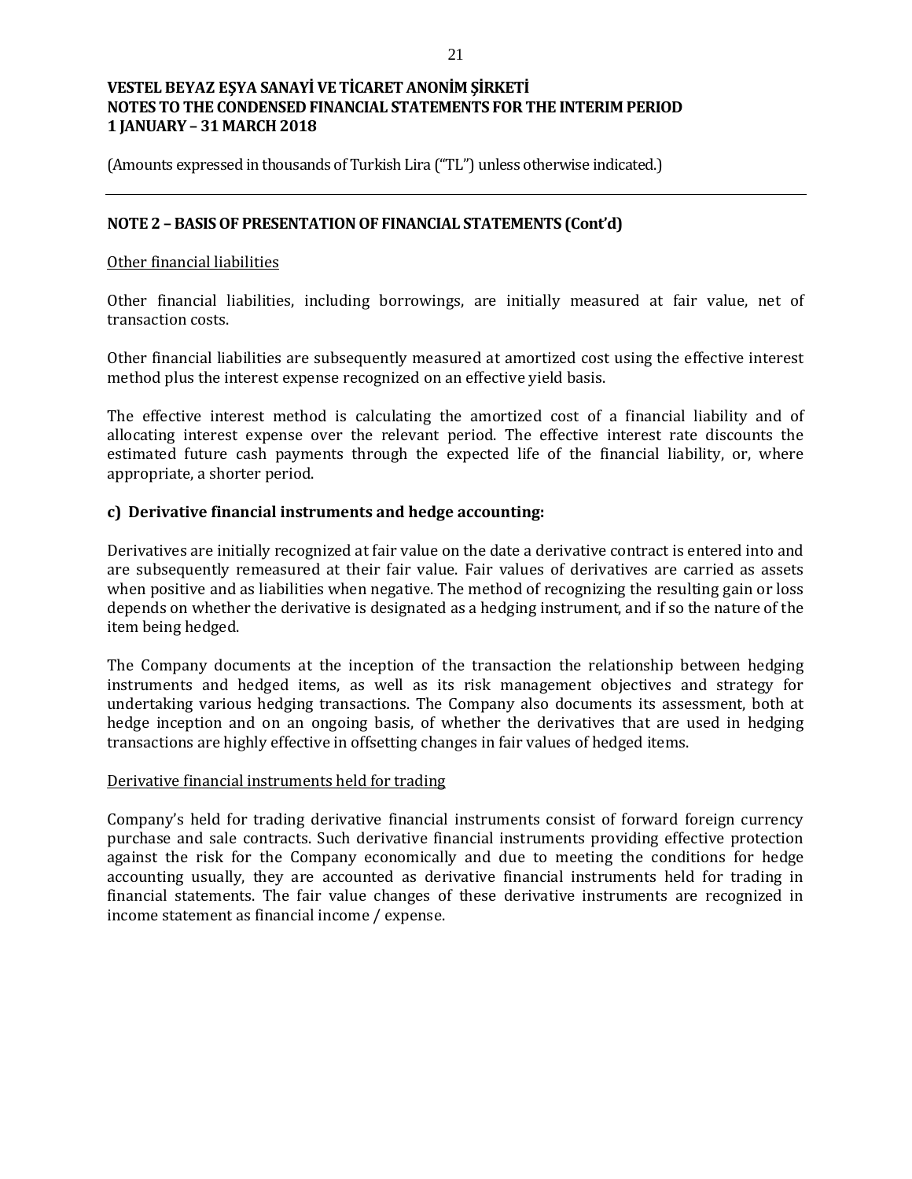## NOTE 2 – BASIS OF PRESENTATION OF FINANCIAL STATEMENTS (Cont'd)

Other financial liabilities

Other financial liabilities, including borrowings, are initially measured at fair value, net of transaction costs.

Other financial liabilities are subsequently measured at amortized cost using the effective interest method plus the interest expense recognized on an effective yield basis.

The effective interest method is calculating the amortized cost of a financial liability and of allocating interest expense over the relevant period. The effective interest rate discounts the estimated future cash payments through the expected life of the financial liability, or, where appropriate, a shorter period.

### c) Derivative financial instruments and hedge accounting:

Derivatives are initially recognized at fair value on the date a derivative contract is entered into and are subsequently remeasured at their fair value. Fair values of derivatives are carried as assets when positive and as liabilities when negative. The method of recognizing the resulting gain or loss depends on whether the derivative is designated as a hedging instrument, and if so the nature of the item being hedged.

The Company documents at the inception of the transaction the relationship between hedging instruments and hedged items, as well as its risk management objectives and strategy for undertaking various hedging transactions. The Company also documents its assessment, both at hedge inception and on an ongoing basis, of whether the derivatives that are used in hedging transactions are highly effective in offsetting changes in fair values of hedged items.

Derivative financial instruments held for trading

Company's held for trading derivative financial instruments consist of forward foreign currency purchase and sale contracts. Such derivative financial instruments providing effective protection against the risk for the Company economically and due to meeting the conditions for hedge accounting usually, they are accounted as derivative financial instruments held for trading in financial statements. The fair value changes of these derivative instruments are recognized in income statement as financial income / expense.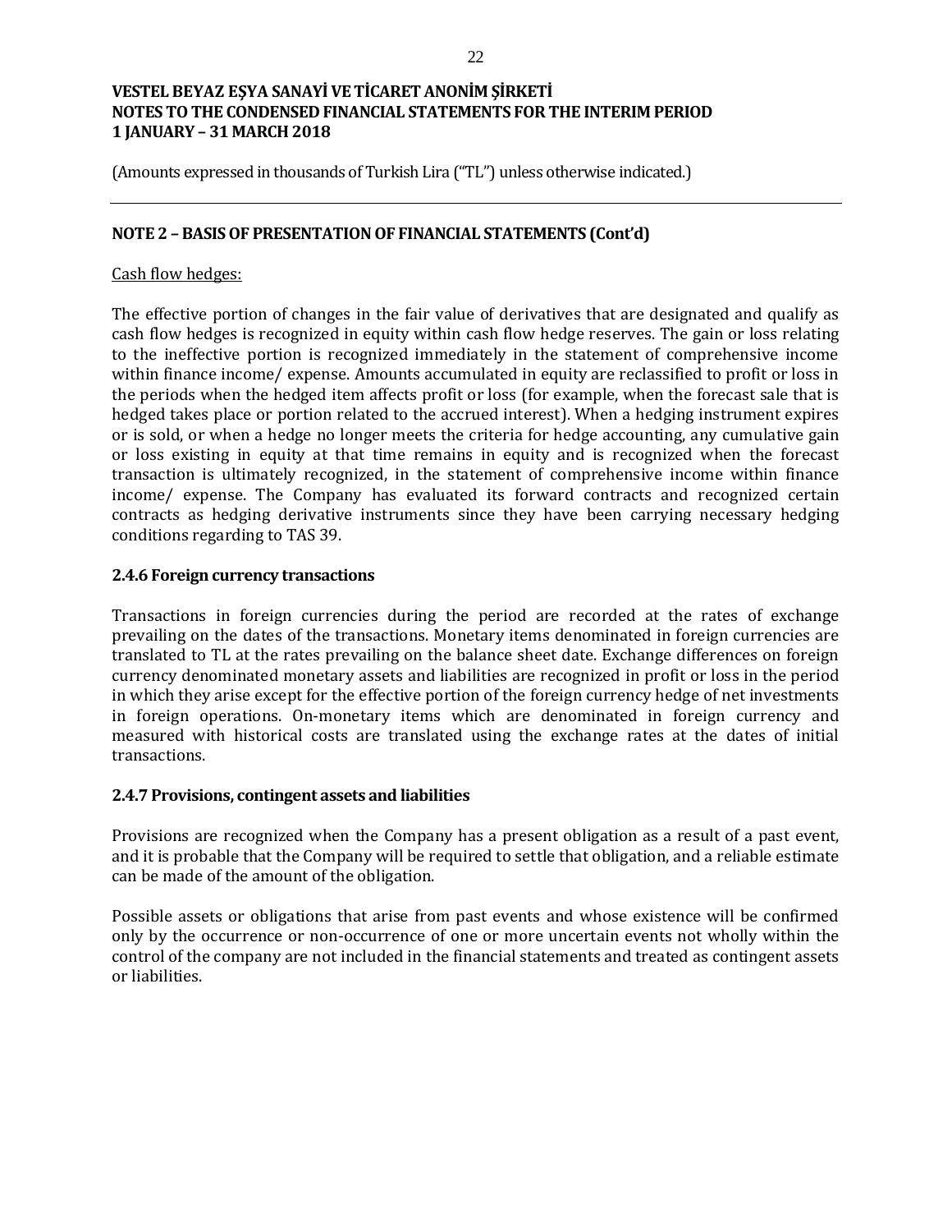(Amounts expressed in thousands of Turkish Lira ("TL") unless otherwise indicated.)

## NOTE 2 – BASIS OF PRESENTATION OF FINANCIAL STATEMENTS (Cont'd)

Cash flow hedges:

The effective portion of changes in the fair value of derivatives that are designated and qualify as cash flow hedges is recognized in equity within cash flow hedge reserves. The gain or loss relating to the ineffective portion is recognized immediately in the statement of comprehensive income within finance income/ expense. Amounts accumulated in equity are reclassified to profit or loss in the periods when the hedged item affects profit or loss (for example, when the forecast sale that is hedged takes place or portion related to the accrued interest). When a hedging instrument expires or is sold, or when a hedge no longer meets the criteria for hedge accounting, any cumulative gain or loss existing in equity at that time remains in equity and is recognized when the forecast transaction is ultimately recognized, in the statement of comprehensive income within finance income/ expense. The Company has evaluated its forward contracts and recognized certain contracts as hedging derivative instruments since they have been carrying necessary hedging conditions regarding to TAS 39.

### 2.4.6 Foreign currency transactions

Transactions in foreign currencies during the period are recorded at the rates of exchange prevailing on the dates of the transactions. Monetary items denominated in foreign currencies are translated to TL at the rates prevailing on the balance sheet date. Exchange differences on foreign currency denominated monetary assets and liabilities are recognized in profit or loss in the period in which they arise except for the effective portion of the foreign currency hedge of net investments in foreign operations. On-monetary items which are denominated in foreign currency and measured with historical costs are translated using the exchange rates at the dates of initial transactions.

### 2.4.7 Provisions, contingent assets and liabilities

Provisions are recognized when the Company has a present obligation as a result of a past event, and it is probable that the Company will be required to settle that obligation, and a reliable estimate can be made of the amount of the obligation.

Possible assets or obligations that arise from past events and whose existence will be confirmed only by the occurrence or non-occurrence of one or more uncertain events not wholly within the control of the company are not included in the financial statements and treated as contingent assets or liabilities.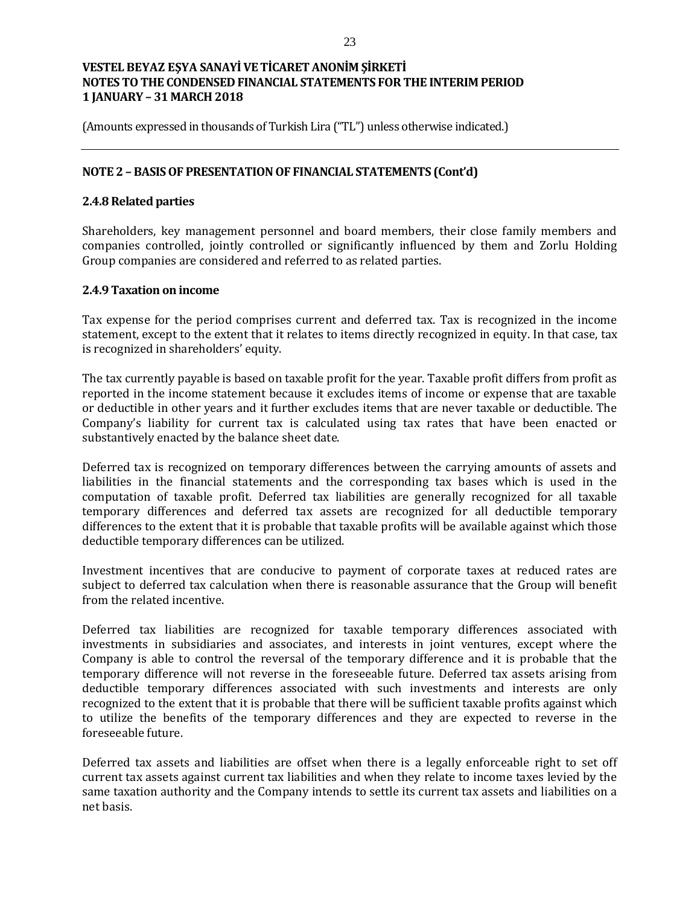## NOTE 2 – BASIS OF PRESENTATION OF FINANCIAL STATEMENTS (Cont'd)

### 2.4.8 Related parties

Shareholders, key management personnel and board members, their close family members and companies controlled, jointly controlled or significantly influenced by them and Zorlu Holding Group companies are considered and referred to as related parties.

### 2.4.9 Taxation on income

Tax expense for the period comprises current and deferred tax. Tax is recognized in the income statement, except to the extent that it relates to items directly recognized in equity. In that case, tax is recognized in shareholders' equity.

The tax currently payable is based on taxable profit for the year. Taxable profit differs from profit as reported in the income statement because it excludes items of income or expense that are taxable or deductible in other years and it further excludes items that are never taxable or deductible. The Company's liability for current tax is calculated using tax rates that have been enacted or substantively enacted by the balance sheet date.

Deferred tax is recognized on temporary differences between the carrying amounts of assets and liabilities in the financial statements and the corresponding tax bases which is used in the computation of taxable profit. Deferred tax liabilities are generally recognized for all taxable temporary differences and deferred tax assets are recognized for all deductible temporary differences to the extent that it is probable that taxable profits will be available against which those deductible temporary differences can be utilized.

Investment incentives that are conducive to payment of corporate taxes at reduced rates are subject to deferred tax calculation when there is reasonable assurance that the Group will benefit from the related incentive.

Deferred tax liabilities are recognized for taxable temporary differences associated with investments in subsidiaries and associates, and interests in joint ventures, except where the Company is able to control the reversal of the temporary difference and it is probable that the temporary difference will not reverse in the foreseeable future. Deferred tax assets arising from deductible temporary differences associated with such investments and interests are only recognized to the extent that it is probable that there will be sufficient taxable profits against which to utilize the benefits of the temporary differences and they are expected to reverse in the foreseeable future.

Deferred tax assets and liabilities are offset when there is a legally enforceable right to set off current tax assets against current tax liabilities and when they relate to income taxes levied by the same taxation authority and the Company intends to settle its current tax assets and liabilities on a net basis.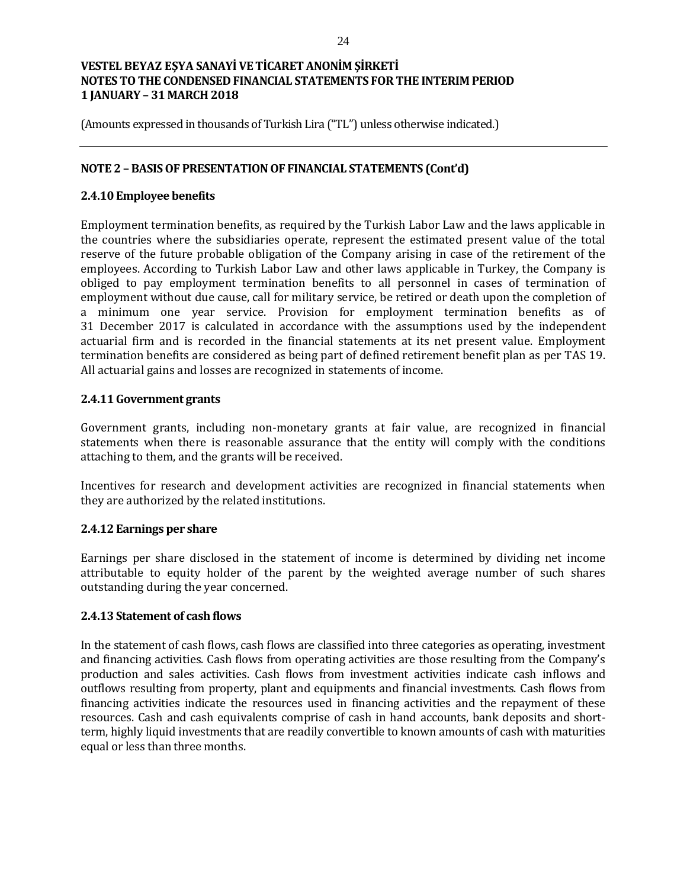VESTEL BEYAZ EŞYA SANAYİ VE TİCARET ANONİM ŞİRKETİ
NOTES TO THE CONDENSED FINANCIAL STATEMENTS FOR THE INTERIM PERIOD
1 JANUARY – 31 MARCH 2018

(Amounts expressed in thousands of Turkish Lira ("TL") unless otherwise indicated.)

## NOTE 2 – BASIS OF PRESENTATION OF FINANCIAL STATEMENTS (Cont'd)

### 2.4.10 Employee benefits

Employment termination benefits, as required by the Turkish Labor Law and the laws applicable in the countries where the subsidiaries operate, represent the estimated present value of the total reserve of the future probable obligation of the Company arising in case of the retirement of the employees. According to Turkish Labor Law and other laws applicable in Turkey, the Company is obliged to pay employment termination benefits to all personnel in cases of termination of employment without due cause, call for military service, be retired or death upon the completion of a minimum one year service. Provision for employment termination benefits as of 31 December 2017 is calculated in accordance with the assumptions used by the independent actuarial firm and is recorded in the financial statements at its net present value. Employment termination benefits are considered as being part of defined retirement benefit plan as per TAS 19. All actuarial gains and losses are recognized in statements of income.

### 2.4.11 Government grants

Government grants, including non-monetary grants at fair value, are recognized in financial statements when there is reasonable assurance that the entity will comply with the conditions attaching to them, and the grants will be received.

Incentives for research and development activities are recognized in financial statements when they are authorized by the related institutions.

### 2.4.12 Earnings per share

Earnings per share disclosed in the statement of income is determined by dividing net income attributable to equity holder of the parent by the weighted average number of such shares outstanding during the year concerned.

### 2.4.13 Statement of cash flows

In the statement of cash flows, cash flows are classified into three categories as operating, investment and financing activities. Cash flows from operating activities are those resulting from the Company's production and sales activities. Cash flows from investment activities indicate cash inflows and outflows resulting from property, plant and equipments and financial investments. Cash flows from financing activities indicate the resources used in financing activities and the repayment of these resources. Cash and cash equivalents comprise of cash in hand accounts, bank deposits and short-term, highly liquid investments that are readily convertible to known amounts of cash with maturities equal or less than three months.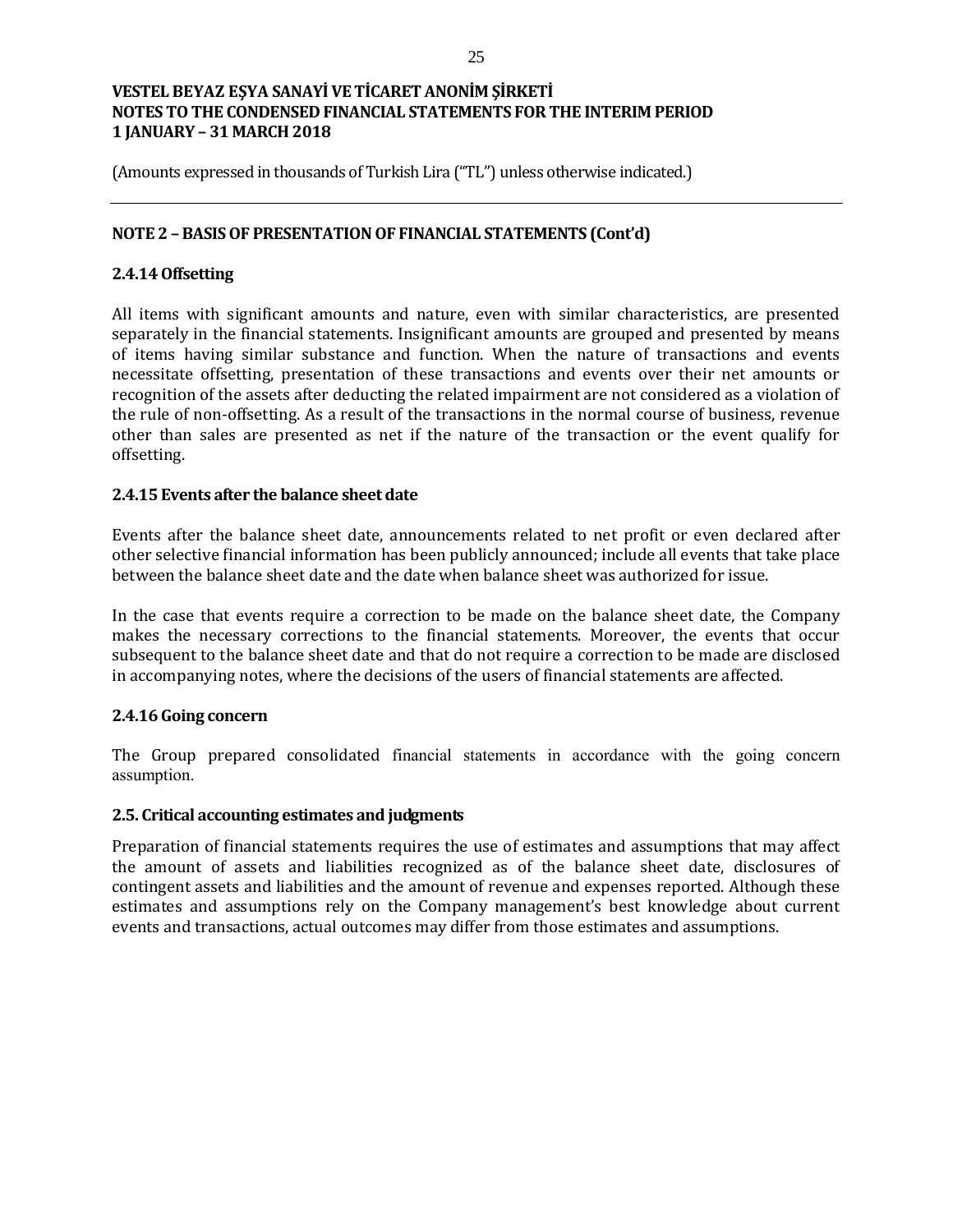(Amounts expressed in thousands of Turkish Lira ("TL") unless otherwise indicated.)

## NOTE 2 – BASIS OF PRESENTATION OF FINANCIAL STATEMENTS (Cont'd)

### 2.4.14 Offsetting

All items with significant amounts and nature, even with similar characteristics, are presented separately in the financial statements. Insignificant amounts are grouped and presented by means of items having similar substance and function. When the nature of transactions and events necessitate offsetting, presentation of these transactions and events over their net amounts or recognition of the assets after deducting the related impairment are not considered as a violation of the rule of non-offsetting. As a result of the transactions in the normal course of business, revenue other than sales are presented as net if the nature of the transaction or the event qualify for offsetting.

### 2.4.15 Events after the balance sheet date

Events after the balance sheet date, announcements related to net profit or even declared after other selective financial information has been publicly announced; include all events that take place between the balance sheet date and the date when balance sheet was authorized for issue.

In the case that events require a correction to be made on the balance sheet date, the Company makes the necessary corrections to the financial statements. Moreover, the events that occur subsequent to the balance sheet date and that do not require a correction to be made are disclosed in accompanying notes, where the decisions of the users of financial statements are affected.

### 2.4.16 Going concern

The Group prepared consolidated financial statements in accordance with the going concern assumption.

### 2.5. Critical accounting estimates and judgments

Preparation of financial statements requires the use of estimates and assumptions that may affect the amount of assets and liabilities recognized as of the balance sheet date, disclosures of contingent assets and liabilities and the amount of revenue and expenses reported. Although these estimates and assumptions rely on the Company management's best knowledge about current events and transactions, actual outcomes may differ from those estimates and assumptions.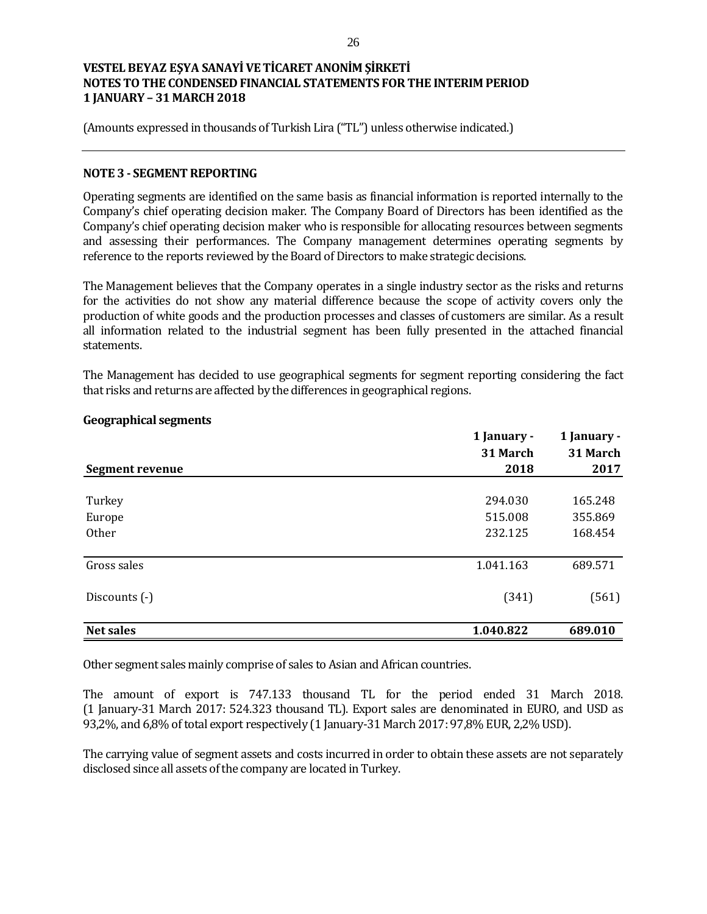**VESTEL BEYAZ EŞYA SANAYİ VE TİCARET ANONİM ŞİRKETİ**
**NOTES TO THE CONDENSED FINANCIAL STATEMENTS FOR THE INTERIM PERIOD**
**1 JANUARY – 31 MARCH 2018**

(Amounts expressed in thousands of Turkish Lira ("TL") unless otherwise indicated.)

## NOTE 3 - SEGMENT REPORTING

Operating segments are identified on the same basis as financial information is reported internally to the Company's chief operating decision maker. The Company Board of Directors has been identified as the Company's chief operating decision maker who is responsible for allocating resources between segments and assessing their performances. The Company management determines operating segments by reference to the reports reviewed by the Board of Directors to make strategic decisions.

The Management believes that the Company operates in a single industry sector as the risks and returns for the activities do not show any material difference because the scope of activity covers only the production of white goods and the production processes and classes of customers are similar. As a result all information related to the industrial segment has been fully presented in the attached financial statements.

The Management has decided to use geographical segments for segment reporting considering the fact that risks and returns are affected by the differences in geographical regions.

### Geographical segments

| Segment revenue | 1 January - 31 March 2018 | 1 January - 31 March 2017 |
|---|---|---|
| Turkey | 294.030 | 165.248 |
| Europe | 515.008 | 355.869 |
| Other | 232.125 | 168.454 |
| Gross sales | 1.041.163 | 689.571 |
| Discounts (-) | (341) | (561) |
| **Net sales** | **1.040.822** | **689.010** |

Other segment sales mainly comprise of sales to Asian and African countries.

The amount of export is 747.133 thousand TL for the period ended 31 March 2018. (1 January-31 March 2017: 524.323 thousand TL). Export sales are denominated in EURO, and USD as 93,2%, and 6,8% of total export respectively (1 January-31 March 2017: 97,8% EUR, 2,2% USD).

The carrying value of segment assets and costs incurred in order to obtain these assets are not separately disclosed since all assets of the company are located in Turkey.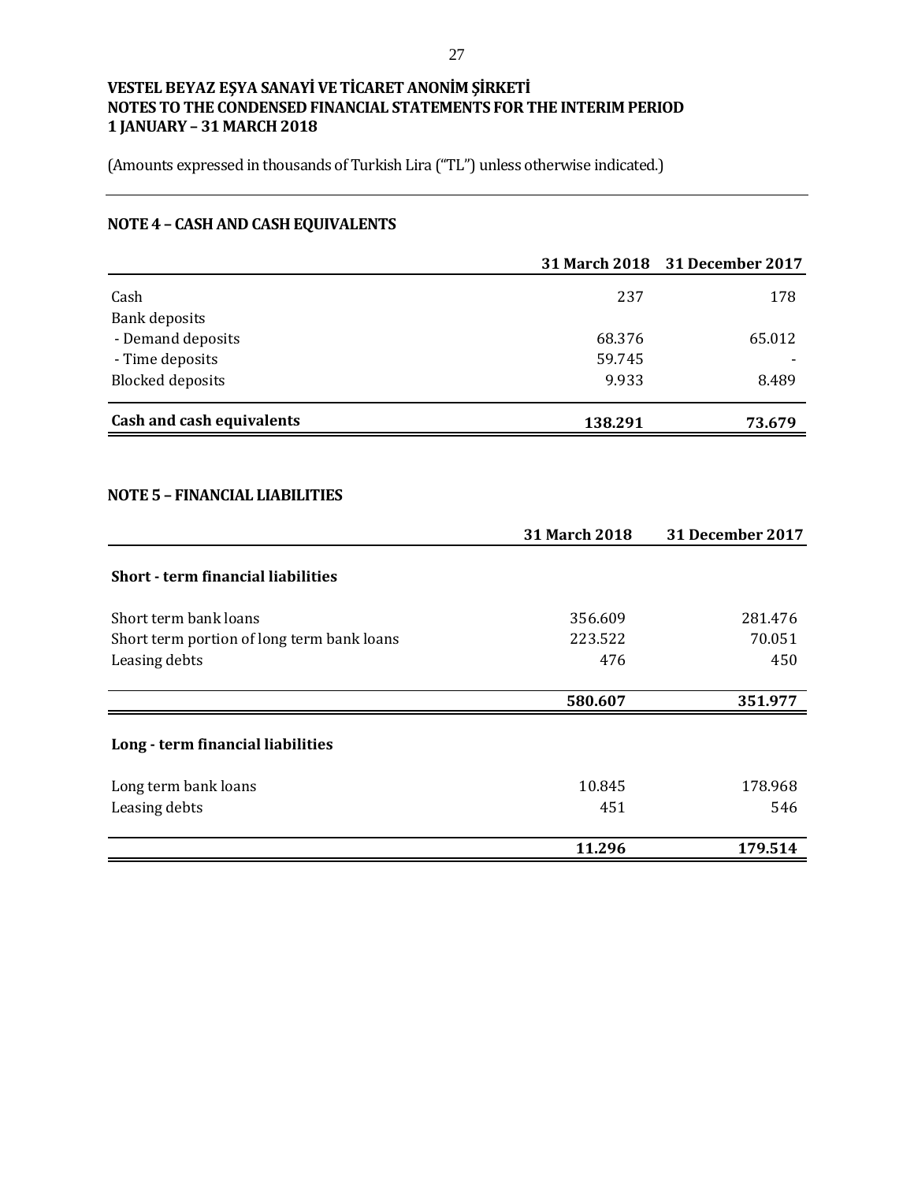**VESTEL BEYAZ EŞYA SANAYİ VE TİCARET ANONİM ŞİRKETİ**
**NOTES TO THE CONDENSED FINANCIAL STATEMENTS FOR THE INTERIM PERIOD**
**1 JANUARY – 31 MARCH 2018**

(Amounts expressed in thousands of Turkish Lira ("TL") unless otherwise indicated.)

## NOTE 4 – CASH AND CASH EQUIVALENTS

| | 31 March 2018 | 31 December 2017 |
|---|---|---|
| Cash | 237 | 178 |
| Bank deposits | | |
| - Demand deposits | 68.376 | 65.012 |
| - Time deposits | 59.745 | - |
| Blocked deposits | 9.933 | 8.489 |
| **Cash and cash equivalents** | **138.291** | **73.679** |

## NOTE 5 – FINANCIAL LIABILITIES

| | 31 March 2018 | 31 December 2017 |
|---|---|---|
| **Short - term financial liabilities** | | |
| Short term bank loans | 356.609 | 281.476 |
| Short term portion of long term bank loans | 223.522 | 70.051 |
| Leasing debts | 476 | 450 |
| | **580.607** | **351.977** |
| **Long - term financial liabilities** | | |
| Long term bank loans | 10.845 | 178.968 |
| Leasing debts | 451 | 546 |
| | **11.296** | **179.514** |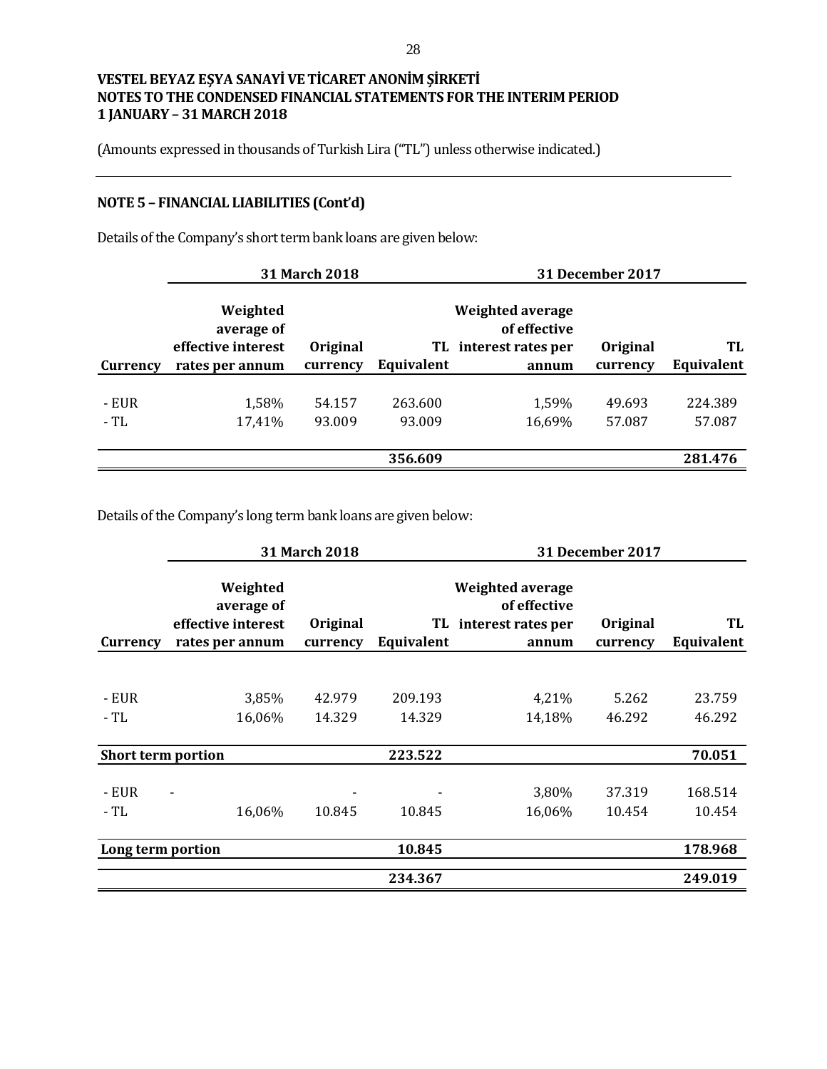# VESTEL BEYAZ EŞYA SANAYİ VE TİCARET ANONİM ŞİRKETİ
# NOTES TO THE CONDENSED FINANCIAL STATEMENTS FOR THE INTERIM PERIOD
# 1 JANUARY – 31 MARCH 2018

(Amounts expressed in thousands of Turkish Lira ("TL") unless otherwise indicated.)

## NOTE 5 – FINANCIAL LIABILITIES (Cont'd)

Details of the Company's short term bank loans are given below:

| | 31 March 2018 | | | 31 December 2017 | | |
|---|---|---|---|---|---|---|
| **Currency** | **Weighted average of effective interest rates per annum** | **Original currency** | **TL Equivalent** | **Weighted average of effective interest rates per annum** | **Original currency** | **TL Equivalent** |
| - EUR | 1,58% | 54.157 | 263.600 | 1,59% | 49.693 | 224.389 |
| - TL | 17,41% | 93.009 | 93.009 | 16,69% | 57.087 | 57.087 |
| | | | **356.609** | | | **281.476** |

Details of the Company's long term bank loans are given below:

| | 31 March 2018 | | | 31 December 2017 | | |
|---|---|---|---|---|---|---|
| **Currency** | **Weighted average of effective interest rates per annum** | **Original currency** | **TL Equivalent** | **Weighted average of effective interest rates per annum** | **Original currency** | **TL Equivalent** |
| - EUR | 3,85% | 42.979 | 209.193 | 4,21% | 5.262 | 23.759 |
| - TL | 16,06% | 14.329 | 14.329 | 14,18% | 46.292 | 46.292 |
| **Short term portion** | | | **223.522** | | | **70.051** |
| - EUR | - | - | - | 3,80% | 37.319 | 168.514 |
| - TL | 16,06% | 10.845 | 10.845 | 16,06% | 10.454 | 10.454 |
| **Long term portion** | | | **10.845** | | | **178.968** |
| | | | **234.367** | | | **249.019** |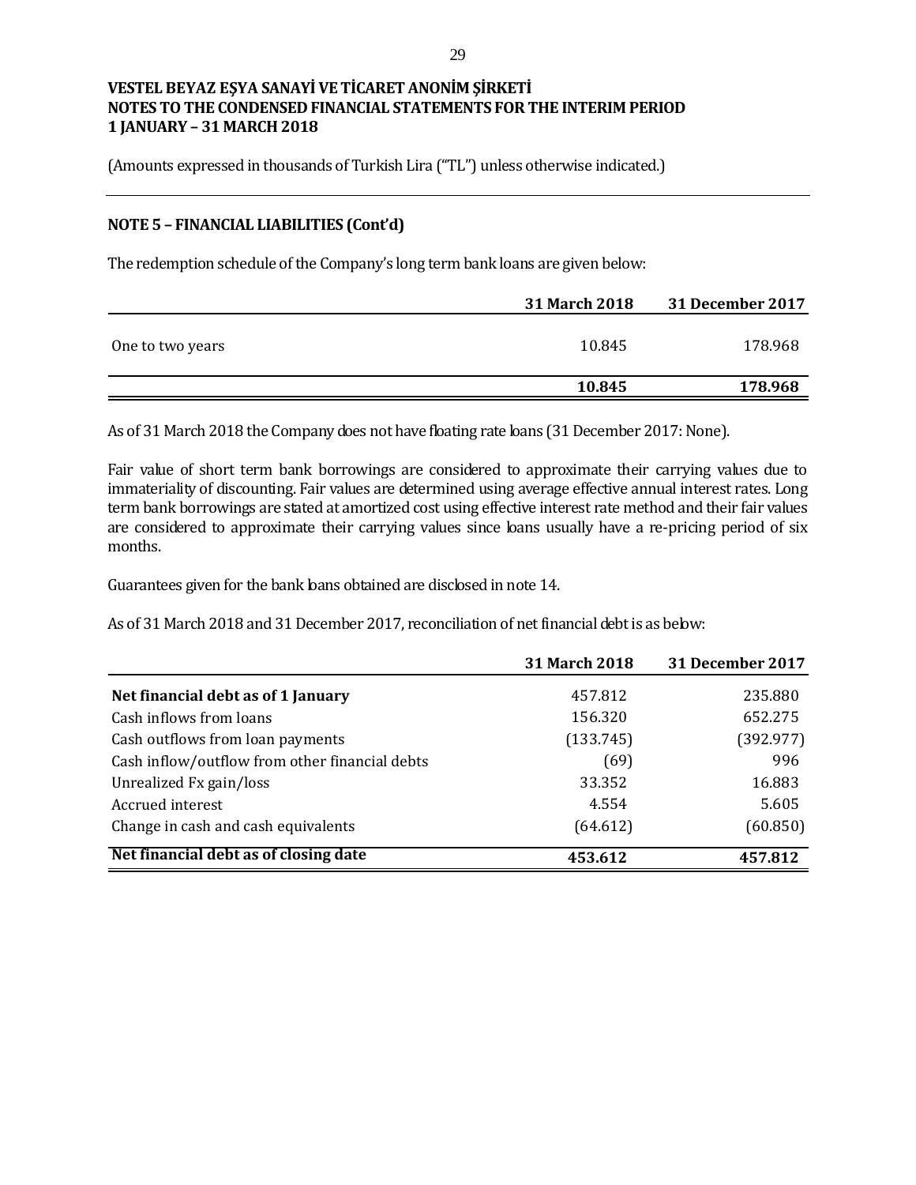VESTEL BEYAZ EŞYA SANAYİ VE TİCARET ANONİM ŞİRKETİ
NOTES TO THE CONDENSED FINANCIAL STATEMENTS FOR THE INTERIM PERIOD
1 JANUARY – 31 MARCH 2018

(Amounts expressed in thousands of Turkish Lira ("TL") unless otherwise indicated.)

## NOTE 5 – FINANCIAL LIABILITIES (Cont'd)

The redemption schedule of the Company's long term bank loans are given below:

| | 31 March 2018 | 31 December 2017 |
|---|---|---|
| One to two years | 10.845 | 178.968 |
| | **10.845** | **178.968** |

As of 31 March 2018 the Company does not have floating rate loans (31 December 2017: None).

Fair value of short term bank borrowings are considered to approximate their carrying values due to immateriality of discounting. Fair values are determined using average effective annual interest rates. Long term bank borrowings are stated at amortized cost using effective interest rate method and their fair values are considered to approximate their carrying values since loans usually have a re-pricing period of six months.

Guarantees given for the bank loans obtained are disclosed in note 14.

As of 31 March 2018 and 31 December 2017, reconciliation of net financial debt is as below:

| | 31 March 2018 | 31 December 2017 |
|---|---|---|
| **Net financial debt as of 1 January** | 457.812 | 235.880 |
| Cash inflows from loans | 156.320 | 652.275 |
| Cash outflows from loan payments | (133.745) | (392.977) |
| Cash inflow/outflow from other financial debts | (69) | 996 |
| Unrealized Fx gain/loss | 33.352 | 16.883 |
| Accrued interest | 4.554 | 5.605 |
| Change in cash and cash equivalents | (64.612) | (60.850) |
| **Net financial debt as of closing date** | **453.612** | **457.812** |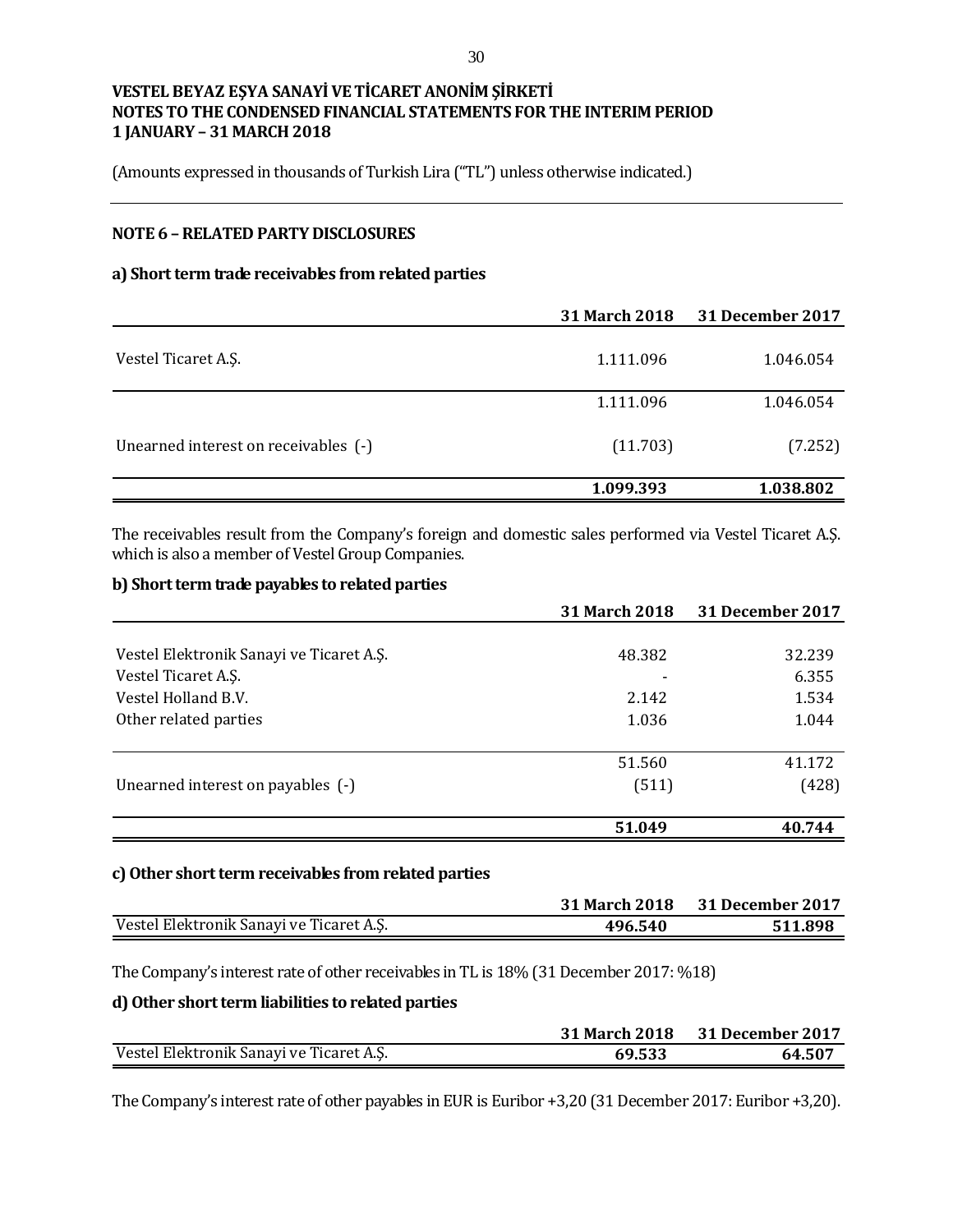**VESTEL BEYAZ EŞYA SANAYİ VE TİCARET ANONİM ŞİRKETİ**
**NOTES TO THE CONDENSED FINANCIAL STATEMENTS FOR THE INTERIM PERIOD**
**1 JANUARY – 31 MARCH 2018**

(Amounts expressed in thousands of Turkish Lira ("TL") unless otherwise indicated.)

## NOTE 6 – RELATED PARTY DISCLOSURES

### a) Short term trade receivables from related parties

| | 31 March 2018 | 31 December 2017 |
|---|---|---|
| Vestel Ticaret A.Ş. | 1.111.096 | 1.046.054 |
| | 1.111.096 | 1.046.054 |
| Unearned interest on receivables (-) | (11.703) | (7.252) |
| | **1.099.393** | **1.038.802** |

The receivables result from the Company's foreign and domestic sales performed via Vestel Ticaret A.Ş. which is also a member of Vestel Group Companies.

### b) Short term trade payables to related parties

| | 31 March 2018 | 31 December 2017 |
|---|---|---|
| Vestel Elektronik Sanayi ve Ticaret A.Ş. | 48.382 | 32.239 |
| Vestel Ticaret A.Ş. | - | 6.355 |
| Vestel Holland B.V. | 2.142 | 1.534 |
| Other related parties | 1.036 | 1.044 |
| | 51.560 | 41.172 |
| Unearned interest on payables (-) | (511) | (428) |
| | **51.049** | **40.744** |

### c) Other short term receivables from related parties

| | 31 March 2018 | 31 December 2017 |
|---|---|---|
| Vestel Elektronik Sanayi ve Ticaret A.Ş. | **496.540** | **511.898** |

The Company's interest rate of other receivables in TL is 18% (31 December 2017: %18)

### d) Other short term liabilities to related parties

| | 31 March 2018 | 31 December 2017 |
|---|---|---|
| Vestel Elektronik Sanayi ve Ticaret A.Ş. | **69.533** | **64.507** |

The Company's interest rate of other payables in EUR is Euribor +3,20 (31 December 2017: Euribor +3,20).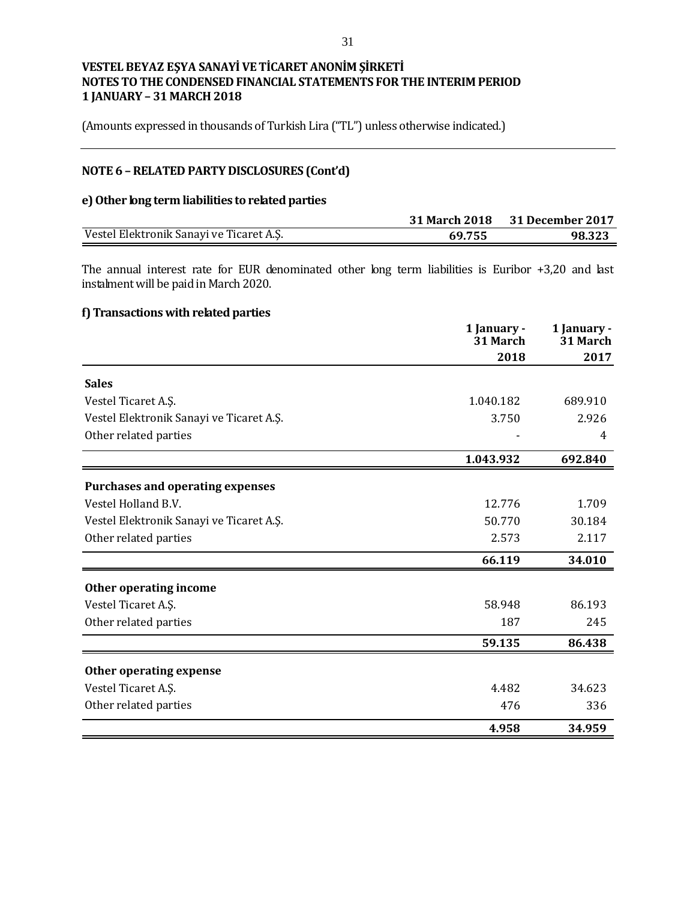# VESTEL BEYAZ EŞYA SANAYİ VE TİCARET ANONİM ŞİRKETİ
# NOTES TO THE CONDENSED FINANCIAL STATEMENTS FOR THE INTERIM PERIOD
# 1 JANUARY – 31 MARCH 2018

(Amounts expressed in thousands of Turkish Lira ("TL") unless otherwise indicated.)

## NOTE 6 – RELATED PARTY DISCLOSURES (Cont'd)

### e) Other long term liabilities to related parties

| | 31 March 2018 | 31 December 2017 |
|---|---|---|
| Vestel Elektronik Sanayi ve Ticaret A.Ş. | **69.755** | **98.323** |

The annual interest rate for EUR denominated other long term liabilities is Euribor +3,20 and last instalment will be paid in March 2020.

### f) Transactions with related parties

| | 1 January - 31 March 2018 | 1 January - 31 March 2017 |
|---|---|---|
| **Sales** | | |
| Vestel Ticaret A.Ş. | 1.040.182 | 689.910 |
| Vestel Elektronik Sanayi ve Ticaret A.Ş. | 3.750 | 2.926 |
| Other related parties | - | 4 |
| | **1.043.932** | **692.840** |
| **Purchases and operating expenses** | | |
| Vestel Holland B.V. | 12.776 | 1.709 |
| Vestel Elektronik Sanayi ve Ticaret A.Ş. | 50.770 | 30.184 |
| Other related parties | 2.573 | 2.117 |
| | **66.119** | **34.010** |
| **Other operating income** | | |
| Vestel Ticaret A.Ş. | 58.948 | 86.193 |
| Other related parties | 187 | 245 |
| | **59.135** | **86.438** |
| **Other operating expense** | | |
| Vestel Ticaret A.Ş. | 4.482 | 34.623 |
| Other related parties | 476 | 336 |
| | **4.958** | **34.959** |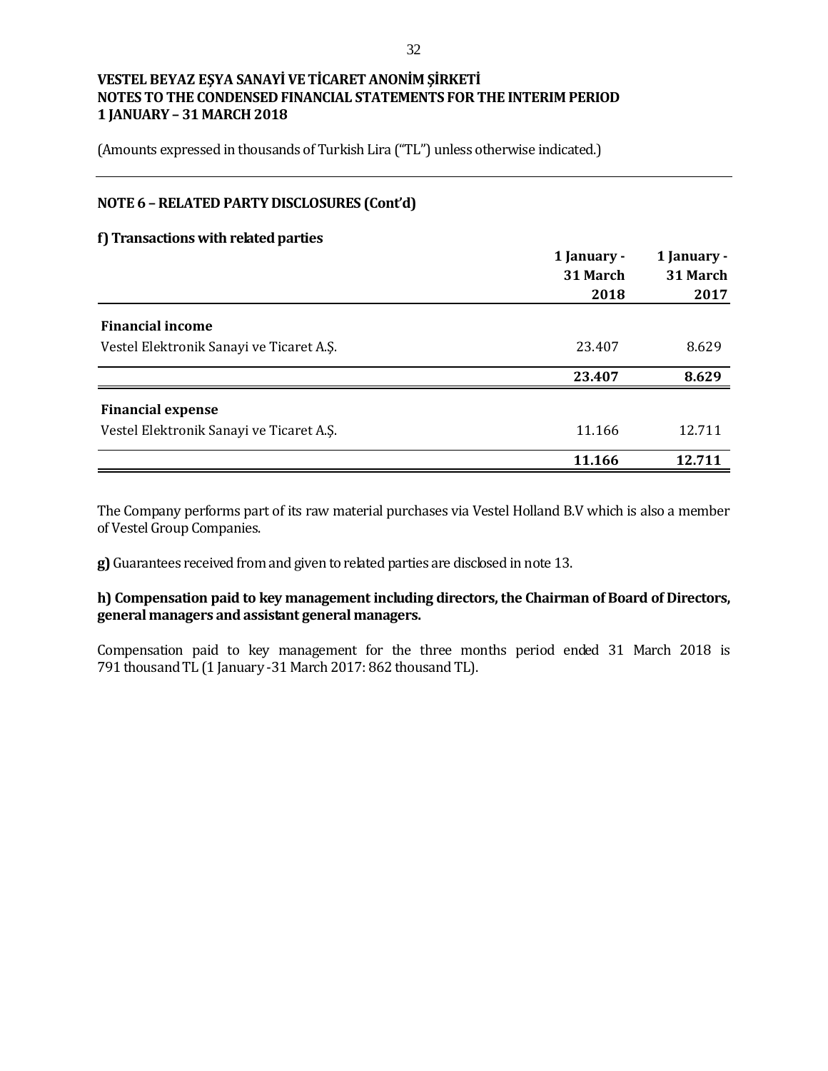VESTEL BEYAZ EŞYA SANAYİ VE TİCARET ANONİM ŞİRKETİ
NOTES TO THE CONDENSED FINANCIAL STATEMENTS FOR THE INTERIM PERIOD
1 JANUARY – 31 MARCH 2018

(Amounts expressed in thousands of Turkish Lira ("TL") unless otherwise indicated.)

## NOTE 6 – RELATED PARTY DISCLOSURES (Cont'd)

### f) Transactions with related parties

| | 1 January - 31 March 2018 | 1 January - 31 March 2017 |
|---|---|---|
| **Financial income** | | |
| Vestel Elektronik Sanayi ve Ticaret A.Ş. | 23.407 | 8.629 |
| | **23.407** | **8.629** |
| **Financial expense** | | |
| Vestel Elektronik Sanayi ve Ticaret A.Ş. | 11.166 | 12.711 |
| | **11.166** | **12.711** |

The Company performs part of its raw material purchases via Vestel Holland B.V which is also a member of Vestel Group Companies.

**g)** Guarantees received from and given to related parties are disclosed in note 13.

**h) Compensation paid to key management including directors, the Chairman of Board of Directors, general managers and assistant general managers.**

Compensation paid to key management for the three months period ended 31 March 2018 is 791 thousand TL (1 January -31 March 2017: 862 thousand TL).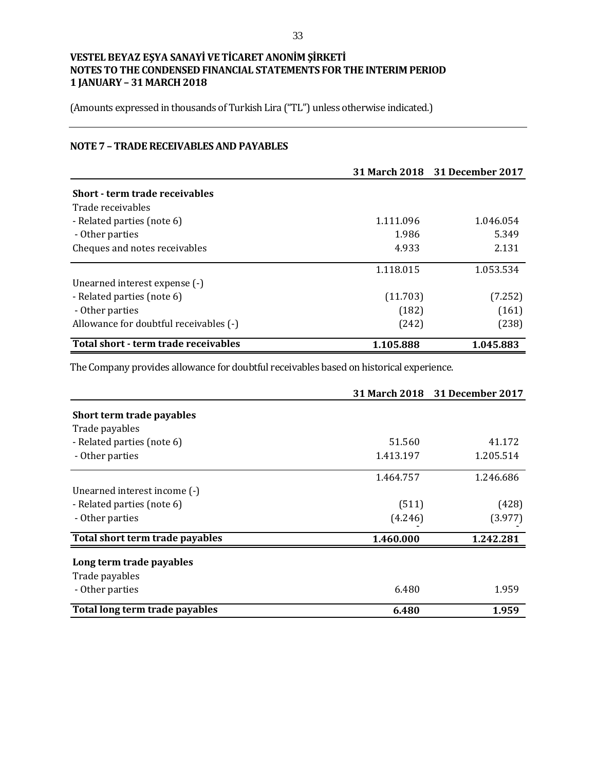# VESTEL BEYAZ EŞYA SANAYİ VE TİCARET ANONİM ŞİRKETİ
## NOTES TO THE CONDENSED FINANCIAL STATEMENTS FOR THE INTERIM PERIOD
## 1 JANUARY – 31 MARCH 2018

(Amounts expressed in thousands of Turkish Lira ("TL") unless otherwise indicated.)

### NOTE 7 – TRADE RECEIVABLES AND PAYABLES

| | 31 March 2018 | 31 December 2017 |
|---|---|---|
| **Short - term trade receivables** | | |
| Trade receivables | | |
| - Related parties (note 6) | 1.111.096 | 1.046.054 |
| - Other parties | 1.986 | 5.349 |
| Cheques and notes receivables | 4.933 | 2.131 |
| | 1.118.015 | 1.053.534 |
| Unearned interest expense (-) | | |
| - Related parties (note 6) | (11.703) | (7.252) |
| - Other parties | (182) | (161) |
| Allowance for doubtful receivables (-) | (242) | (238) |
| **Total short - term trade receivables** | **1.105.888** | **1.045.883** |

The Company provides allowance for doubtful receivables based on historical experience.

| | 31 March 2018 | 31 December 2017 |
|---|---|---|
| **Short term trade payables** | | |
| Trade payables | | |
| - Related parties (note 6) | 51.560 | 41.172 |
| - Other parties | 1.413.197 | 1.205.514 |
| | 1.464.757 | 1.246.686 |
| Unearned interest income (-) | | |
| - Related parties (note 6) | (511) | (428) |
| - Other parties | (4.246) | (3.977) |
| **Total short term trade payables** | **1.460.000** | **1.242.281** |
| **Long term trade payables** | | |
| Trade payables | | |
| - Other parties | 6.480 | 1.959 |
| **Total long term trade payables** | **6.480** | **1.959** |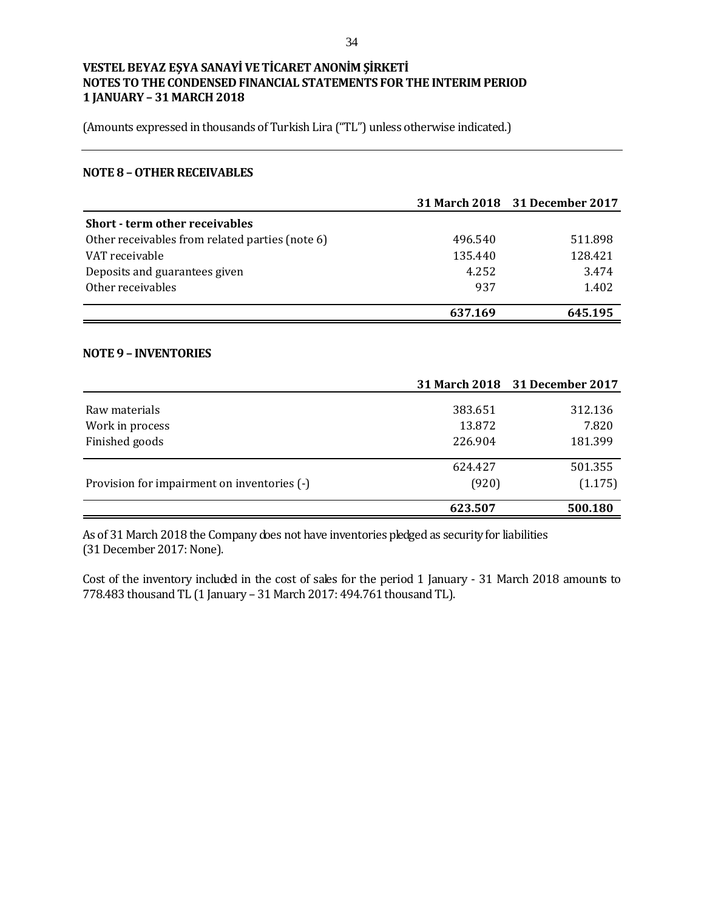**VESTEL BEYAZ EŞYA SANAYİ VE TİCARET ANONİM ŞİRKETİ**
**NOTES TO THE CONDENSED FINANCIAL STATEMENTS FOR THE INTERIM PERIOD**
**1 JANUARY – 31 MARCH 2018**

(Amounts expressed in thousands of Turkish Lira ("TL") unless otherwise indicated.)

## NOTE 8 – OTHER RECEIVABLES

| | 31 March 2018 | 31 December 2017 |
|---|---|---|
| **Short - term other receivables** | | |
| Other receivables from related parties (note 6) | 496.540 | 511.898 |
| VAT receivable | 135.440 | 128.421 |
| Deposits and guarantees given | 4.252 | 3.474 |
| Other receivables | 937 | 1.402 |
| | **637.169** | **645.195** |

## NOTE 9 – INVENTORIES

| | 31 March 2018 | 31 December 2017 |
|---|---|---|
| Raw materials | 383.651 | 312.136 |
| Work in process | 13.872 | 7.820 |
| Finished goods | 226.904 | 181.399 |
| | 624.427 | 501.355 |
| Provision for impairment on inventories (-) | (920) | (1.175) |
| | **623.507** | **500.180** |

As of 31 March 2018 the Company does not have inventories pledged as security for liabilities (31 December 2017: None).

Cost of the inventory included in the cost of sales for the period 1 January - 31 March 2018 amounts to 778.483 thousand TL (1 January – 31 March 2017: 494.761 thousand TL).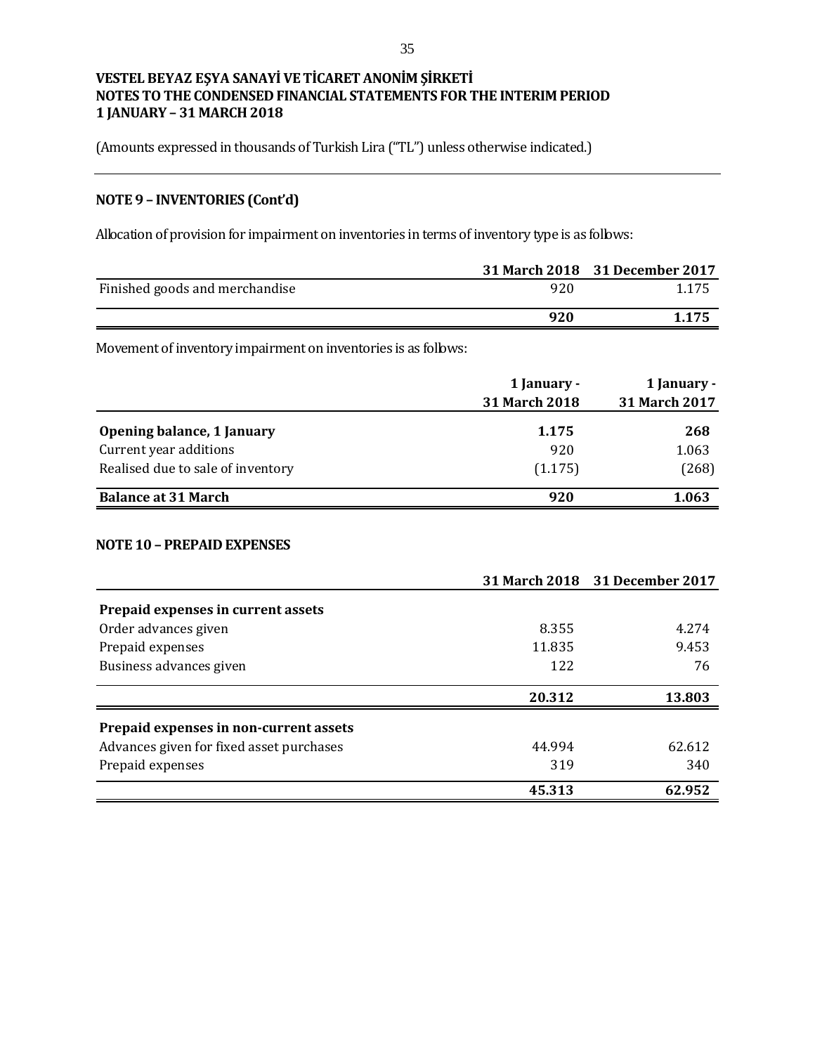**VESTEL BEYAZ EŞYA SANAYİ VE TİCARET ANONİM ŞİRKETİ**
**NOTES TO THE CONDENSED FINANCIAL STATEMENTS FOR THE INTERIM PERIOD**
**1 JANUARY – 31 MARCH 2018**

(Amounts expressed in thousands of Turkish Lira ("TL") unless otherwise indicated.)

## NOTE 9 – INVENTORIES (Cont'd)

Allocation of provision for impairment on inventories in terms of inventory type is as follows:

| | 31 March 2018 | 31 December 2017 |
|---|---|---|
| Finished goods and merchandise | 920 | 1.175 |
| | **920** | **1.175** |

Movement of inventory impairment on inventories is as follows:

| | 1 January - 31 March 2018 | 1 January - 31 March 2017 |
|---|---|---|
| **Opening balance, 1 January** | **1.175** | **268** |
| Current year additions | 920 | 1.063 |
| Realised due to sale of inventory | (1.175) | (268) |
| **Balance at 31 March** | **920** | **1.063** |

## NOTE 10 – PREPAID EXPENSES

| | 31 March 2018 | 31 December 2017 |
|---|---|---|
| **Prepaid expenses in current assets** | | |
| Order advances given | 8.355 | 4.274 |
| Prepaid expenses | 11.835 | 9.453 |
| Business advances given | 122 | 76 |
| | **20.312** | **13.803** |
| **Prepaid expenses in non-current assets** | | |
| Advances given for fixed asset purchases | 44.994 | 62.612 |
| Prepaid expenses | 319 | 340 |
| | **45.313** | **62.952** |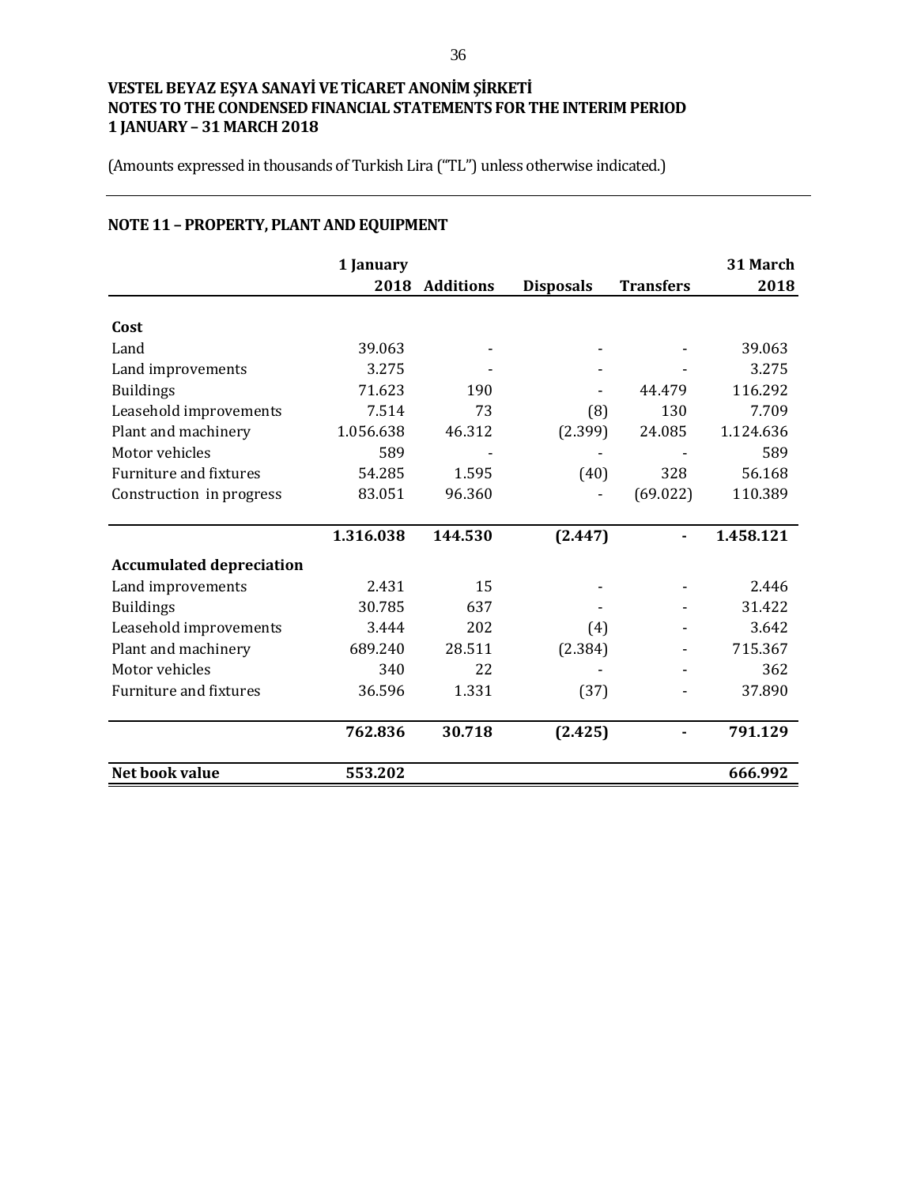**VESTEL BEYAZ EŞYA SANAYİ VE TİCARET ANONİM ŞİRKETİ**
**NOTES TO THE CONDENSED FINANCIAL STATEMENTS FOR THE INTERIM PERIOD**
**1 JANUARY – 31 MARCH 2018**

(Amounts expressed in thousands of Turkish Lira ("TL") unless otherwise indicated.)

## NOTE 11 – PROPERTY, PLANT AND EQUIPMENT

| | 1 January 2018 | Additions | Disposals | Transfers | 31 March 2018 |
|---|---|---|---|---|---|
| **Cost** | | | | | |
| Land | 39.063 | - | - | - | 39.063 |
| Land improvements | 3.275 | - | - | - | 3.275 |
| Buildings | 71.623 | 190 | - | 44.479 | 116.292 |
| Leasehold improvements | 7.514 | 73 | (8) | 130 | 7.709 |
| Plant and machinery | 1.056.638 | 46.312 | (2.399) | 24.085 | 1.124.636 |
| Motor vehicles | 589 | - | - | - | 589 |
| Furniture and fixtures | 54.285 | 1.595 | (40) | 328 | 56.168 |
| Construction in progress | 83.051 | 96.360 | - | (69.022) | 110.389 |
| | **1.316.038** | **144.530** | **(2.447)** | **-** | **1.458.121** |
| **Accumulated depreciation** | | | | | |
| Land improvements | 2.431 | 15 | - | - | 2.446 |
| Buildings | 30.785 | 637 | - | - | 31.422 |
| Leasehold improvements | 3.444 | 202 | (4) | - | 3.642 |
| Plant and machinery | 689.240 | 28.511 | (2.384) | - | 715.367 |
| Motor vehicles | 340 | 22 | - | - | 362 |
| Furniture and fixtures | 36.596 | 1.331 | (37) | - | 37.890 |
| | **762.836** | **30.718** | **(2.425)** | **-** | **791.129** |
| **Net book value** | **553.202** | | | | **666.992** |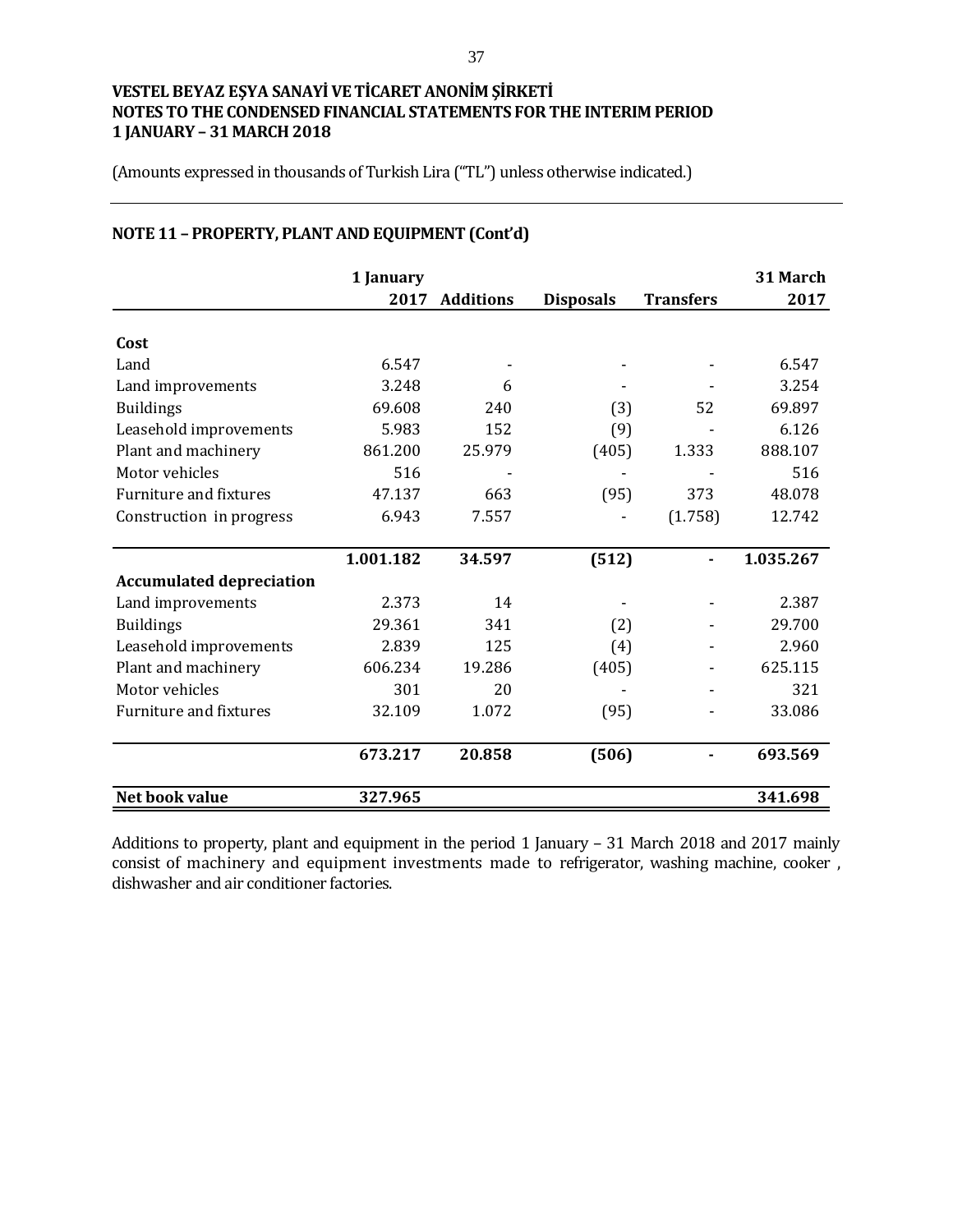**VESTEL BEYAZ EŞYA SANAYİ VE TİCARET ANONİM ŞİRKETİ**
**NOTES TO THE CONDENSED FINANCIAL STATEMENTS FOR THE INTERIM PERIOD**
**1 JANUARY – 31 MARCH 2018**

(Amounts expressed in thousands of Turkish Lira ("TL") unless otherwise indicated.)

## NOTE 11 – PROPERTY, PLANT AND EQUIPMENT (Cont'd)

| | 1 January 2017 | Additions | Disposals | Transfers | 31 March 2017 |
|---|---|---|---|---|---|
| **Cost** | | | | | |
| Land | 6.547 | - | - | - | 6.547 |
| Land improvements | 3.248 | 6 | - | - | 3.254 |
| Buildings | 69.608 | 240 | (3) | 52 | 69.897 |
| Leasehold improvements | 5.983 | 152 | (9) | - | 6.126 |
| Plant and machinery | 861.200 | 25.979 | (405) | 1.333 | 888.107 |
| Motor vehicles | 516 | - | - | - | 516 |
| Furniture and fixtures | 47.137 | 663 | (95) | 373 | 48.078 |
| Construction in progress | 6.943 | 7.557 | - | (1.758) | 12.742 |
| | **1.001.182** | **34.597** | **(512)** | **-** | **1.035.267** |
| **Accumulated depreciation** | | | | | |
| Land improvements | 2.373 | 14 | - | - | 2.387 |
| Buildings | 29.361 | 341 | (2) | - | 29.700 |
| Leasehold improvements | 2.839 | 125 | (4) | - | 2.960 |
| Plant and machinery | 606.234 | 19.286 | (405) | - | 625.115 |
| Motor vehicles | 301 | 20 | - | - | 321 |
| Furniture and fixtures | 32.109 | 1.072 | (95) | - | 33.086 |
| | **673.217** | **20.858** | **(506)** | **-** | **693.569** |
| **Net book value** | **327.965** | | | | **341.698** |

Additions to property, plant and equipment in the period 1 January – 31 March 2018 and 2017 mainly consist of machinery and equipment investments made to refrigerator, washing machine, cooker , dishwasher and air conditioner factories.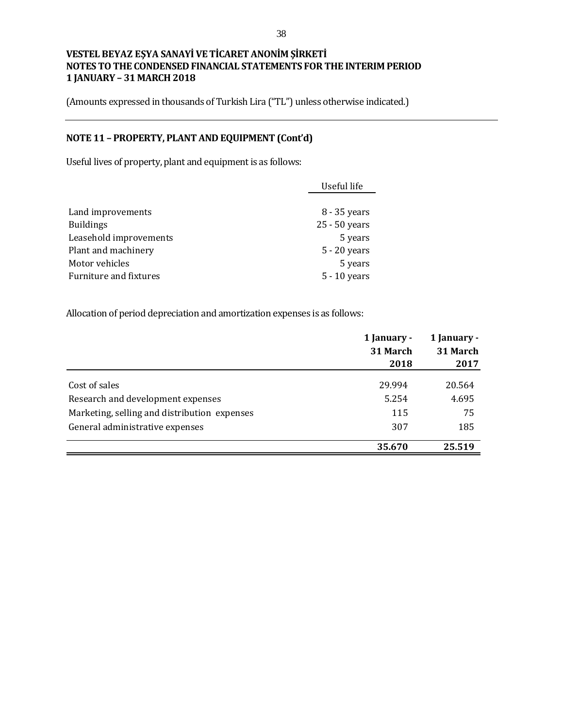**VESTEL BEYAZ EŞYA SANAYİ VE TİCARET ANONİM ŞİRKETİ**
**NOTES TO THE CONDENSED FINANCIAL STATEMENTS FOR THE INTERIM PERIOD**
**1 JANUARY – 31 MARCH 2018**

(Amounts expressed in thousands of Turkish Lira ("TL") unless otherwise indicated.)

## NOTE 11 – PROPERTY, PLANT AND EQUIPMENT (Cont'd)

Useful lives of property, plant and equipment is as follows:

| | Useful life |
|---|---|
| Land improvements | 8 - 35 years |
| Buildings | 25 - 50 years |
| Leasehold improvements | 5 years |
| Plant and machinery | 5 - 20 years |
| Motor vehicles | 5 years |
| Furniture and fixtures | 5 - 10 years |

Allocation of period depreciation and amortization expenses is as follows:

| | 1 January - 31 March 2018 | 1 January - 31 March 2017 |
|---|---|---|
| Cost of sales | 29.994 | 20.564 |
| Research and development expenses | 5.254 | 4.695 |
| Marketing, selling and distribution expenses | 115 | 75 |
| General administrative expenses | 307 | 185 |
| | **35.670** | **25.519** |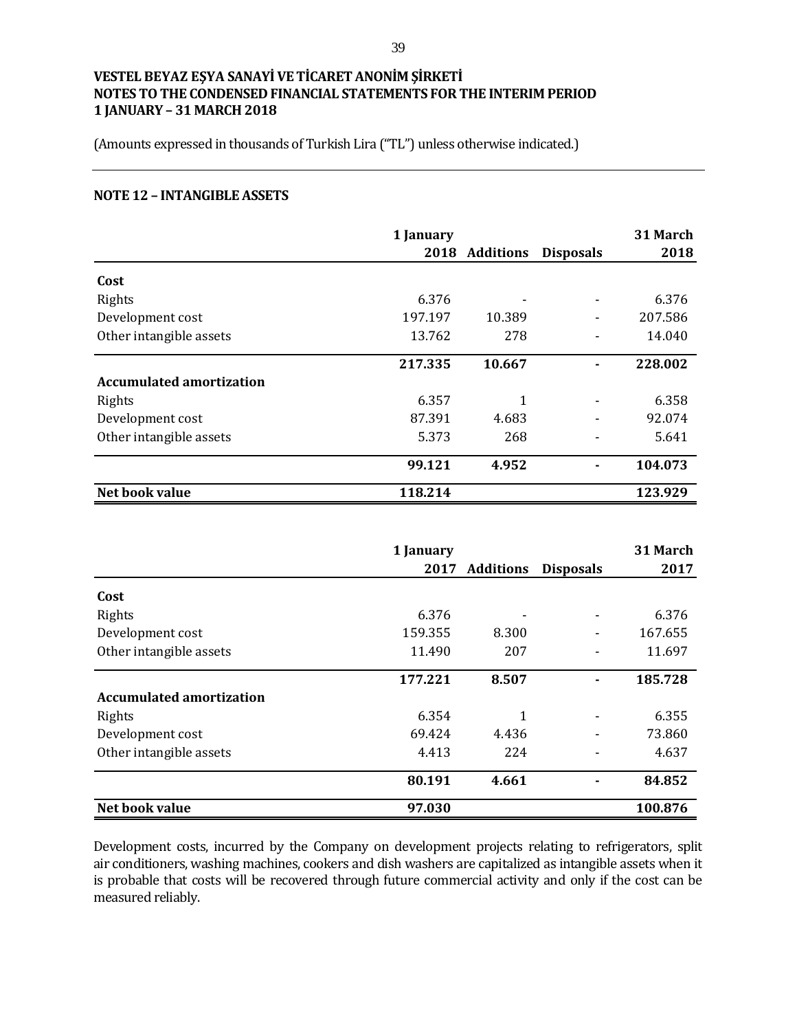VESTEL BEYAZ EŞYA SANAYİ VE TİCARET ANONİM ŞİRKETİ
NOTES TO THE CONDENSED FINANCIAL STATEMENTS FOR THE INTERIM PERIOD
1 JANUARY – 31 MARCH 2018

(Amounts expressed in thousands of Turkish Lira ("TL") unless otherwise indicated.)

## NOTE 12 – INTANGIBLE ASSETS

| | 1 January 2018 | Additions | Disposals | 31 March 2018 |
|---|---|---|---|---|
| **Cost** | | | | |
| Rights | 6.376 | - | - | 6.376 |
| Development cost | 197.197 | 10.389 | - | 207.586 |
| Other intangible assets | 13.762 | 278 | - | 14.040 |
| | **217.335** | **10.667** | **-** | **228.002** |
| **Accumulated amortization** | | | | |
| Rights | 6.357 | 1 | - | 6.358 |
| Development cost | 87.391 | 4.683 | - | 92.074 |
| Other intangible assets | 5.373 | 268 | - | 5.641 |
| | **99.121** | **4.952** | **-** | **104.073** |
| **Net book value** | **118.214** | | | **123.929** |

| | 1 January 2017 | Additions | Disposals | 31 March 2017 |
|---|---|---|---|---|
| **Cost** | | | | |
| Rights | 6.376 | - | - | 6.376 |
| Development cost | 159.355 | 8.300 | - | 167.655 |
| Other intangible assets | 11.490 | 207 | - | 11.697 |
| | **177.221** | **8.507** | **-** | **185.728** |
| **Accumulated amortization** | | | | |
| Rights | 6.354 | 1 | - | 6.355 |
| Development cost | 69.424 | 4.436 | - | 73.860 |
| Other intangible assets | 4.413 | 224 | - | 4.637 |
| | **80.191** | **4.661** | **-** | **84.852** |
| **Net book value** | **97.030** | | | **100.876** |

Development costs, incurred by the Company on development projects relating to refrigerators, split air conditioners, washing machines, cookers and dish washers are capitalized as intangible assets when it is probable that costs will be recovered through future commercial activity and only if the cost can be measured reliably.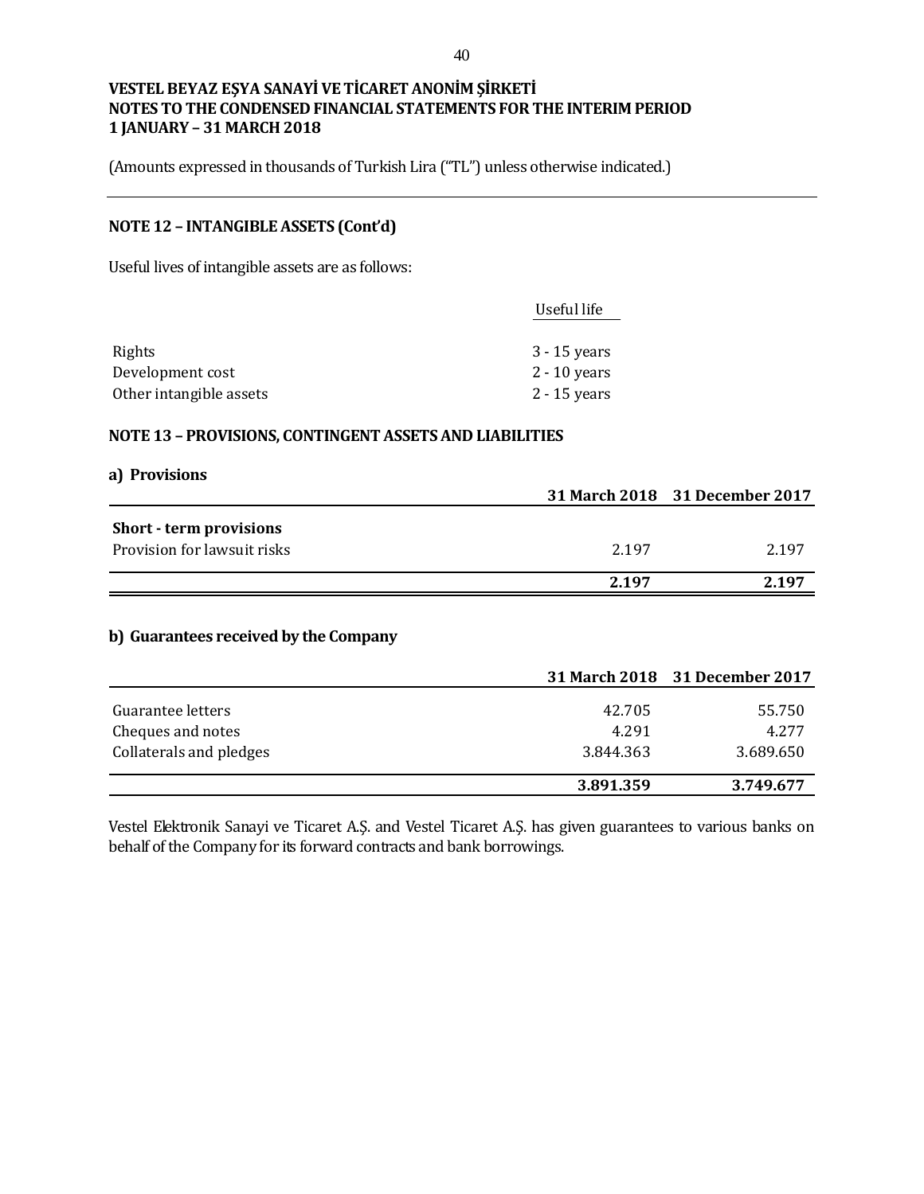**VESTEL BEYAZ EŞYA SANAYİ VE TİCARET ANONİM ŞİRKETİ**
**NOTES TO THE CONDENSED FINANCIAL STATEMENTS FOR THE INTERIM PERIOD**
**1 JANUARY – 31 MARCH 2018**

(Amounts expressed in thousands of Turkish Lira ("TL") unless otherwise indicated.)

## NOTE 12 – INTANGIBLE ASSETS (Cont'd)

Useful lives of intangible assets are as follows:

| | Useful life |
|---|---|
| Rights | 3 - 15 years |
| Development cost | 2 - 10 years |
| Other intangible assets | 2 - 15 years |

## NOTE 13 – PROVISIONS, CONTINGENT ASSETS AND LIABILITIES

### a) Provisions

| | 31 March 2018 | 31 December 2017 |
|---|---|---|
| **Short - term provisions** | | |
| Provision for lawsuit risks | 2.197 | 2.197 |
| | **2.197** | **2.197** |

### b) Guarantees received by the Company

| | 31 March 2018 | 31 December 2017 |
|---|---|---|
| Guarantee letters | 42.705 | 55.750 |
| Cheques and notes | 4.291 | 4.277 |
| Collaterals and pledges | 3.844.363 | 3.689.650 |
| | **3.891.359** | **3.749.677** |

Vestel Elektronik Sanayi ve Ticaret A.Ş. and Vestel Ticaret A.Ş. has given guarantees to various banks on behalf of the Company for its forward contracts and bank borrowings.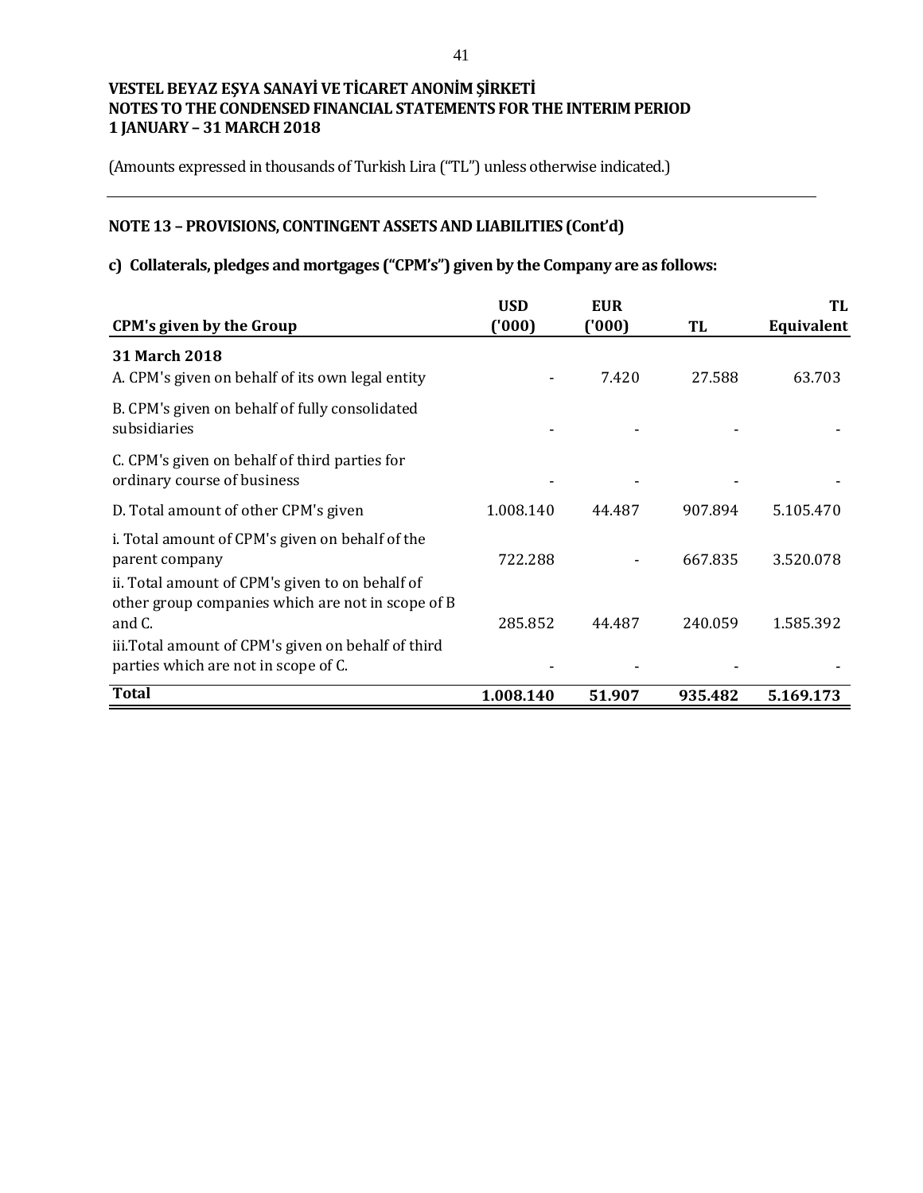**VESTEL BEYAZ EŞYA SANAYİ VE TİCARET ANONİM ŞİRKETİ**
**NOTES TO THE CONDENSED FINANCIAL STATEMENTS FOR THE INTERIM PERIOD**
**1 JANUARY – 31 MARCH 2018**

(Amounts expressed in thousands of Turkish Lira ("TL") unless otherwise indicated.)

## NOTE 13 – PROVISIONS, CONTINGENT ASSETS AND LIABILITIES (Cont'd)

### c) Collaterals, pledges and mortgages ("CPM's") given by the Company are as follows:

| CPM's given by the Group | USD ('000) | EUR ('000) | TL | TL Equivalent |
|---|---|---|---|---|
| **31 March 2018** | | | | |
| A. CPM's given on behalf of its own legal entity | - | 7.420 | 27.588 | 63.703 |
| B. CPM's given on behalf of fully consolidated subsidiaries | - | - | - | - |
| C. CPM's given on behalf of third parties for ordinary course of business | - | - | - | - |
| D. Total amount of other CPM's given | 1.008.140 | 44.487 | 907.894 | 5.105.470 |
| i. Total amount of CPM's given on behalf of the parent company | 722.288 | - | 667.835 | 3.520.078 |
| ii. Total amount of CPM's given to on behalf of other group companies which are not in scope of B and C. | 285.852 | 44.487 | 240.059 | 1.585.392 |
| iii.Total amount of CPM's given on behalf of third parties which are not in scope of C. | - | - | - | - |
| **Total** | **1.008.140** | **51.907** | **935.482** | **5.169.173** |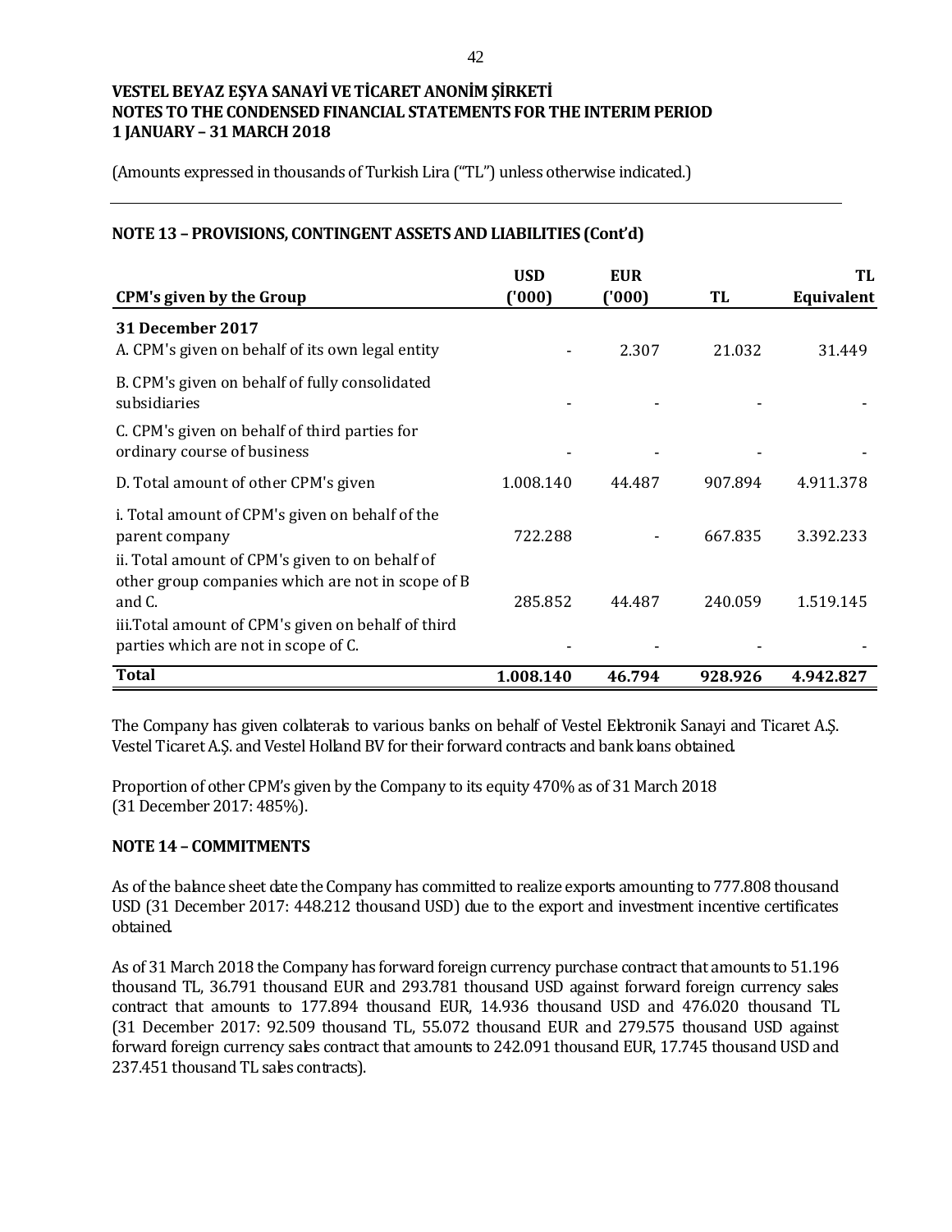VESTEL BEYAZ EŞYA SANAYİ VE TİCARET ANONİM ŞİRKETİ
NOTES TO THE CONDENSED FINANCIAL STATEMENTS FOR THE INTERIM PERIOD
1 JANUARY – 31 MARCH 2018

(Amounts expressed in thousands of Turkish Lira ("TL") unless otherwise indicated.)

## NOTE 13 – PROVISIONS, CONTINGENT ASSETS AND LIABILITIES (Cont'd)

| CPM's given by the Group | USD ('000) | EUR ('000) | TL | TL Equivalent |
|---|---|---|---|---|
| **31 December 2017** | | | | |
| A. CPM's given on behalf of its own legal entity | - | 2.307 | 21.032 | 31.449 |
| B. CPM's given on behalf of fully consolidated subsidiaries | - | - | - | - |
| C. CPM's given on behalf of third parties for ordinary course of business | - | - | - | - |
| D. Total amount of other CPM's given | 1.008.140 | 44.487 | 907.894 | 4.911.378 |
| i. Total amount of CPM's given on behalf of the parent company | 722.288 | - | 667.835 | 3.392.233 |
| ii. Total amount of CPM's given to on behalf of other group companies which are not in scope of B and C. | 285.852 | 44.487 | 240.059 | 1.519.145 |
| iii.Total amount of CPM's given on behalf of third parties which are not in scope of C. | - | - | - | - |
| **Total** | **1.008.140** | **46.794** | **928.926** | **4.942.827** |

The Company has given collaterals to various banks on behalf of Vestel Elektronik Sanayi and Ticaret A.Ş. Vestel Ticaret A.Ş. and Vestel Holland BV for their forward contracts and bank loans obtained.

Proportion of other CPM's given by the Company to its equity 470% as of 31 March 2018 (31 December 2017: 485%).

## NOTE 14 – COMMITMENTS

As of the balance sheet date the Company has committed to realize exports amounting to 777.808 thousand USD (31 December 2017: 448.212 thousand USD) due to the export and investment incentive certificates obtained.

As of 31 March 2018 the Company has forward foreign currency purchase contract that amounts to 51.196 thousand TL, 36.791 thousand EUR and 293.781 thousand USD against forward foreign currency sales contract that amounts to 177.894 thousand EUR, 14.936 thousand USD and 476.020 thousand TL (31 December 2017: 92.509 thousand TL, 55.072 thousand EUR and 279.575 thousand USD against forward foreign currency sales contract that amounts to 242.091 thousand EUR, 17.745 thousand USD and 237.451 thousand TL sales contracts).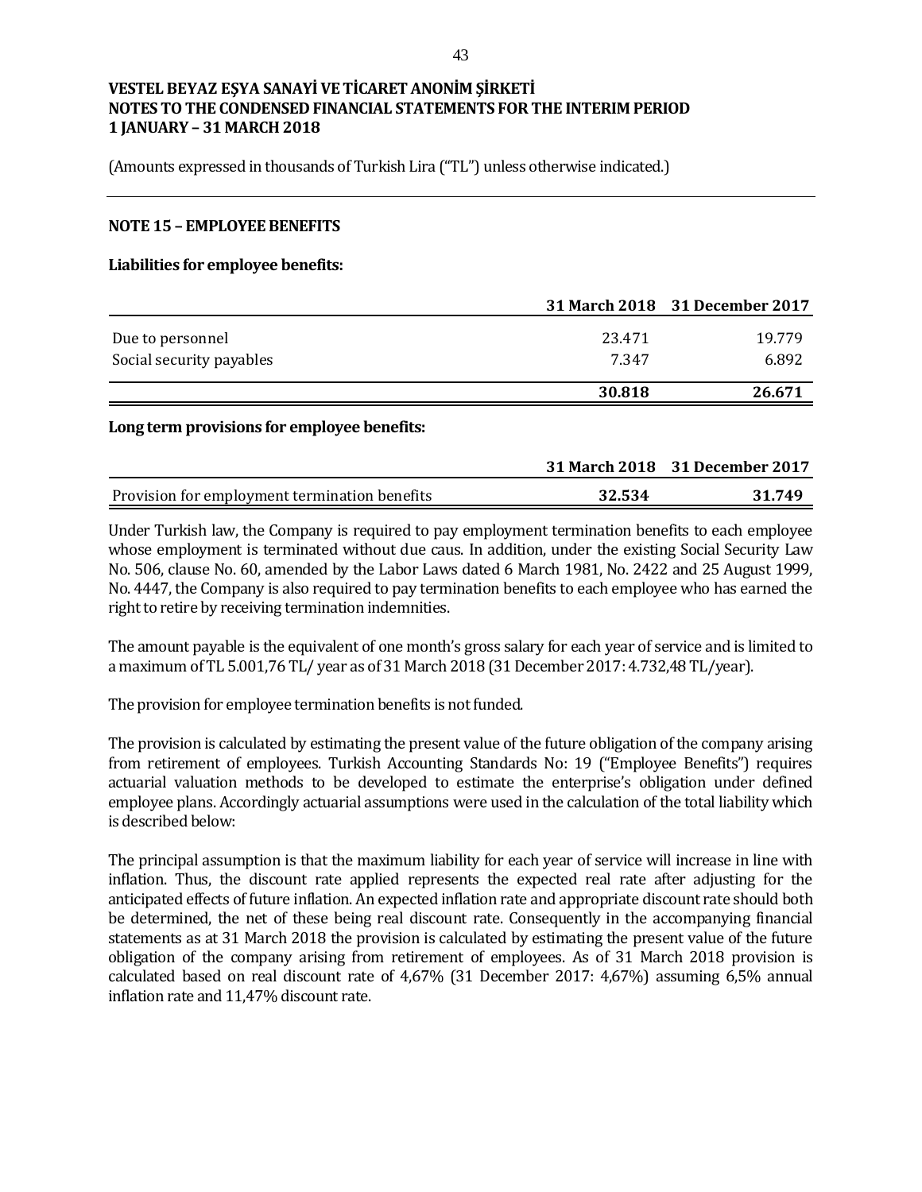**VESTEL BEYAZ EŞYA SANAYİ VE TİCARET ANONİM ŞİRKETİ**
**NOTES TO THE CONDENSED FINANCIAL STATEMENTS FOR THE INTERIM PERIOD**
**1 JANUARY – 31 MARCH 2018**

(Amounts expressed in thousands of Turkish Lira ("TL") unless otherwise indicated.)

## NOTE 15 – EMPLOYEE BENEFITS

**Liabilities for employee benefits:**

| | 31 March 2018 | 31 December 2017 |
|---|---|---|
| Due to personnel | 23.471 | 19.779 |
| Social security payables | 7.347 | 6.892 |
| | **30.818** | **26.671** |

**Long term provisions for employee benefits:**

| | 31 March 2018 | 31 December 2017 |
|---|---|---|
| Provision for employment termination benefits | **32.534** | **31.749** |

Under Turkish law, the Company is required to pay employment termination benefits to each employee whose employment is terminated without due caus. In addition, under the existing Social Security Law No. 506, clause No. 60, amended by the Labor Laws dated 6 March 1981, No. 2422 and 25 August 1999, No. 4447, the Company is also required to pay termination benefits to each employee who has earned the right to retire by receiving termination indemnities.

The amount payable is the equivalent of one month's gross salary for each year of service and is limited to a maximum of TL 5.001,76 TL/ year as of 31 March 2018 (31 December 2017: 4.732,48 TL/year).

The provision for employee termination benefits is not funded.

The provision is calculated by estimating the present value of the future obligation of the company arising from retirement of employees. Turkish Accounting Standards No: 19 ("Employee Benefits") requires actuarial valuation methods to be developed to estimate the enterprise's obligation under defined employee plans. Accordingly actuarial assumptions were used in the calculation of the total liability which is described below:

The principal assumption is that the maximum liability for each year of service will increase in line with inflation. Thus, the discount rate applied represents the expected real rate after adjusting for the anticipated effects of future inflation. An expected inflation rate and appropriate discount rate should both be determined, the net of these being real discount rate. Consequently in the accompanying financial statements as at 31 March 2018 the provision is calculated by estimating the present value of the future obligation of the company arising from retirement of employees. As of 31 March 2018 provision is calculated based on real discount rate of 4,67% (31 December 2017: 4,67%) assuming 6,5% annual inflation rate and 11,47% discount rate.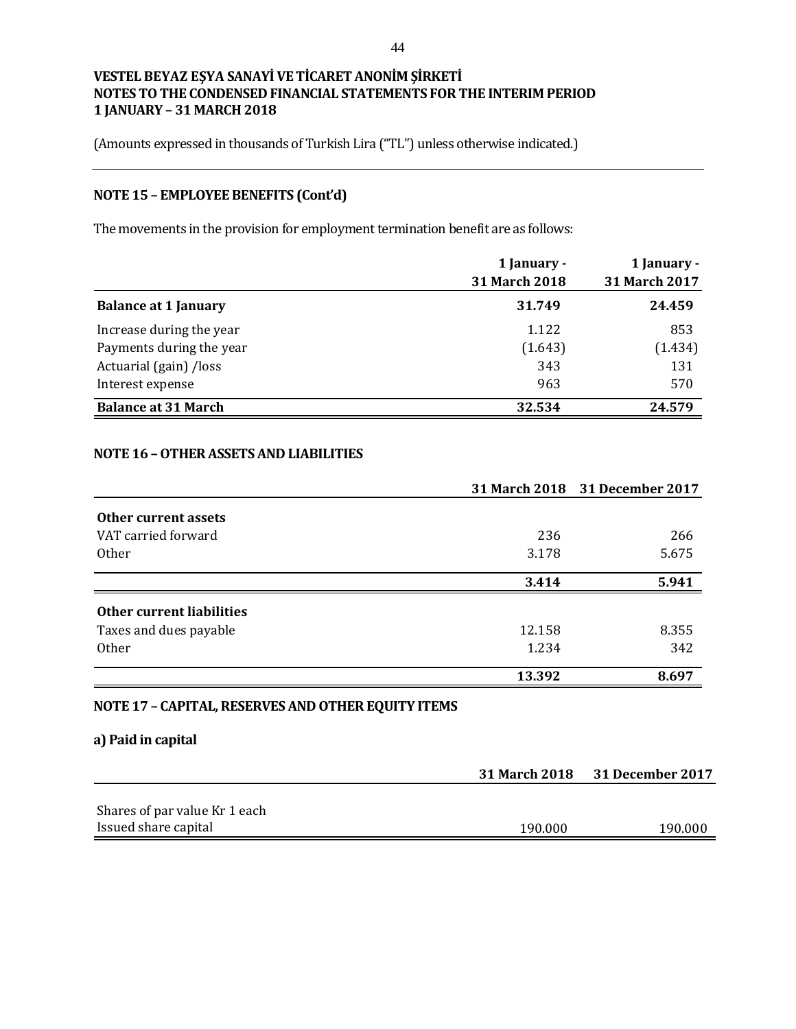**VESTEL BEYAZ EŞYA SANAYİ VE TİCARET ANONİM ŞİRKETİ**
**NOTES TO THE CONDENSED FINANCIAL STATEMENTS FOR THE INTERIM PERIOD**
**1 JANUARY – 31 MARCH 2018**

(Amounts expressed in thousands of Turkish Lira ("TL") unless otherwise indicated.)

## NOTE 15 – EMPLOYEE BENEFITS (Cont'd)

The movements in the provision for employment termination benefit are as follows:

| | 1 January - 31 March 2018 | 1 January - 31 March 2017 |
|---|---|---|
| **Balance at 1 January** | **31.749** | **24.459** |
| Increase during the year | 1.122 | 853 |
| Payments during the year | (1.643) | (1.434) |
| Actuarial (gain) /loss | 343 | 131 |
| Interest expense | 963 | 570 |
| **Balance at 31 March** | **32.534** | **24.579** |

## NOTE 16 – OTHER ASSETS AND LIABILITIES

| | 31 March 2018 | 31 December 2017 |
|---|---|---|
| **Other current assets** | | |
| VAT carried forward | 236 | 266 |
| Other | 3.178 | 5.675 |
| | **3.414** | **5.941** |
| **Other current liabilities** | | |
| Taxes and dues payable | 12.158 | 8.355 |
| Other | 1.234 | 342 |
| | **13.392** | **8.697** |

## NOTE 17 – CAPITAL, RESERVES AND OTHER EQUITY ITEMS

### a) Paid in capital

| | 31 March 2018 | 31 December 2017 |
|---|---|---|
| Shares of par value Kr 1 each | | |
| Issued share capital | 190.000 | 190.000 |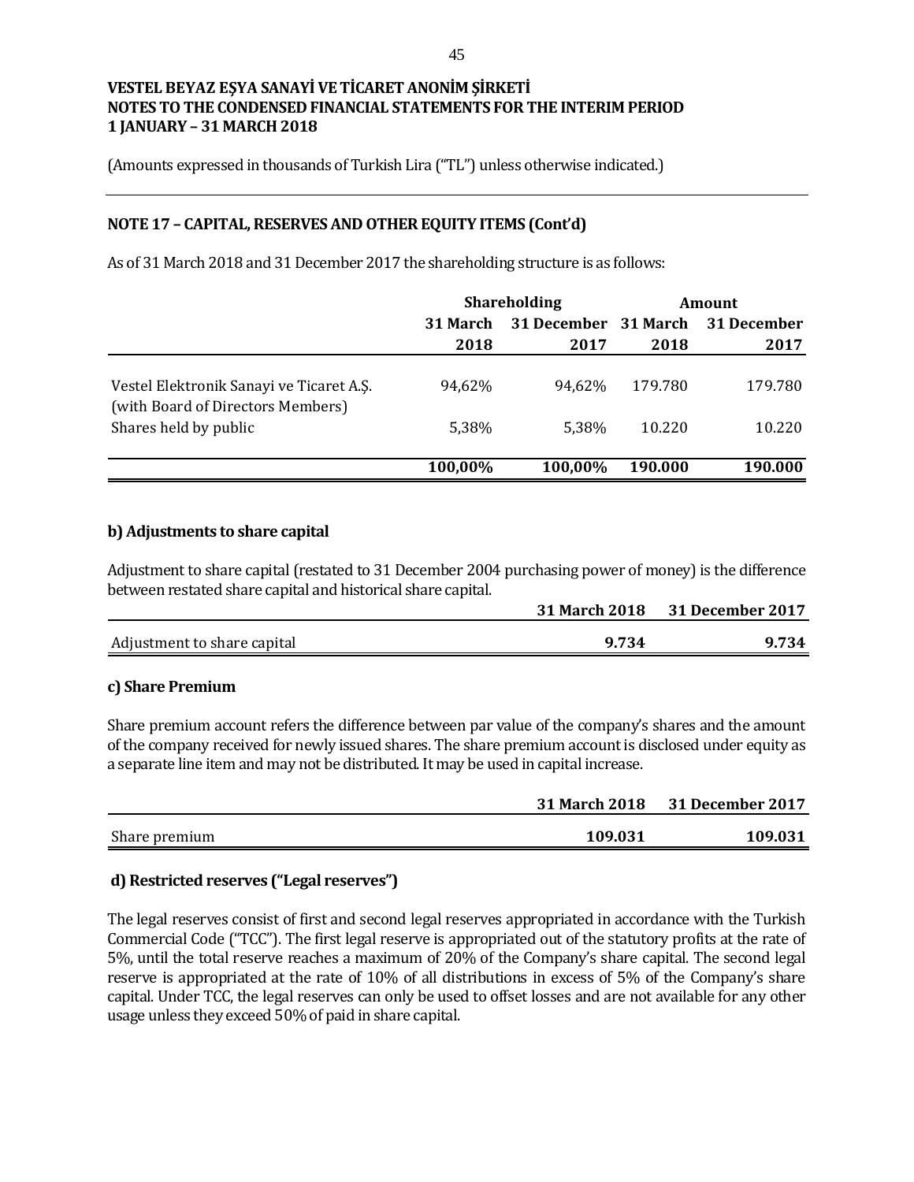**VESTEL BEYAZ EŞYA SANAYİ VE TİCARET ANONİM ŞİRKETİ**
**NOTES TO THE CONDENSED FINANCIAL STATEMENTS FOR THE INTERIM PERIOD**
**1 JANUARY – 31 MARCH 2018**

(Amounts expressed in thousands of Turkish Lira ("TL") unless otherwise indicated.)

## NOTE 17 – CAPITAL, RESERVES AND OTHER EQUITY ITEMS (Cont'd)

As of 31 March 2018 and 31 December 2017 the shareholding structure is as follows:

| | Shareholding | | Amount | |
|---|---|---|---|---|
| | 31 March 2018 | 31 December 2017 | 31 March 2018 | 31 December 2017 |
| Vestel Elektronik Sanayi ve Ticaret A.Ş. (with Board of Directors Members) | 94,62% | 94,62% | 179.780 | 179.780 |
| Shares held by public | 5,38% | 5,38% | 10.220 | 10.220 |
| | **100,00%** | **100,00%** | **190.000** | **190.000** |

### b) Adjustments to share capital

Adjustment to share capital (restated to 31 December 2004 purchasing power of money) is the difference between restated share capital and historical share capital.

| | 31 March 2018 | 31 December 2017 |
|---|---|---|
| Adjustment to share capital | **9.734** | **9.734** |

### c) Share Premium

Share premium account refers the difference between par value of the company's shares and the amount of the company received for newly issued shares. The share premium account is disclosed under equity as a separate line item and may not be distributed. It may be used in capital increase.

| | 31 March 2018 | 31 December 2017 |
|---|---|---|
| Share premium | **109.031** | **109.031** |

### d) Restricted reserves ("Legal reserves")

The legal reserves consist of first and second legal reserves appropriated in accordance with the Turkish Commercial Code ("TCC"). The first legal reserve is appropriated out of the statutory profits at the rate of 5%, until the total reserve reaches a maximum of 20% of the Company's share capital. The second legal reserve is appropriated at the rate of 10% of all distributions in excess of 5% of the Company's share capital. Under TCC, the legal reserves can only be used to offset losses and are not available for any other usage unless they exceed 50% of paid in share capital.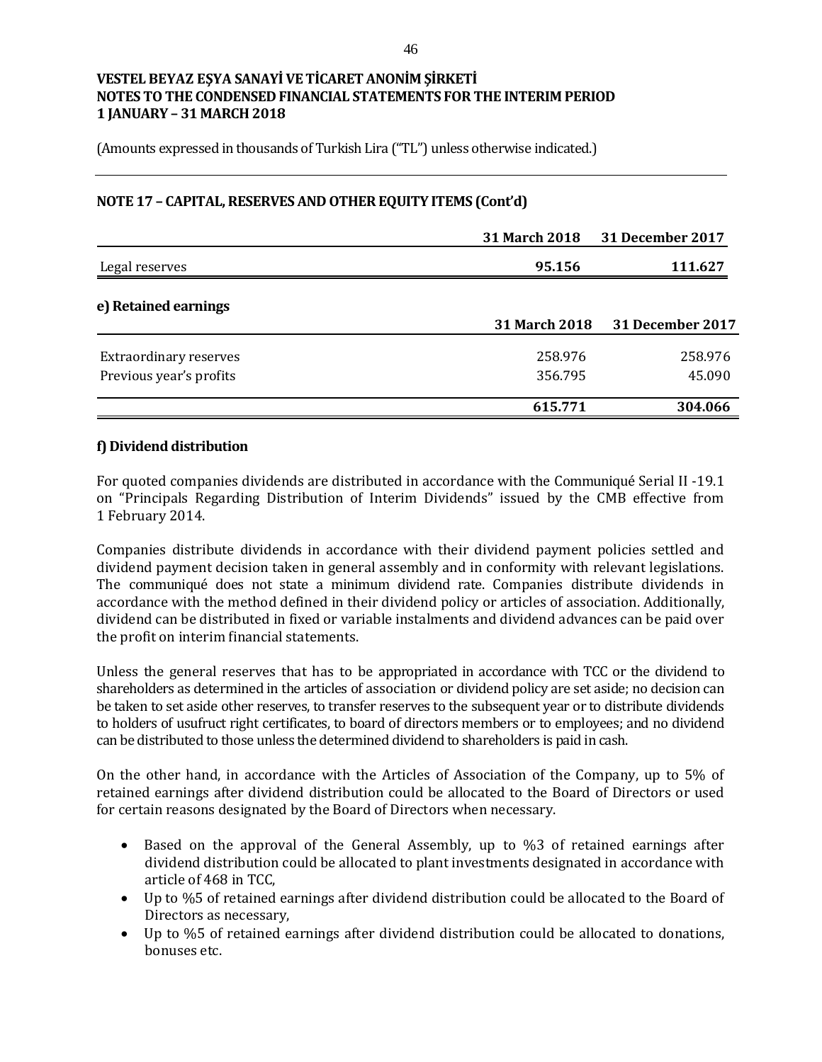VESTEL BEYAZ EŞYA SANAYİ VE TİCARET ANONİM ŞİRKETİ
NOTES TO THE CONDENSED FINANCIAL STATEMENTS FOR THE INTERIM PERIOD
1 JANUARY – 31 MARCH 2018

(Amounts expressed in thousands of Turkish Lira ("TL") unless otherwise indicated.)

## NOTE 17 – CAPITAL, RESERVES AND OTHER EQUITY ITEMS (Cont'd)

| | 31 March 2018 | 31 December 2017 |
|---|---|---|
| Legal reserves | **95.156** | **111.627** |

### e) Retained earnings

| | 31 March 2018 | 31 December 2017 |
|---|---|---|
| Extraordinary reserves | 258.976 | 258.976 |
| Previous year's profits | 356.795 | 45.090 |
| | **615.771** | **304.066** |

### f) Dividend distribution

For quoted companies dividends are distributed in accordance with the Communiqué Serial II -19.1 on "Principals Regarding Distribution of Interim Dividends" issued by the CMB effective from 1 February 2014.

Companies distribute dividends in accordance with their dividend payment policies settled and dividend payment decision taken in general assembly and in conformity with relevant legislations. The communiqué does not state a minimum dividend rate. Companies distribute dividends in accordance with the method defined in their dividend policy or articles of association. Additionally, dividend can be distributed in fixed or variable instalments and dividend advances can be paid over the profit on interim financial statements.

Unless the general reserves that has to be appropriated in accordance with TCC or the dividend to shareholders as determined in the articles of association or dividend policy are set aside; no decision can be taken to set aside other reserves, to transfer reserves to the subsequent year or to distribute dividends to holders of usufruct right certificates, to board of directors members or to employees; and no dividend can be distributed to those unless the determined dividend to shareholders is paid in cash.

On the other hand, in accordance with the Articles of Association of the Company, up to 5% of retained earnings after dividend distribution could be allocated to the Board of Directors or used for certain reasons designated by the Board of Directors when necessary.

- Based on the approval of the General Assembly, up to %3 of retained earnings after dividend distribution could be allocated to plant investments designated in accordance with article of 468 in TCC,
- Up to %5 of retained earnings after dividend distribution could be allocated to the Board of Directors as necessary,
- Up to %5 of retained earnings after dividend distribution could be allocated to donations, bonuses etc.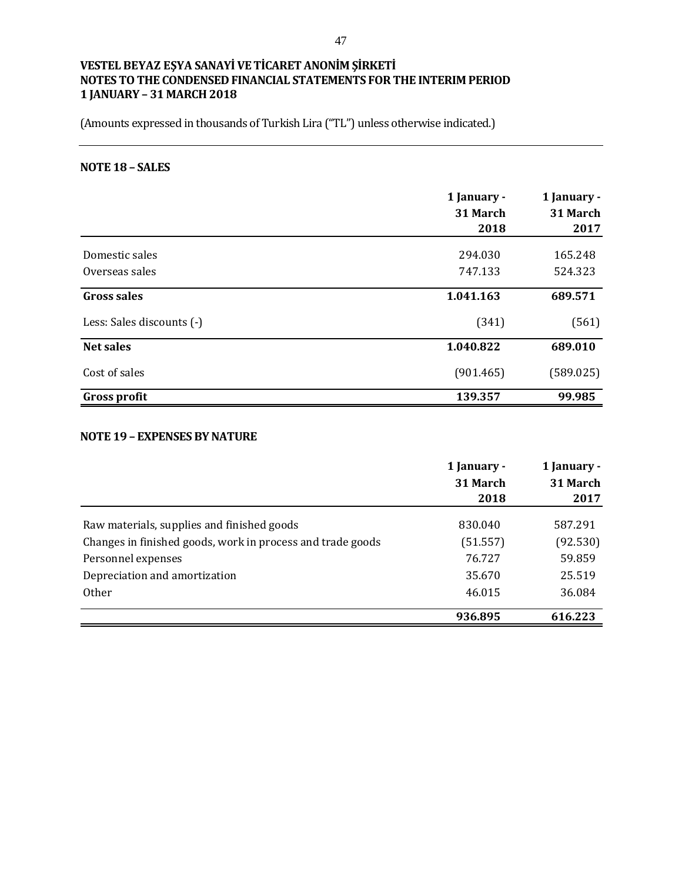**VESTEL BEYAZ EŞYA SANAYİ VE TİCARET ANONİM ŞİRKETİ**
**NOTES TO THE CONDENSED FINANCIAL STATEMENTS FOR THE INTERIM PERIOD**
**1 JANUARY – 31 MARCH 2018**

(Amounts expressed in thousands of Turkish Lira ("TL") unless otherwise indicated.)

## NOTE 18 – SALES

| | 1 January - 31 March 2018 | 1 January - 31 March 2017 |
|---|---|---|
| Domestic sales | 294.030 | 165.248 |
| Overseas sales | 747.133 | 524.323 |
| **Gross sales** | **1.041.163** | **689.571** |
| Less: Sales discounts (-) | (341) | (561) |
| **Net sales** | **1.040.822** | **689.010** |
| Cost of sales | (901.465) | (589.025) |
| **Gross profit** | **139.357** | **99.985** |

## NOTE 19 – EXPENSES BY NATURE

| | 1 January - 31 March 2018 | 1 January - 31 March 2017 |
|---|---|---|
| Raw materials, supplies and finished goods | 830.040 | 587.291 |
| Changes in finished goods, work in process and trade goods | (51.557) | (92.530) |
| Personnel expenses | 76.727 | 59.859 |
| Depreciation and amortization | 35.670 | 25.519 |
| Other | 46.015 | 36.084 |
| | **936.895** | **616.223** |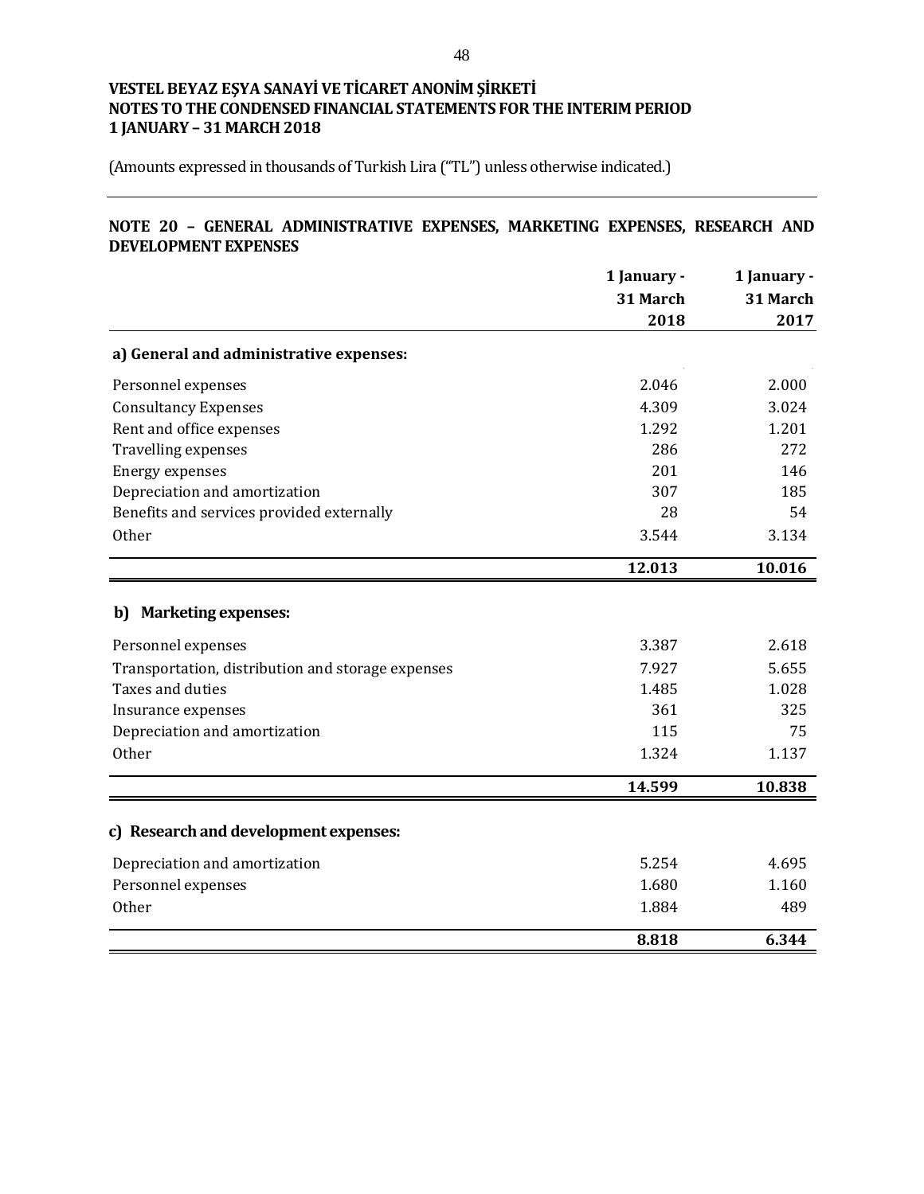VESTEL BEYAZ EŞYA SANAYİ VE TİCARET ANONİM ŞİRKETİ
NOTES TO THE CONDENSED FINANCIAL STATEMENTS FOR THE INTERIM PERIOD
1 JANUARY – 31 MARCH 2018

(Amounts expressed in thousands of Turkish Lira ("TL") unless otherwise indicated.)

## NOTE 20 – GENERAL ADMINISTRATIVE EXPENSES, MARKETING EXPENSES, RESEARCH AND DEVELOPMENT EXPENSES

| | 1 January - 31 March 2018 | 1 January - 31 March 2017 |
|---|---|---|
| **a) General and administrative expenses:** | | |
| Personnel expenses | 2.046 | 2.000 |
| Consultancy Expenses | 4.309 | 3.024 |
| Rent and office expenses | 1.292 | 1.201 |
| Travelling expenses | 286 | 272 |
| Energy expenses | 201 | 146 |
| Depreciation and amortization | 307 | 185 |
| Benefits and services provided externally | 28 | 54 |
| Other | 3.544 | 3.134 |
| | **12.013** | **10.016** |
| **b) Marketing expenses:** | | |
| Personnel expenses | 3.387 | 2.618 |
| Transportation, distribution and storage expenses | 7.927 | 5.655 |
| Taxes and duties | 1.485 | 1.028 |
| Insurance expenses | 361 | 325 |
| Depreciation and amortization | 115 | 75 |
| Other | 1.324 | 1.137 |
| | **14.599** | **10.838** |
| **c) Research and development expenses:** | | |
| Depreciation and amortization | 5.254 | 4.695 |
| Personnel expenses | 1.680 | 1.160 |
| Other | 1.884 | 489 |
| | **8.818** | **6.344** |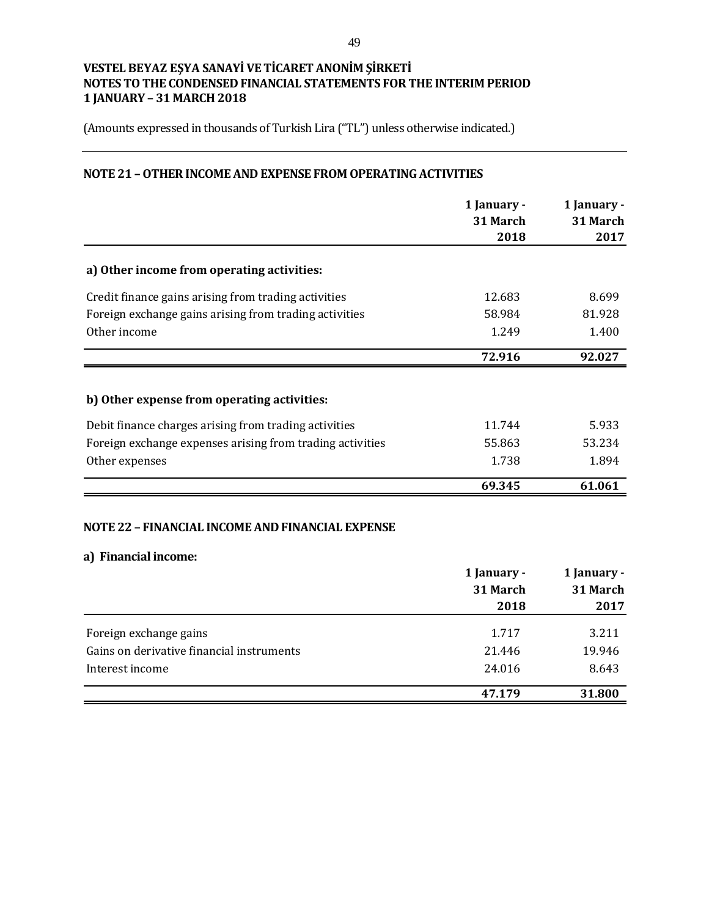**VESTEL BEYAZ EŞYA SANAYİ VE TİCARET ANONİM ŞİRKETİ**
**NOTES TO THE CONDENSED FINANCIAL STATEMENTS FOR THE INTERIM PERIOD**
**1 JANUARY – 31 MARCH 2018**

(Amounts expressed in thousands of Turkish Lira ("TL") unless otherwise indicated.)

## NOTE 21 – OTHER INCOME AND EXPENSE FROM OPERATING ACTIVITIES

| | 1 January - 31 March 2018 | 1 January - 31 March 2017 |
|---|---|---|
| **a) Other income from operating activities:** | | |
| Credit finance gains arising from trading activities | 12.683 | 8.699 |
| Foreign exchange gains arising from trading activities | 58.984 | 81.928 |
| Other income | 1.249 | 1.400 |
| | **72.916** | **92.027** |
| **b) Other expense from operating activities:** | | |
| Debit finance charges arising from trading activities | 11.744 | 5.933 |
| Foreign exchange expenses arising from trading activities | 55.863 | 53.234 |
| Other expenses | 1.738 | 1.894 |
| | **69.345** | **61.061** |

## NOTE 22 – FINANCIAL INCOME AND FINANCIAL EXPENSE

**a) Financial income:**

| | 1 January - 31 March 2018 | 1 January - 31 March 2017 |
|---|---|---|
| Foreign exchange gains | 1.717 | 3.211 |
| Gains on derivative financial instruments | 21.446 | 19.946 |
| Interest income | 24.016 | 8.643 |
| | **47.179** | **31.800** |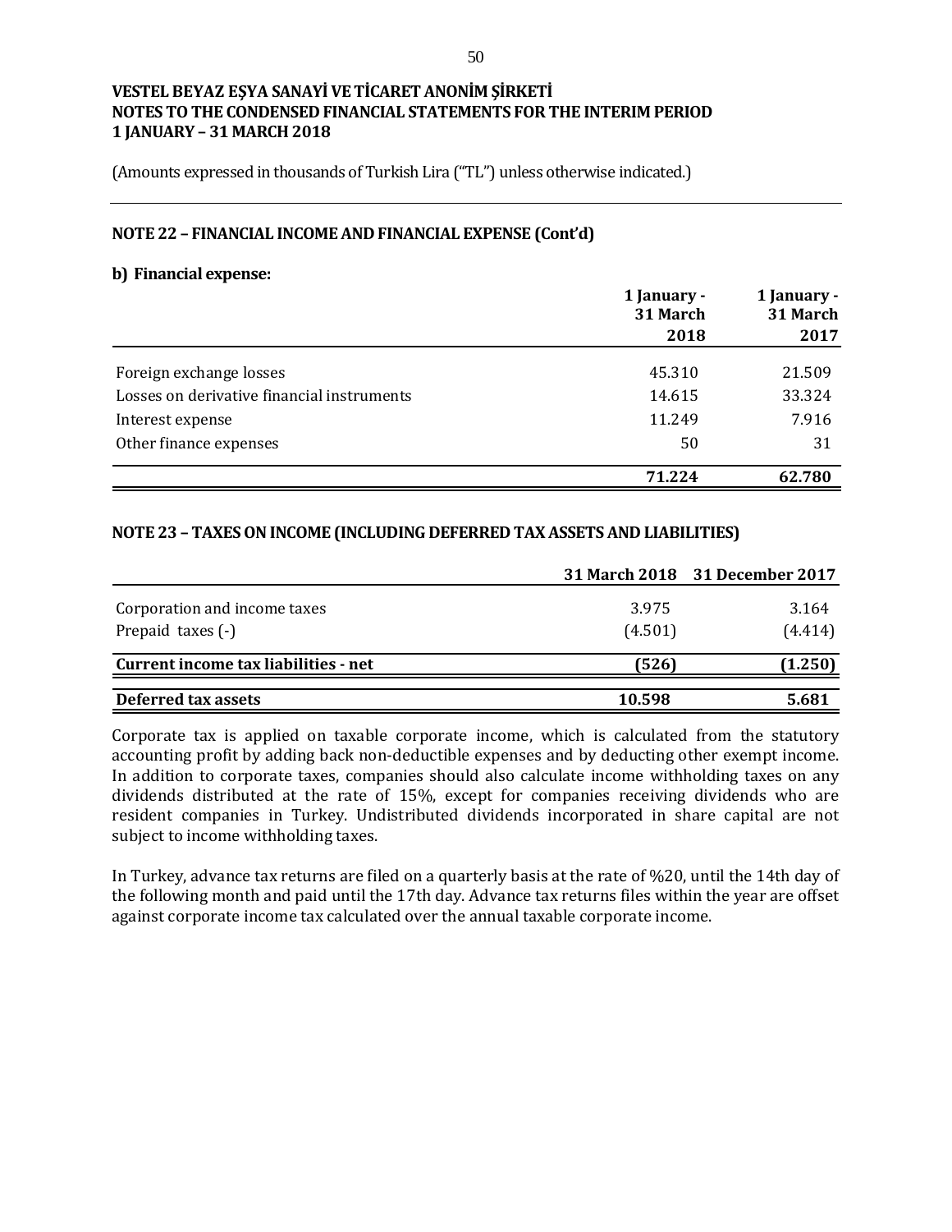# VESTEL BEYAZ EŞYA SANAYİ VE TİCARET ANONİM ŞİRKETİ
## NOTES TO THE CONDENSED FINANCIAL STATEMENTS FOR THE INTERIM PERIOD
## 1 JANUARY – 31 MARCH 2018

(Amounts expressed in thousands of Turkish Lira ("TL") unless otherwise indicated.)

### NOTE 22 – FINANCIAL INCOME AND FINANCIAL EXPENSE (Cont'd)

**b) Financial expense:**

| | 1 January - 31 March 2018 | 1 January - 31 March 2017 |
|---|---|---|
| Foreign exchange losses | 45.310 | 21.509 |
| Losses on derivative financial instruments | 14.615 | 33.324 |
| Interest expense | 11.249 | 7.916 |
| Other finance expenses | 50 | 31 |
| | **71.224** | **62.780** |

### NOTE 23 – TAXES ON INCOME (INCLUDING DEFERRED TAX ASSETS AND LIABILITIES)

| | 31 March 2018 | 31 December 2017 |
|---|---|---|
| Corporation and income taxes | 3.975 | 3.164 |
| Prepaid taxes (-) | (4.501) | (4.414) |
| **Current income tax liabilities - net** | **(526)** | **(1.250)** |
| **Deferred tax assets** | **10.598** | **5.681** |

Corporate tax is applied on taxable corporate income, which is calculated from the statutory accounting profit by adding back non-deductible expenses and by deducting other exempt income. In addition to corporate taxes, companies should also calculate income withholding taxes on any dividends distributed at the rate of 15%, except for companies receiving dividends who are resident companies in Turkey. Undistributed dividends incorporated in share capital are not subject to income withholding taxes.

In Turkey, advance tax returns are filed on a quarterly basis at the rate of %20, until the 14th day of the following month and paid until the 17th day. Advance tax returns files within the year are offset against corporate income tax calculated over the annual taxable corporate income.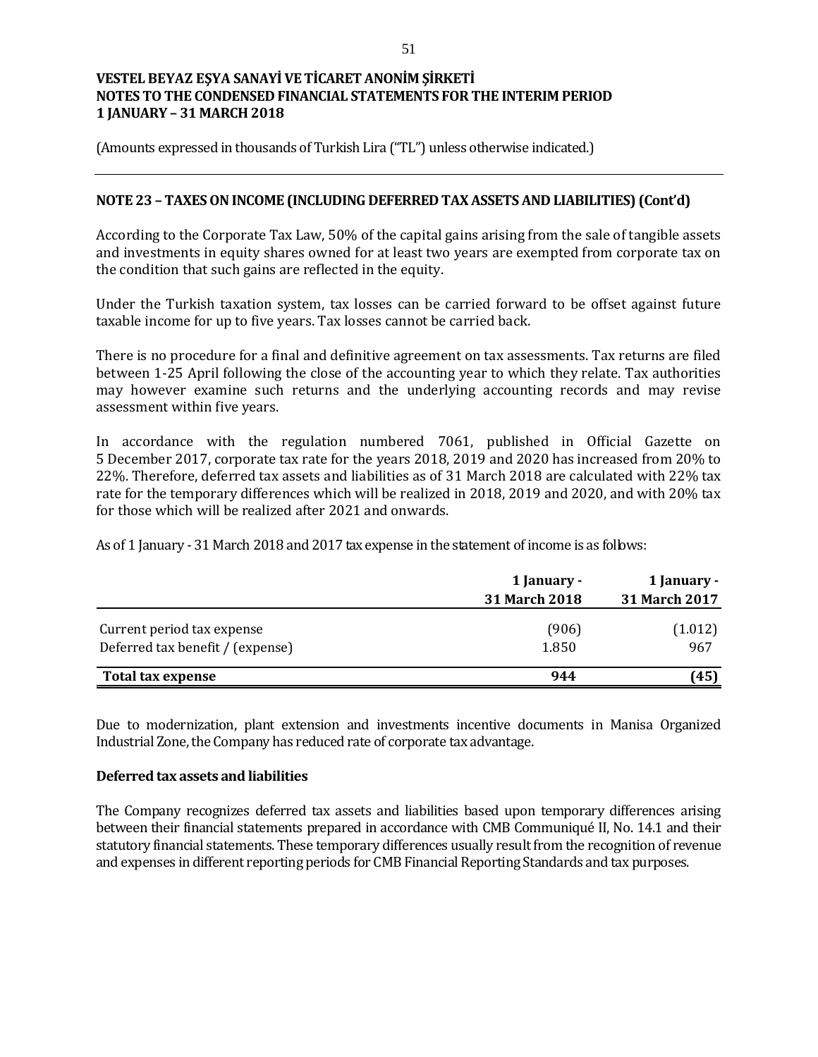# VESTEL BEYAZ EŞYA SANAYİ VE TİCARET ANONİM ŞİRKETİ
# NOTES TO THE CONDENSED FINANCIAL STATEMENTS FOR THE INTERIM PERIOD
# 1 JANUARY – 31 MARCH 2018

(Amounts expressed in thousands of Turkish Lira ("TL") unless otherwise indicated.)

## NOTE 23 – TAXES ON INCOME (INCLUDING DEFERRED TAX ASSETS AND LIABILITIES) (Cont'd)

According to the Corporate Tax Law, 50% of the capital gains arising from the sale of tangible assets and investments in equity shares owned for at least two years are exempted from corporate tax on the condition that such gains are reflected in the equity.

Under the Turkish taxation system, tax losses can be carried forward to be offset against future taxable income for up to five years. Tax losses cannot be carried back.

There is no procedure for a final and definitive agreement on tax assessments. Tax returns are filed between 1-25 April following the close of the accounting year to which they relate. Tax authorities may however examine such returns and the underlying accounting records and may revise assessment within five years.

In accordance with the regulation numbered 7061, published in Official Gazette on 5 December 2017, corporate tax rate for the years 2018, 2019 and 2020 has increased from 20% to 22%. Therefore, deferred tax assets and liabilities as of 31 March 2018 are calculated with 22% tax rate for the temporary differences which will be realized in 2018, 2019 and 2020, and with 20% tax for those which will be realized after 2021 and onwards.

As of 1 January - 31 March 2018 and 2017 tax expense in the statement of income is as follows:

| | 1 January - 31 March 2018 | 1 January - 31 March 2017 |
|---|---|---|
| Current period tax expense | (906) | (1.012) |
| Deferred tax benefit / (expense) | 1.850 | 967 |
| **Total tax expense** | **944** | **(45)** |

Due to modernization, plant extension and investments incentive documents in Manisa Organized Industrial Zone, the Company has reduced rate of corporate tax advantage.

### Deferred tax assets and liabilities

The Company recognizes deferred tax assets and liabilities based upon temporary differences arising between their financial statements prepared in accordance with CMB Communiqué II, No. 14.1 and their statutory financial statements. These temporary differences usually result from the recognition of revenue and expenses in different reporting periods for CMB Financial Reporting Standards and tax purposes.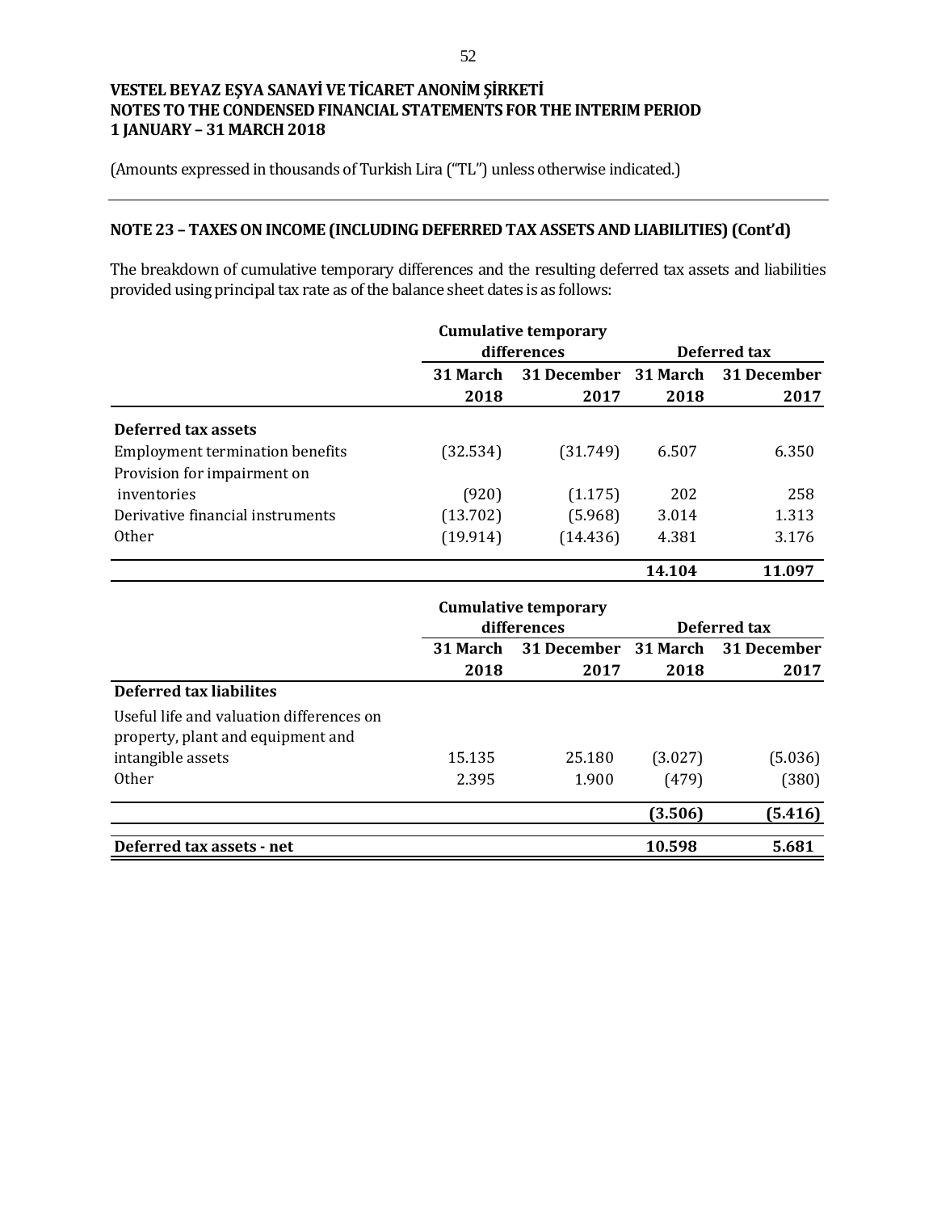**VESTEL BEYAZ EŞYA SANAYİ VE TİCARET ANONİM ŞİRKETİ**
**NOTES TO THE CONDENSED FINANCIAL STATEMENTS FOR THE INTERIM PERIOD**
**1 JANUARY – 31 MARCH 2018**

(Amounts expressed in thousands of Turkish Lira ("TL") unless otherwise indicated.)

## NOTE 23 – TAXES ON INCOME (INCLUDING DEFERRED TAX ASSETS AND LIABILITIES) (Cont'd)

The breakdown of cumulative temporary differences and the resulting deferred tax assets and liabilities provided using principal tax rate as of the balance sheet dates is as follows:

| | Cumulative temporary differences | | Deferred tax | |
|---|---|---|---|---|
| | 31 March 2018 | 31 December 2017 | 31 March 2018 | 31 December 2017 |
| **Deferred tax assets** | | | | |
| Employment termination benefits | (32.534) | (31.749) | 6.507 | 6.350 |
| Provision for impairment on inventories | (920) | (1.175) | 202 | 258 |
| Derivative financial instruments | (13.702) | (5.968) | 3.014 | 1.313 |
| Other | (19.914) | (14.436) | 4.381 | 3.176 |
| | | | **14.104** | **11.097** |

| | Cumulative temporary differences | | Deferred tax | |
|---|---|---|---|---|
| | 31 March 2018 | 31 December 2017 | 31 March 2018 | 31 December 2017 |
| **Deferred tax liabilites** | | | | |
| Useful life and valuation differences on property, plant and equipment and intangible assets | 15.135 | 25.180 | (3.027) | (5.036) |
| Other | 2.395 | 1.900 | (479) | (380) |
| | | | **(3.506)** | **(5.416)** |
| **Deferred tax assets - net** | | | **10.598** | **5.681** |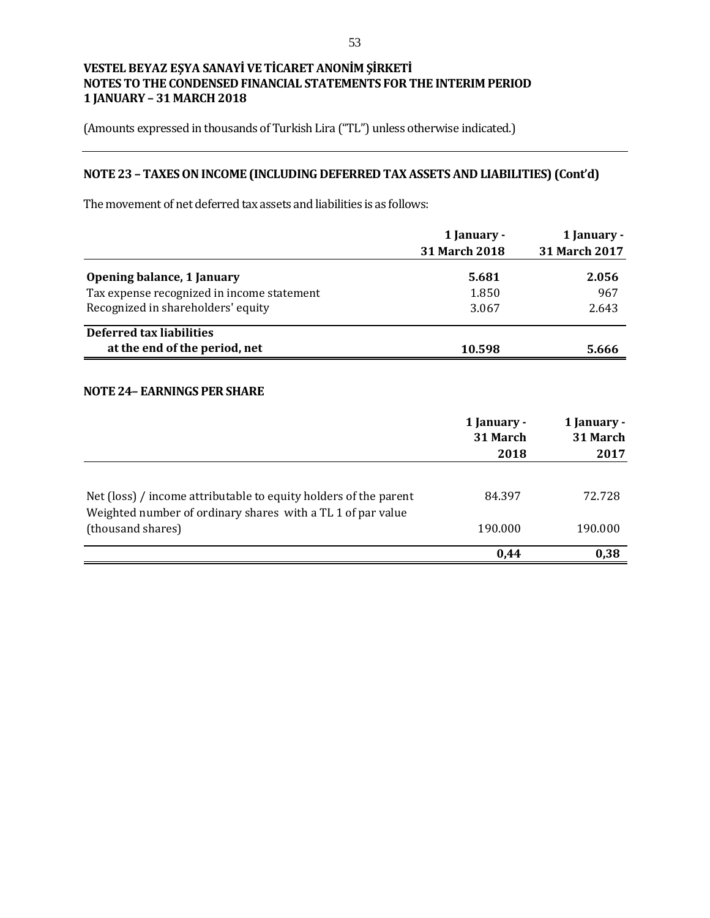**VESTEL BEYAZ EŞYA SANAYİ VE TİCARET ANONİM ŞİRKETİ**
**NOTES TO THE CONDENSED FINANCIAL STATEMENTS FOR THE INTERIM PERIOD**
**1 JANUARY – 31 MARCH 2018**

(Amounts expressed in thousands of Turkish Lira ("TL") unless otherwise indicated.)

## NOTE 23 – TAXES ON INCOME (INCLUDING DEFERRED TAX ASSETS AND LIABILITIES) (Cont'd)

The movement of net deferred tax assets and liabilities is as follows:

| | 1 January - 31 March 2018 | 1 January - 31 March 2017 |
|---|---|---|
| **Opening balance, 1 January** | **5.681** | **2.056** |
| Tax expense recognized in income statement | 1.850 | 967 |
| Recognized in shareholders' equity | 3.067 | 2.643 |
| **Deferred tax liabilities at the end of the period, net** | **10.598** | **5.666** |

## NOTE 24– EARNINGS PER SHARE

| | 1 January - 31 March 2018 | 1 January - 31 March 2017 |
|---|---|---|
| Net (loss) / income attributable to equity holders of the parent | 84.397 | 72.728 |
| Weighted number of ordinary shares with a TL 1 of par value (thousand shares) | 190.000 | 190.000 |
| | **0,44** | **0,38** |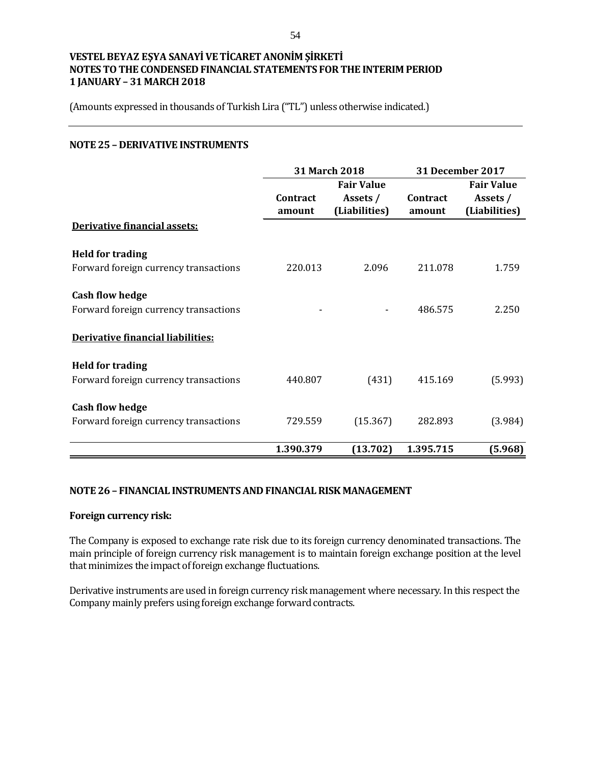VESTEL BEYAZ EŞYA SANAYİ VE TİCARET ANONİM ŞİRKETİ
NOTES TO THE CONDENSED FINANCIAL STATEMENTS FOR THE INTERIM PERIOD
1 JANUARY – 31 MARCH 2018

(Amounts expressed in thousands of Turkish Lira ("TL") unless otherwise indicated.)

## NOTE 25 – DERIVATIVE INSTRUMENTS

| | 31 March 2018 | | 31 December 2017 | |
|---|---|---|---|---|
| | Contract amount | Fair Value Assets / (Liabilities) | Contract amount | Fair Value Assets / (Liabilities) |
| **Derivative financial assets:** | | | | |
| **Held for trading** | | | | |
| Forward foreign currency transactions | 220.013 | 2.096 | 211.078 | 1.759 |
| **Cash flow hedge** | | | | |
| Forward foreign currency transactions | - | - | 486.575 | 2.250 |
| **Derivative financial liabilities:** | | | | |
| **Held for trading** | | | | |
| Forward foreign currency transactions | 440.807 | (431) | 415.169 | (5.993) |
| **Cash flow hedge** | | | | |
| Forward foreign currency transactions | 729.559 | (15.367) | 282.893 | (3.984) |
| | **1.390.379** | **(13.702)** | **1.395.715** | **(5.968)** |

## NOTE 26 – FINANCIAL INSTRUMENTS AND FINANCIAL RISK MANAGEMENT

**Foreign currency risk:**

The Company is exposed to exchange rate risk due to its foreign currency denominated transactions. The main principle of foreign currency risk management is to maintain foreign exchange position at the level that minimizes the impact of foreign exchange fluctuations.

Derivative instruments are used in foreign currency risk management where necessary. In this respect the Company mainly prefers using foreign exchange forward contracts.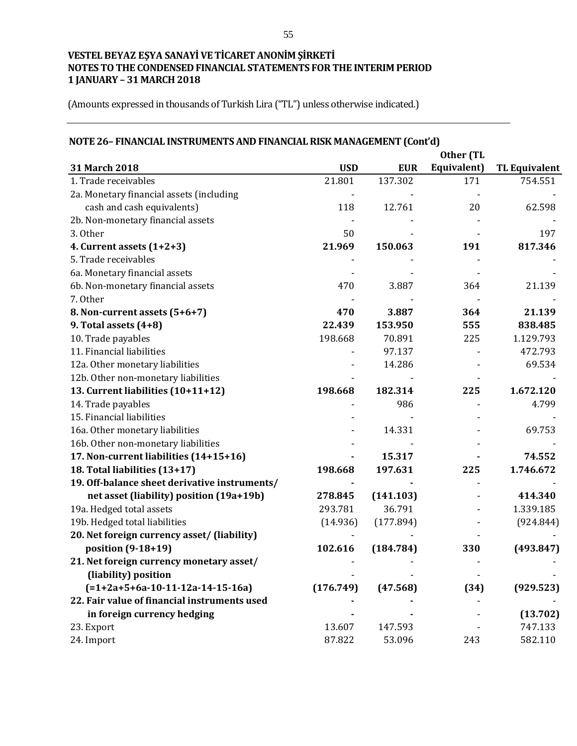**VESTEL BEYAZ EŞYA SANAYİ VE TİCARET ANONİM ŞİRKETİ**
**NOTES TO THE CONDENSED FINANCIAL STATEMENTS FOR THE INTERIM PERIOD**
**1 JANUARY – 31 MARCH 2018**

(Amounts expressed in thousands of Turkish Lira ("TL") unless otherwise indicated.)

## NOTE 26– FINANCIAL INSTRUMENTS AND FINANCIAL RISK MANAGEMENT (Cont'd)

| 31 March 2018 | USD | EUR | Other (TL Equivalent) | TL Equivalent |
|---|---|---|---|---|
| 1. Trade receivables | 21.801 | 137.302 | 171 | 754.551 |
| 2a. Monetary financial assets (including cash and cash equivalents) | 118 | 12.761 | 20 | 62.598 |
| 2b. Non-monetary financial assets | - | - | - | - |
| 3. Other | 50 | - | - | 197 |
| **4. Current assets (1+2+3)** | **21.969** | **150.063** | **191** | **817.346** |
| 5. Trade receivables | - | - | - | - |
| 6a. Monetary financial assets | - | - | - | - |
| 6b. Non-monetary financial assets | 470 | 3.887 | 364 | 21.139 |
| 7. Other | - | - | - | - |
| **8. Non-current assets (5+6+7)** | **470** | **3.887** | **364** | **21.139** |
| **9. Total assets (4+8)** | **22.439** | **153.950** | **555** | **838.485** |
| 10. Trade payables | 198.668 | 70.891 | 225 | 1.129.793 |
| 11. Financial liabilities | - | 97.137 | - | 472.793 |
| 12a. Other monetary liabilities | - | 14.286 | - | 69.534 |
| 12b. Other non-monetary liabilities | - | - | - | - |
| **13. Current liabilities (10+11+12)** | **198.668** | **182.314** | **225** | **1.672.120** |
| 14. Trade payables | - | 986 | - | 4.799 |
| 15. Financial liabilities | - | - | - | - |
| 16a. Other monetary liabilities | - | 14.331 | - | 69.753 |
| 16b. Other non-monetary liabilities | - | - | - | - |
| **17. Non-current liabilities (14+15+16)** | **-** | **15.317** | **-** | **74.552** |
| **18. Total liabilities (13+17)** | **198.668** | **197.631** | **225** | **1.746.672** |
| **19. Off-balance sheet derivative instruments/ net asset (liability) position (19a+19b)** | **278.845** | **(141.103)** | - | **414.340** |
| 19a. Hedged total assets | 293.781 | 36.791 | - | 1.339.185 |
| 19b. Hedged total liabilities | (14.936) | (177.894) | - | (924.844) |
| **20. Net foreign currency asset/ (liability) position (9-18+19)** | **102.616** | **(184.784)** | **330** | **(493.847)** |
| **21. Net foreign currency monetary asset/ (liability) position (=1+2a+5+6a-10-11-12a-14-15-16a)** | **(176.749)** | **(47.568)** | **(34)** | **(929.523)** |
| **22. Fair value of financial instruments used in foreign currency hedging** | **-** | **-** | - | **(13.702)** |
| 23. Export | 13.607 | 147.593 | - | 747.133 |
| 24. Import | 87.822 | 53.096 | 243 | 582.110 |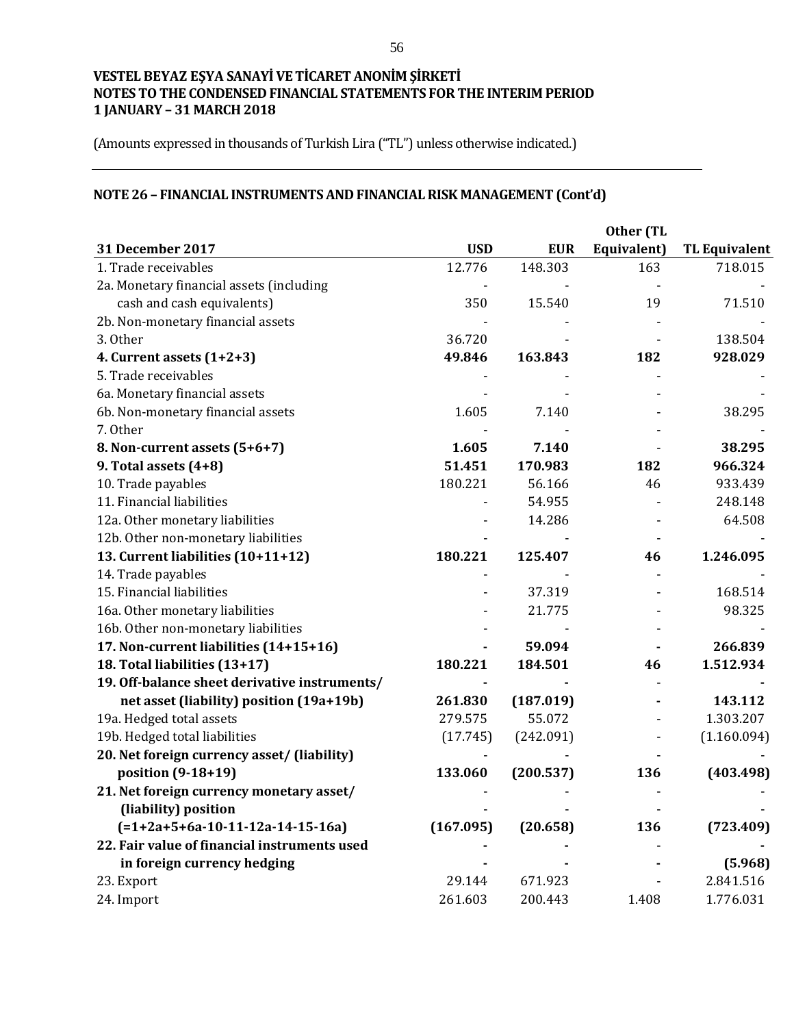VESTEL BEYAZ EŞYA SANAYİ VE TİCARET ANONİM ŞİRKETİ
NOTES TO THE CONDENSED FINANCIAL STATEMENTS FOR THE INTERIM PERIOD
1 JANUARY – 31 MARCH 2018

(Amounts expressed in thousands of Turkish Lira (“TL”) unless otherwise indicated.)

## NOTE 26 – FINANCIAL INSTRUMENTS AND FINANCIAL RISK MANAGEMENT (Cont’d)

| 31 December 2017 | USD | EUR | Other (TL Equivalent) | TL Equivalent |
|---|---|---|---|---|
| 1. Trade receivables | 12.776 | 148.303 | 163 | 718.015 |
| 2a. Monetary financial assets (including cash and cash equivalents) | 350 | 15.540 | 19 | 71.510 |
| 2b. Non-monetary financial assets | - | - | - | - |
| 3. Other | 36.720 | - | - | 138.504 |
| **4. Current assets (1+2+3)** | **49.846** | **163.843** | **182** | **928.029** |
| 5. Trade receivables | - | - | - | - |
| 6a. Monetary financial assets | - | - | - | - |
| 6b. Non-monetary financial assets | 1.605 | 7.140 | - | 38.295 |
| 7. Other | - | - | - | - |
| **8. Non-current assets (5+6+7)** | **1.605** | **7.140** | - | **38.295** |
| **9. Total assets (4+8)** | **51.451** | **170.983** | **182** | **966.324** |
| 10. Trade payables | 180.221 | 56.166 | 46 | 933.439 |
| 11. Financial liabilities | - | 54.955 | - | 248.148 |
| 12a. Other monetary liabilities | - | 14.286 | - | 64.508 |
| 12b. Other non-monetary liabilities | - | - | - | - |
| **13. Current liabilities (10+11+12)** | **180.221** | **125.407** | **46** | **1.246.095** |
| 14. Trade payables | - | - | - | - |
| 15. Financial liabilities | - | 37.319 | - | 168.514 |
| 16a. Other monetary liabilities | - | 21.775 | - | 98.325 |
| 16b. Other non-monetary liabilities | - | - | - | - |
| **17. Non-current liabilities (14+15+16)** | **-** | **59.094** | **-** | **266.839** |
| **18. Total liabilities (13+17)** | **180.221** | **184.501** | **46** | **1.512.934** |
| **19. Off-balance sheet derivative instruments/ net asset (liability) position (19a+19b)** | **261.830** | **(187.019)** | **-** | **143.112** |
| 19a. Hedged total assets | 279.575 | 55.072 | - | 1.303.207 |
| 19b. Hedged total liabilities | (17.745) | (242.091) | - | (1.160.094) |
| **20. Net foreign currency asset/ (liability) position (9-18+19)** | **133.060** | **(200.537)** | **136** | **(403.498)** |
| **21. Net foreign currency monetary asset/ (liability) position (=1+2a+5+6a-10-11-12a-14-15-16a)** | **(167.095)** | **(20.658)** | **136** | **(723.409)** |
| **22. Fair value of financial instruments used in foreign currency hedging** | **-** | **-** | **-** | **(5.968)** |
| 23. Export | 29.144 | 671.923 | - | 2.841.516 |
| 24. Import | 261.603 | 200.443 | 1.408 | 1.776.031 |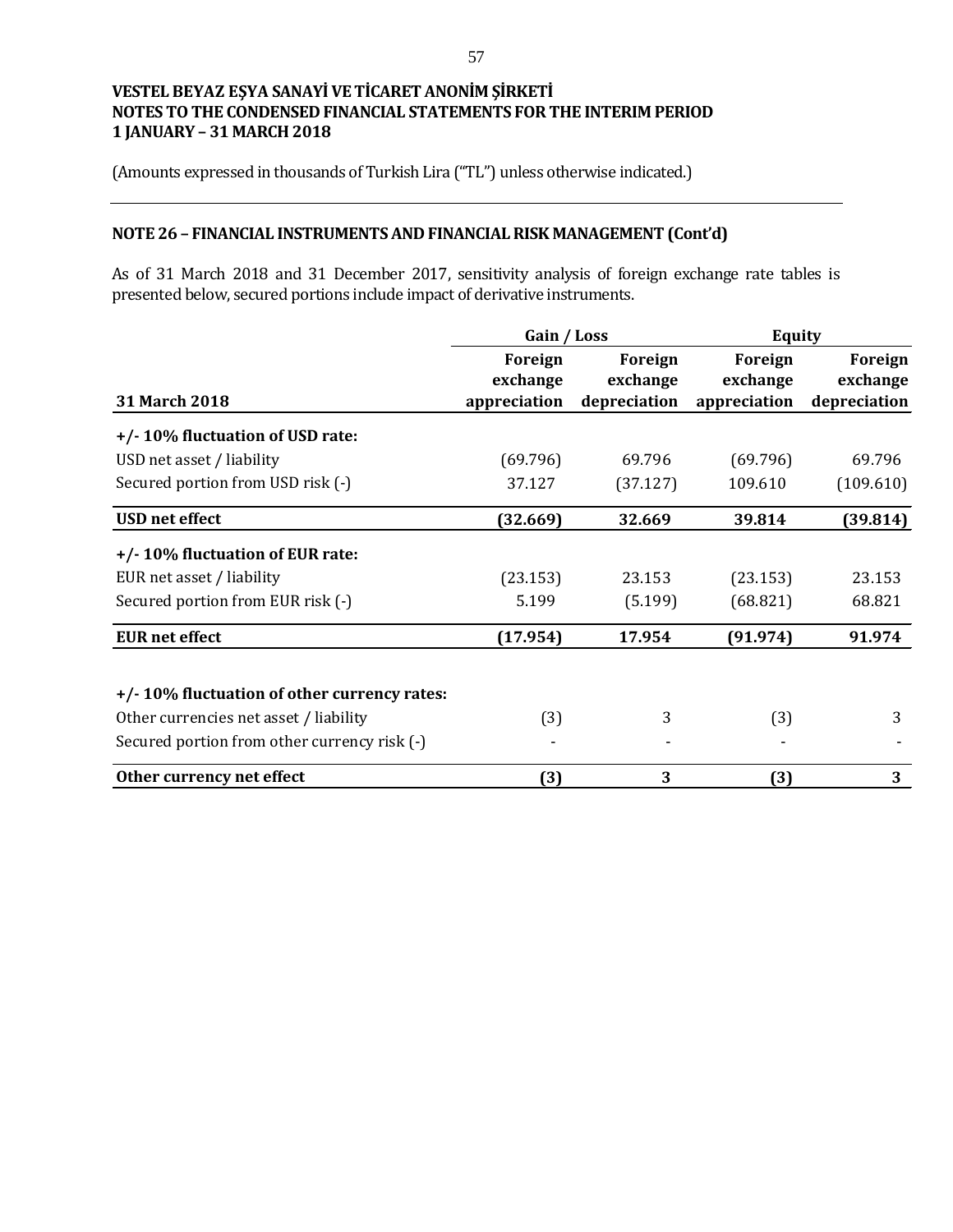# VESTEL BEYAZ EŞYA SANAYİ VE TİCARET ANONİM ŞİRKETİ
# NOTES TO THE CONDENSED FINANCIAL STATEMENTS FOR THE INTERIM PERIOD
# 1 JANUARY – 31 MARCH 2018

(Amounts expressed in thousands of Turkish Lira ("TL") unless otherwise indicated.)

## NOTE 26 – FINANCIAL INSTRUMENTS AND FINANCIAL RISK MANAGEMENT (Cont'd)

As of 31 March 2018 and 31 December 2017, sensitivity analysis of foreign exchange rate tables is presented below, secured portions include impact of derivative instruments.

| | Gain / Loss | | Equity | |
|---|---|---|---|---|
| **31 March 2018** | **Foreign exchange appreciation** | **Foreign exchange depreciation** | **Foreign exchange appreciation** | **Foreign exchange depreciation** |
| **+/- 10% fluctuation of USD rate:** | | | | |
| USD net asset / liability | (69.796) | 69.796 | (69.796) | 69.796 |
| Secured portion from USD risk (-) | 37.127 | (37.127) | 109.610 | (109.610) |
| **USD net effect** | **(32.669)** | **32.669** | **39.814** | **(39.814)** |
| **+/- 10% fluctuation of EUR rate:** | | | | |
| EUR net asset / liability | (23.153) | 23.153 | (23.153) | 23.153 |
| Secured portion from EUR risk (-) | 5.199 | (5.199) | (68.821) | 68.821 |
| **EUR net effect** | **(17.954)** | **17.954** | **(91.974)** | **91.974** |
| **+/- 10% fluctuation of other currency rates:** | | | | |
| Other currencies net asset / liability | (3) | 3 | (3) | 3 |
| Secured portion from other currency risk (-) | - | - | - | - |
| **Other currency net effect** | **(3)** | **3** | **(3)** | **3** |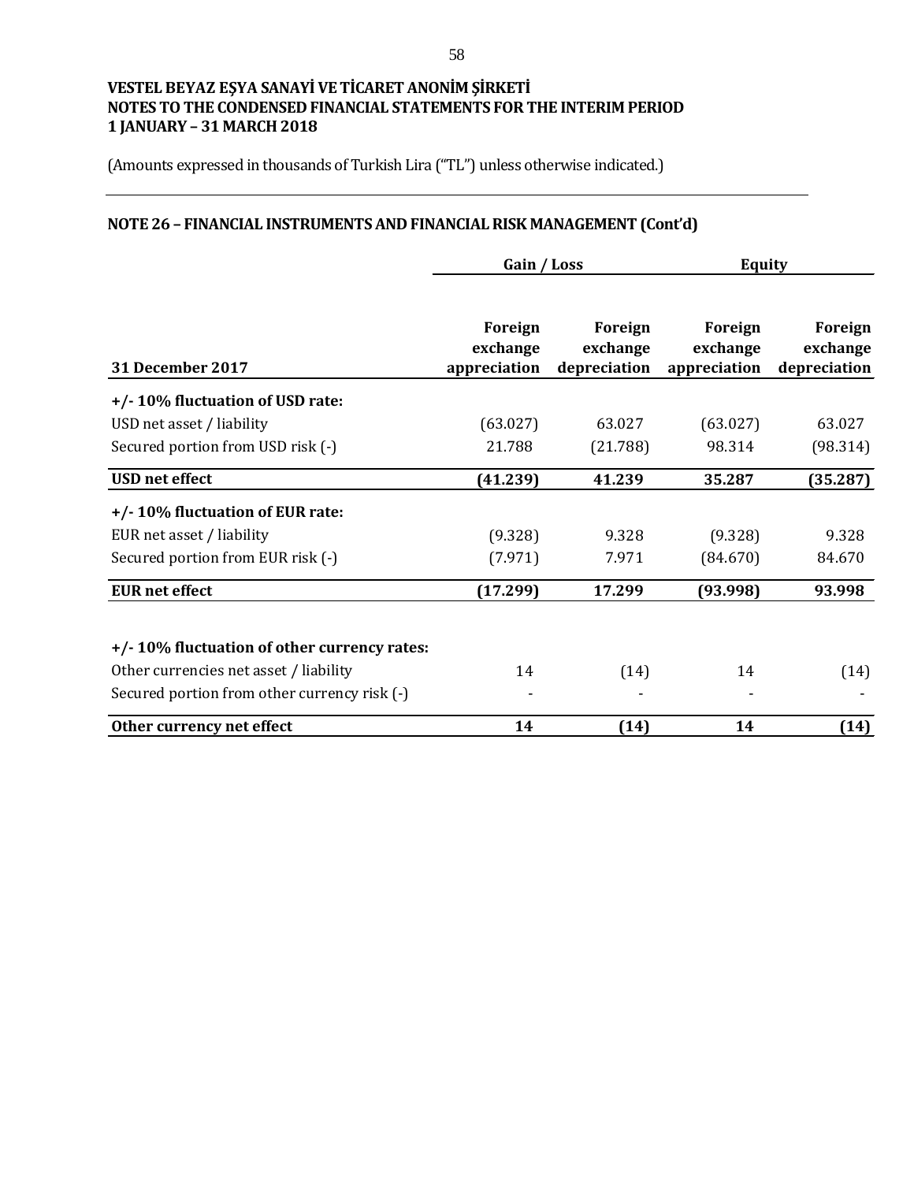**VESTEL BEYAZ EŞYA SANAYİ VE TİCARET ANONİM ŞİRKETİ**
**NOTES TO THE CONDENSED FINANCIAL STATEMENTS FOR THE INTERIM PERIOD**
**1 JANUARY – 31 MARCH 2018**

(Amounts expressed in thousands of Turkish Lira ("TL") unless otherwise indicated.)

## NOTE 26 – FINANCIAL INSTRUMENTS AND FINANCIAL RISK MANAGEMENT (Cont'd)

| | Gain / Loss | | Equity | |
|---|---|---|---|---|
| **31 December 2017** | **Foreign exchange appreciation** | **Foreign exchange depreciation** | **Foreign exchange appreciation** | **Foreign exchange depreciation** |
| **+/- 10% fluctuation of USD rate:** | | | | |
| USD net asset / liability | (63.027) | 63.027 | (63.027) | 63.027 |
| Secured portion from USD risk (-) | 21.788 | (21.788) | 98.314 | (98.314) |
| **USD net effect** | **(41.239)** | **41.239** | **35.287** | **(35.287)** |
| **+/- 10% fluctuation of EUR rate:** | | | | |
| EUR net asset / liability | (9.328) | 9.328 | (9.328) | 9.328 |
| Secured portion from EUR risk (-) | (7.971) | 7.971 | (84.670) | 84.670 |
| **EUR net effect** | **(17.299)** | **17.299** | **(93.998)** | **93.998** |
| **+/- 10% fluctuation of other currency rates:** | | | | |
| Other currencies net asset / liability | 14 | (14) | 14 | (14) |
| Secured portion from other currency risk (-) | - | - | - | - |
| **Other currency net effect** | **14** | **(14)** | **14** | **(14)** |